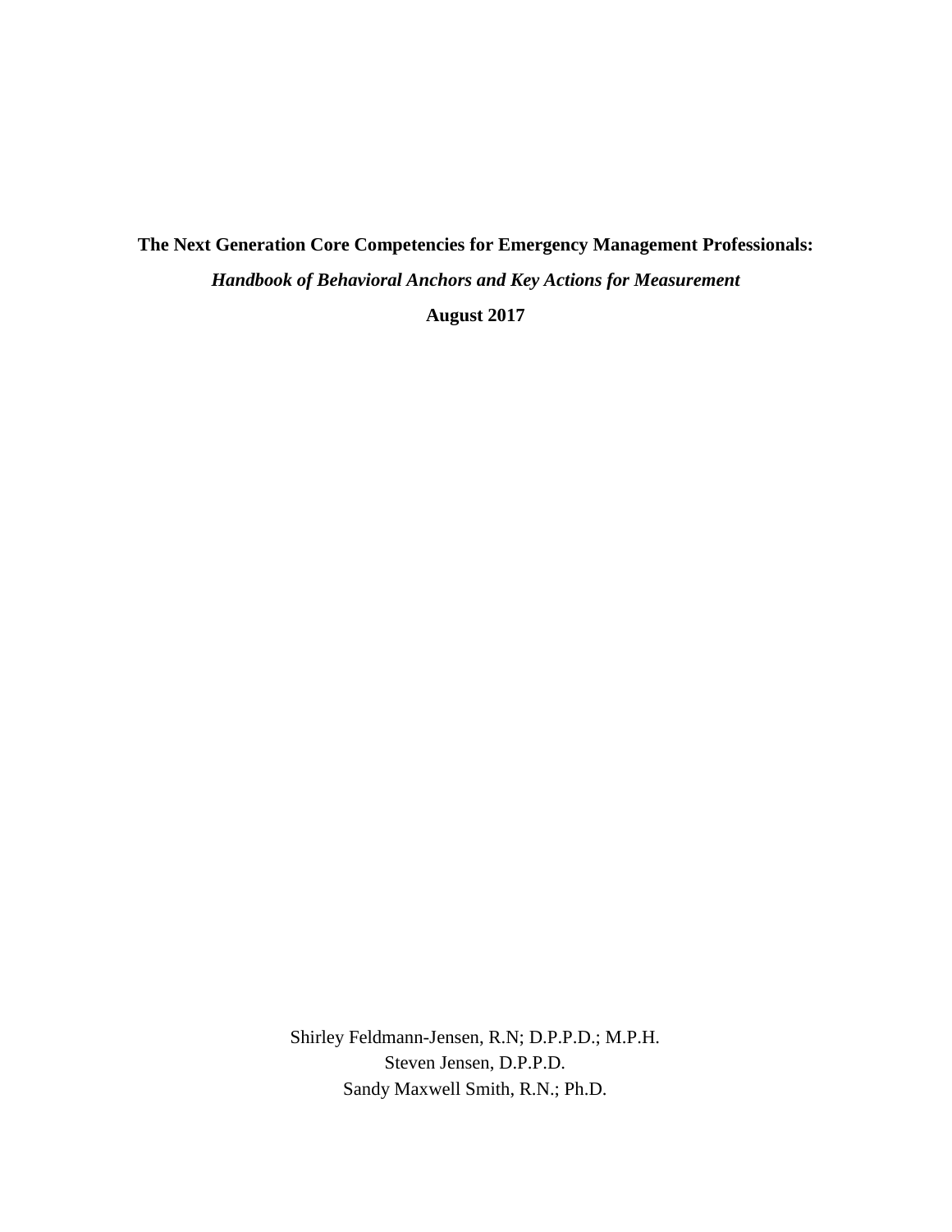# The Next Generation Core Competencies for Emergency Management Professionals:

## *Handbook of Behavioral Anchors and Key Actions for Measurement*

**August 2017**

Shirley Feldmann-Jensen, R.N; D.P.P.D.; M.P.H.
Steven Jensen, D.P.P.D.
Sandy Maxwell Smith, R.N.; Ph.D.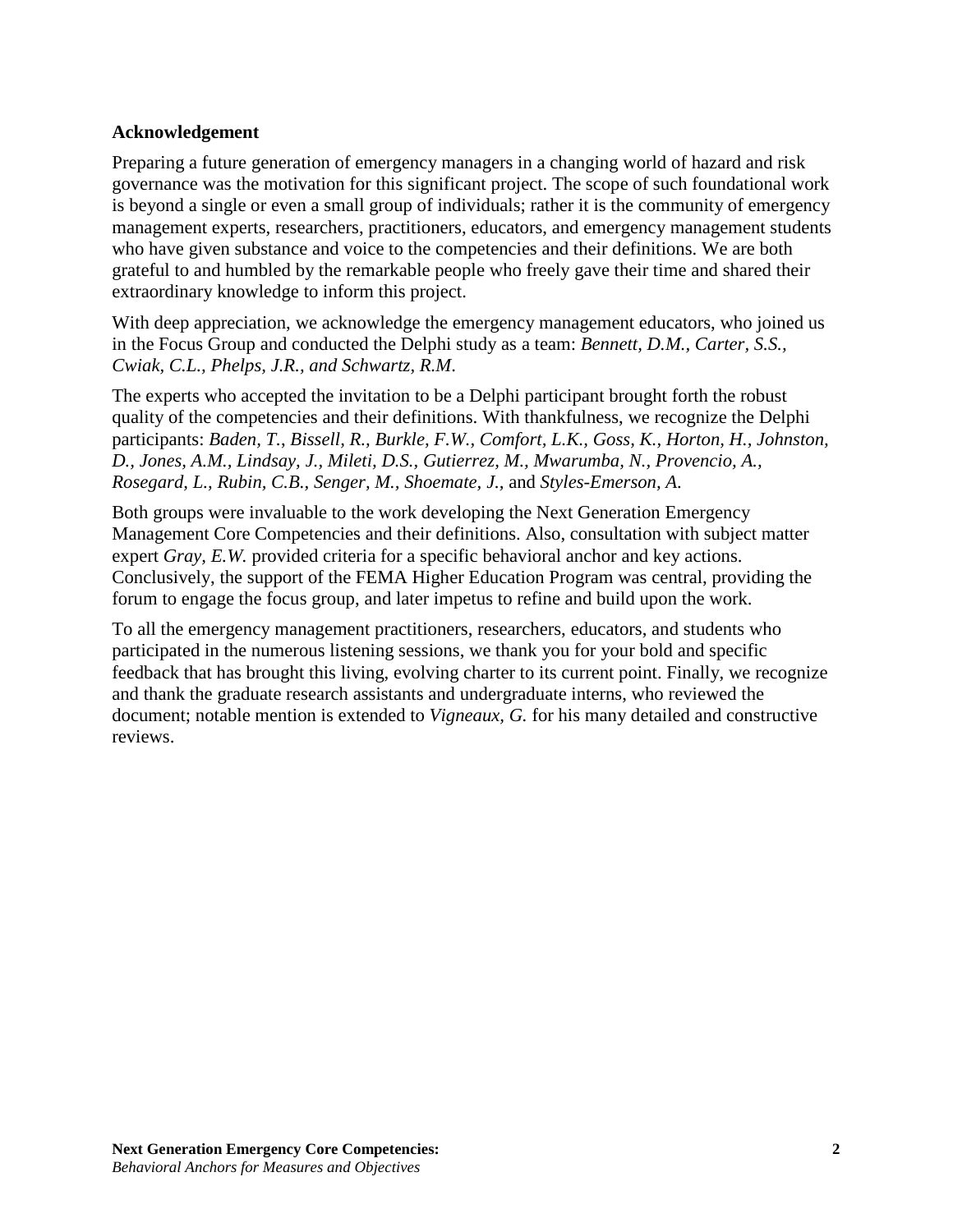**Acknowledgement**

Preparing a future generation of emergency managers in a changing world of hazard and risk governance was the motivation for this significant project. The scope of such foundational work is beyond a single or even a small group of individuals; rather it is the community of emergency management experts, researchers, practitioners, educators, and emergency management students who have given substance and voice to the competencies and their definitions. We are both grateful to and humbled by the remarkable people who freely gave their time and shared their extraordinary knowledge to inform this project.

With deep appreciation, we acknowledge the emergency management educators, who joined us in the Focus Group and conducted the Delphi study as a team: *Bennett, D.M., Carter, S.S., Cwiak, C.L., Phelps, J.R., and Schwartz, R.M*.

The experts who accepted the invitation to be a Delphi participant brought forth the robust quality of the competencies and their definitions. With thankfulness, we recognize the Delphi participants: *Baden, T., Bissell, R., Burkle, F.W., Comfort, L.K., Goss, K., Horton, H., Johnston, D., Jones, A.M., Lindsay, J., Mileti, D.S., Gutierrez, M., Mwarumba, N., Provencio, A., Rosegard, L., Rubin, C.B., Senger, M., Shoemate, J.,* and *Styles-Emerson, A.*

Both groups were invaluable to the work developing the Next Generation Emergency Management Core Competencies and their definitions. Also, consultation with subject matter expert *Gray, E.W.* provided criteria for a specific behavioral anchor and key actions. Conclusively, the support of the FEMA Higher Education Program was central, providing the forum to engage the focus group, and later impetus to refine and build upon the work.

To all the emergency management practitioners, researchers, educators, and students who participated in the numerous listening sessions, we thank you for your bold and specific feedback that has brought this living, evolving charter to its current point. Finally, we recognize and thank the graduate research assistants and undergraduate interns, who reviewed the document; notable mention is extended to *Vigneaux, G.* for his many detailed and constructive reviews.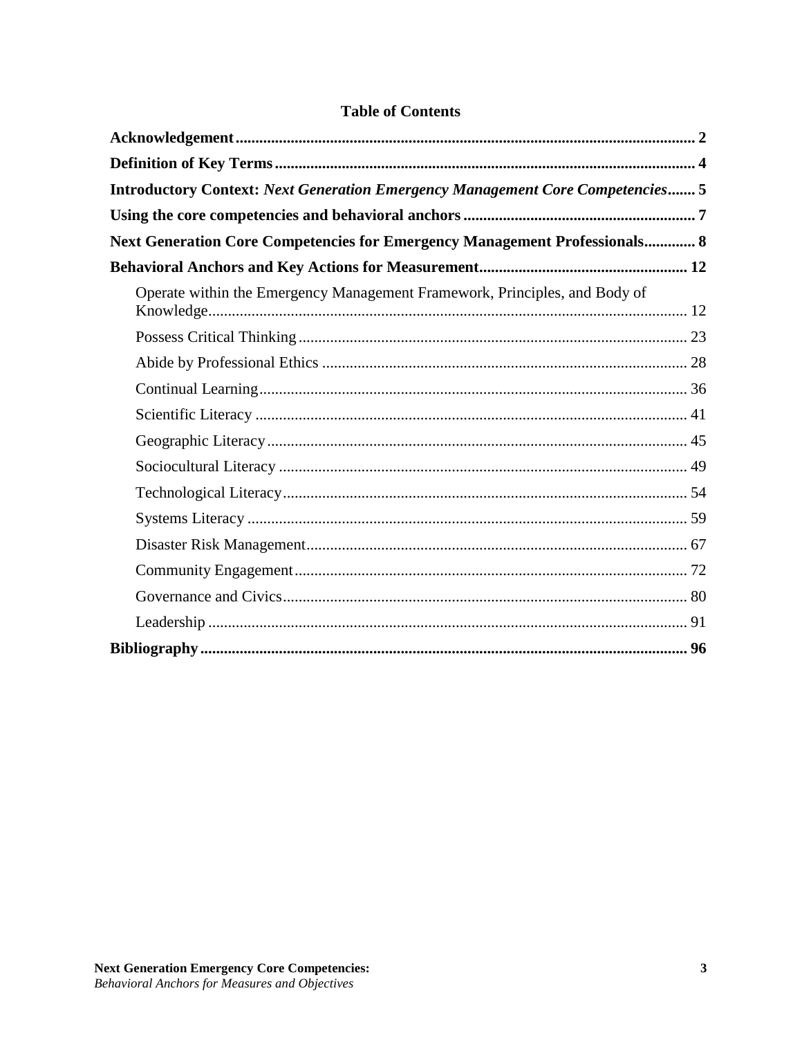# Table of Contents

**Acknowledgement** .................................................. **2**

**Definition of Key Terms** .................................................. **4**

**Introductory Context: *Next Generation Emergency Management Core Competencies*** ....... **5**

**Using the core competencies and behavioral anchors** .................................................. **7**

**Next Generation Core Competencies for Emergency Management Professionals** ............ **8**

**Behavioral Anchors and Key Actions for Measurement** .................................................. **12**

- Operate within the Emergency Management Framework, Principles, and Body of Knowledge .................................................. 12
- Possess Critical Thinking .................................................. 23
- Abide by Professional Ethics .................................................. 28
- Continual Learning .................................................. 36
- Scientific Literacy .................................................. 41
- Geographic Literacy .................................................. 45
- Sociocultural Literacy .................................................. 49
- Technological Literacy .................................................. 54
- Systems Literacy .................................................. 59
- Disaster Risk Management .................................................. 67
- Community Engagement .................................................. 72
- Governance and Civics .................................................. 80
- Leadership .................................................. 91

**Bibliography** .................................................. **96**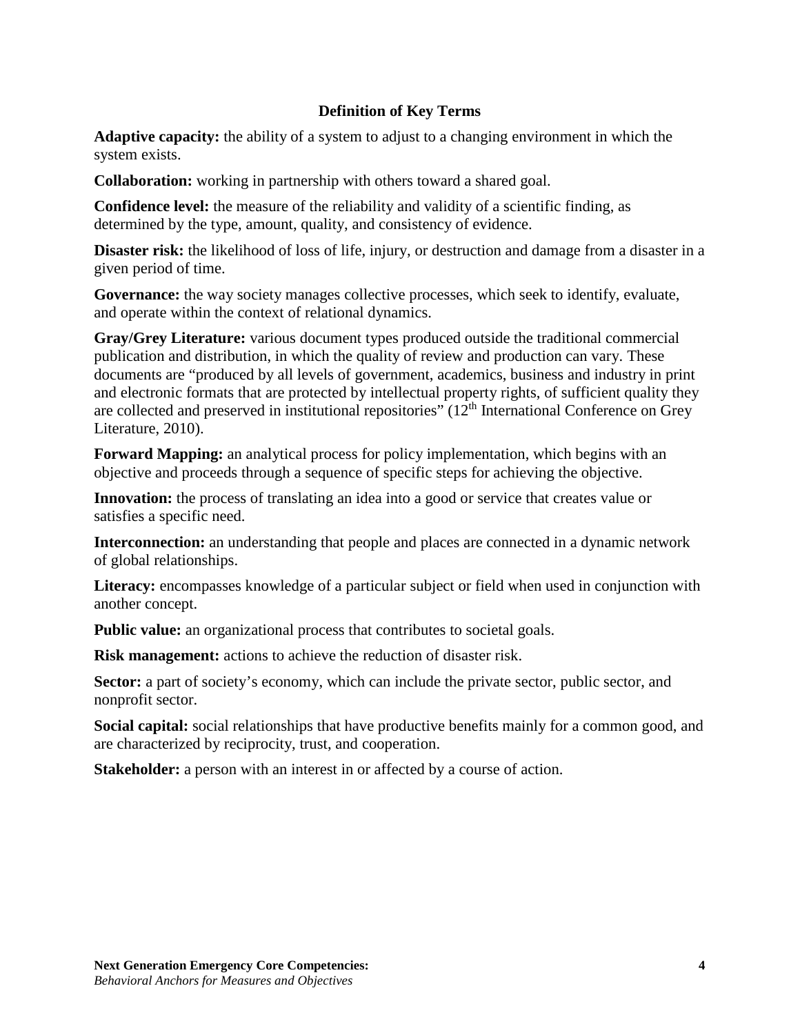## Definition of Key Terms

**Adaptive capacity:** the ability of a system to adjust to a changing environment in which the system exists.

**Collaboration:** working in partnership with others toward a shared goal.

**Confidence level:** the measure of the reliability and validity of a scientific finding, as determined by the type, amount, quality, and consistency of evidence.

**Disaster risk:** the likelihood of loss of life, injury, or destruction and damage from a disaster in a given period of time.

**Governance:** the way society manages collective processes, which seek to identify, evaluate, and operate within the context of relational dynamics.

**Gray/Grey Literature:** various document types produced outside the traditional commercial publication and distribution, in which the quality of review and production can vary. These documents are "produced by all levels of government, academics, business and industry in print and electronic formats that are protected by intellectual property rights, of sufficient quality they are collected and preserved in institutional repositories" (12th International Conference on Grey Literature, 2010).

**Forward Mapping:** an analytical process for policy implementation, which begins with an objective and proceeds through a sequence of specific steps for achieving the objective.

**Innovation:** the process of translating an idea into a good or service that creates value or satisfies a specific need.

**Interconnection:** an understanding that people and places are connected in a dynamic network of global relationships.

**Literacy:** encompasses knowledge of a particular subject or field when used in conjunction with another concept.

**Public value:** an organizational process that contributes to societal goals.

**Risk management:** actions to achieve the reduction of disaster risk.

**Sector:** a part of society's economy, which can include the private sector, public sector, and nonprofit sector.

**Social capital:** social relationships that have productive benefits mainly for a common good, and are characterized by reciprocity, trust, and cooperation.

**Stakeholder:** a person with an interest in or affected by a course of action.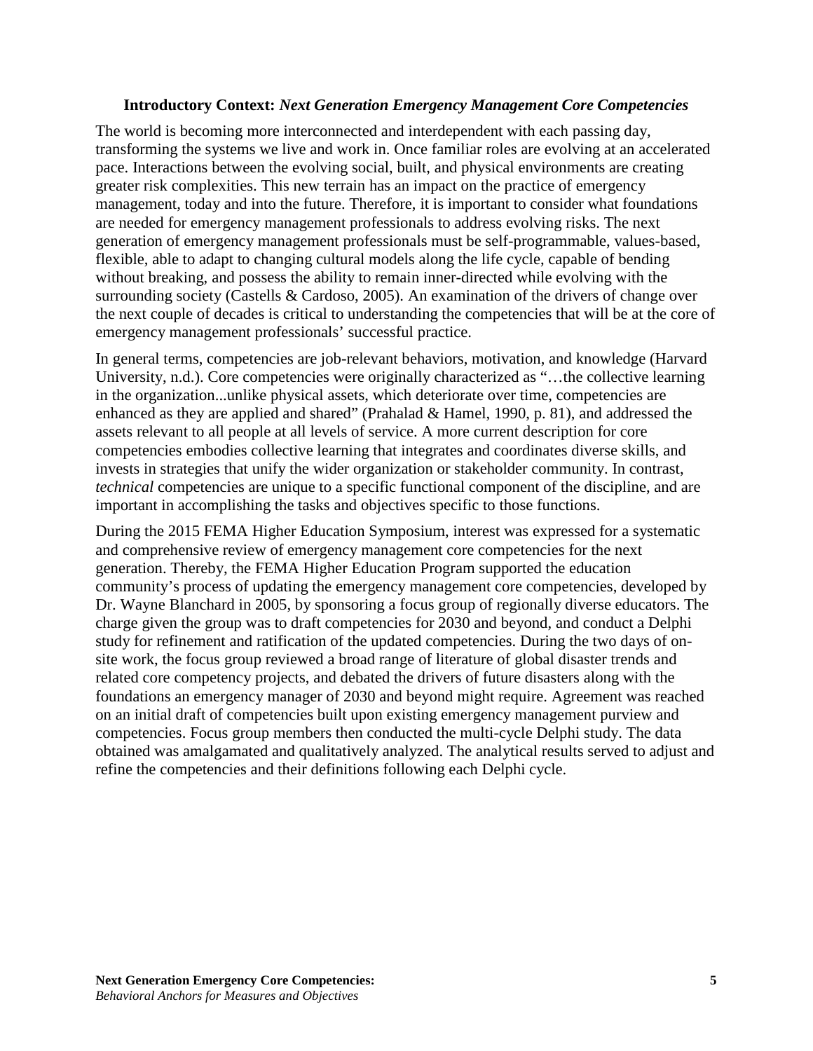### **Introductory Context:** *Next Generation Emergency Management Core Competencies*

The world is becoming more interconnected and interdependent with each passing day, transforming the systems we live and work in. Once familiar roles are evolving at an accelerated pace. Interactions between the evolving social, built, and physical environments are creating greater risk complexities. This new terrain has an impact on the practice of emergency management, today and into the future. Therefore, it is important to consider what foundations are needed for emergency management professionals to address evolving risks. The next generation of emergency management professionals must be self-programmable, values-based, flexible, able to adapt to changing cultural models along the life cycle, capable of bending without breaking, and possess the ability to remain inner-directed while evolving with the surrounding society (Castells & Cardoso, 2005). An examination of the drivers of change over the next couple of decades is critical to understanding the competencies that will be at the core of emergency management professionals' successful practice.

In general terms, competencies are job-relevant behaviors, motivation, and knowledge (Harvard University, n.d.). Core competencies were originally characterized as "…the collective learning in the organization...unlike physical assets, which deteriorate over time, competencies are enhanced as they are applied and shared" (Prahalad & Hamel, 1990, p. 81), and addressed the assets relevant to all people at all levels of service. A more current description for core competencies embodies collective learning that integrates and coordinates diverse skills, and invests in strategies that unify the wider organization or stakeholder community. In contrast, *technical* competencies are unique to a specific functional component of the discipline, and are important in accomplishing the tasks and objectives specific to those functions.

During the 2015 FEMA Higher Education Symposium, interest was expressed for a systematic and comprehensive review of emergency management core competencies for the next generation. Thereby, the FEMA Higher Education Program supported the education community's process of updating the emergency management core competencies, developed by Dr. Wayne Blanchard in 2005, by sponsoring a focus group of regionally diverse educators. The charge given the group was to draft competencies for 2030 and beyond, and conduct a Delphi study for refinement and ratification of the updated competencies. During the two days of on-site work, the focus group reviewed a broad range of literature of global disaster trends and related core competency projects, and debated the drivers of future disasters along with the foundations an emergency manager of 2030 and beyond might require. Agreement was reached on an initial draft of competencies built upon existing emergency management purview and competencies. Focus group members then conducted the multi-cycle Delphi study. The data obtained was amalgamated and qualitatively analyzed. The analytical results served to adjust and refine the competencies and their definitions following each Delphi cycle.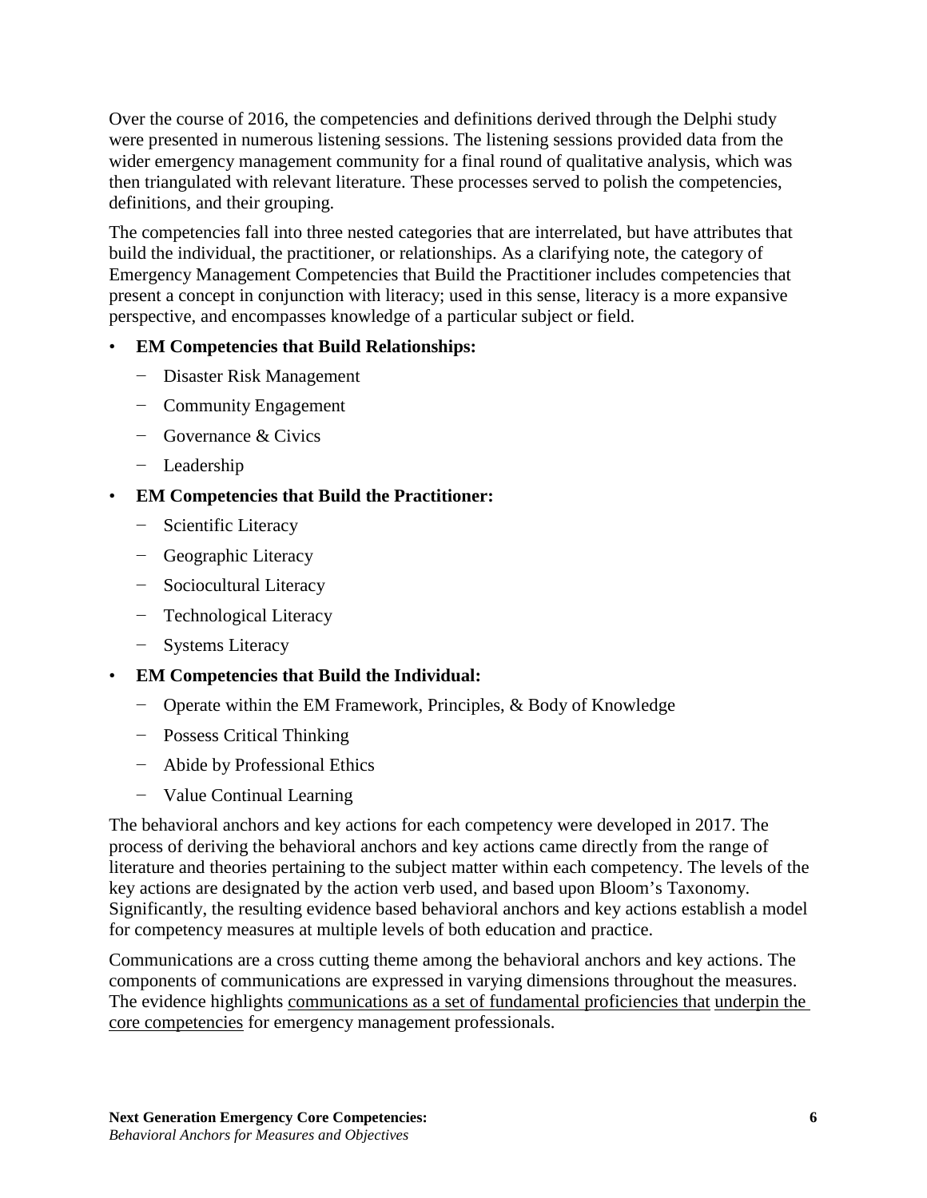Over the course of 2016, the competencies and definitions derived through the Delphi study were presented in numerous listening sessions. The listening sessions provided data from the wider emergency management community for a final round of qualitative analysis, which was then triangulated with relevant literature. These processes served to polish the competencies, definitions, and their grouping.

The competencies fall into three nested categories that are interrelated, but have attributes that build the individual, the practitioner, or relationships. As a clarifying note, the category of Emergency Management Competencies that Build the Practitioner includes competencies that present a concept in conjunction with literacy; used in this sense, literacy is a more expansive perspective, and encompasses knowledge of a particular subject or field.

- **EM Competencies that Build Relationships:**
  - Disaster Risk Management
  - Community Engagement
  - Governance & Civics
  - Leadership
- **EM Competencies that Build the Practitioner:**
  - Scientific Literacy
  - Geographic Literacy
  - Sociocultural Literacy
  - Technological Literacy
  - Systems Literacy
- **EM Competencies that Build the Individual:**
  - Operate within the EM Framework, Principles, & Body of Knowledge
  - Possess Critical Thinking
  - Abide by Professional Ethics
  - Value Continual Learning

The behavioral anchors and key actions for each competency were developed in 2017. The process of deriving the behavioral anchors and key actions came directly from the range of literature and theories pertaining to the subject matter within each competency. The levels of the key actions are designated by the action verb used, and based upon Bloom's Taxonomy. Significantly, the resulting evidence based behavioral anchors and key actions establish a model for competency measures at multiple levels of both education and practice.

Communications are a cross cutting theme among the behavioral anchors and key actions. The components of communications are expressed in varying dimensions throughout the measures. The evidence highlights communications as a set of fundamental proficiencies that underpin the core competencies for emergency management professionals.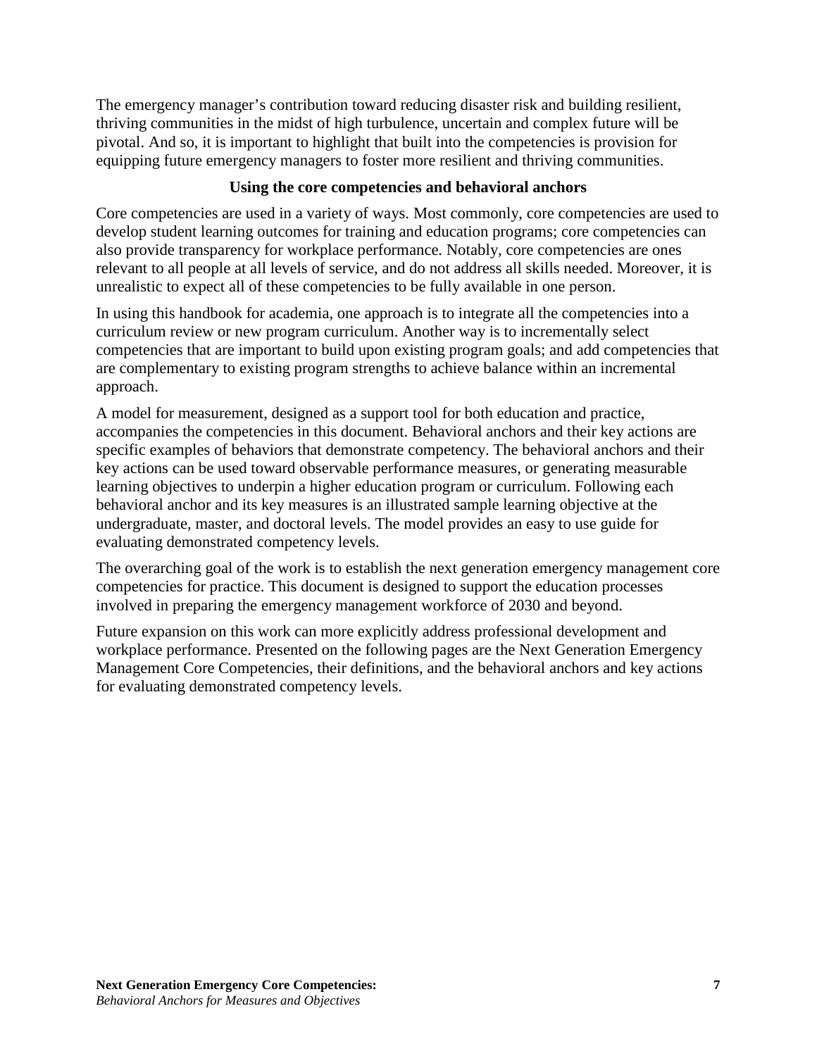The emergency manager's contribution toward reducing disaster risk and building resilient, thriving communities in the midst of high turbulence, uncertain and complex future will be pivotal. And so, it is important to highlight that built into the competencies is provision for equipping future emergency managers to foster more resilient and thriving communities.

### Using the core competencies and behavioral anchors

Core competencies are used in a variety of ways. Most commonly, core competencies are used to develop student learning outcomes for training and education programs; core competencies can also provide transparency for workplace performance. Notably, core competencies are ones relevant to all people at all levels of service, and do not address all skills needed. Moreover, it is unrealistic to expect all of these competencies to be fully available in one person.

In using this handbook for academia, one approach is to integrate all the competencies into a curriculum review or new program curriculum. Another way is to incrementally select competencies that are important to build upon existing program goals; and add competencies that are complementary to existing program strengths to achieve balance within an incremental approach.

A model for measurement, designed as a support tool for both education and practice, accompanies the competencies in this document. Behavioral anchors and their key actions are specific examples of behaviors that demonstrate competency. The behavioral anchors and their key actions can be used toward observable performance measures, or generating measurable learning objectives to underpin a higher education program or curriculum. Following each behavioral anchor and its key measures is an illustrated sample learning objective at the undergraduate, master, and doctoral levels. The model provides an easy to use guide for evaluating demonstrated competency levels.

The overarching goal of the work is to establish the next generation emergency management core competencies for practice. This document is designed to support the education processes involved in preparing the emergency management workforce of 2030 and beyond.

Future expansion on this work can more explicitly address professional development and workplace performance. Presented on the following pages are the Next Generation Emergency Management Core Competencies, their definitions, and the behavioral anchors and key actions for evaluating demonstrated competency levels.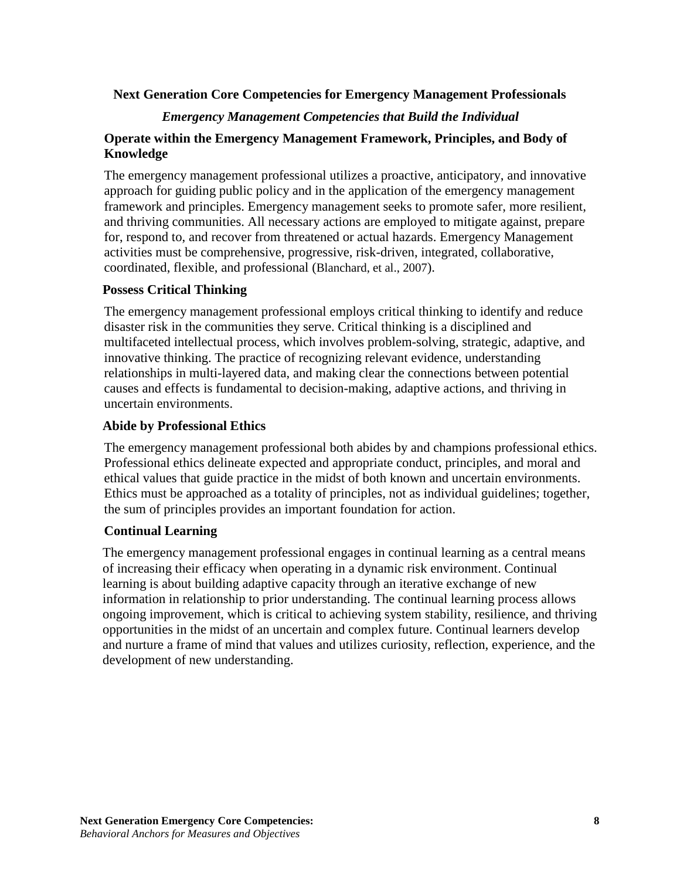**Next Generation Core Competencies for Emergency Management Professionals**

***Emergency Management Competencies that Build the Individual***

### Operate within the Emergency Management Framework, Principles, and Body of Knowledge

The emergency management professional utilizes a proactive, anticipatory, and innovative approach for guiding public policy and in the application of the emergency management framework and principles. Emergency management seeks to promote safer, more resilient, and thriving communities. All necessary actions are employed to mitigate against, prepare for, respond to, and recover from threatened or actual hazards. Emergency Management activities must be comprehensive, progressive, risk-driven, integrated, collaborative, coordinated, flexible, and professional (Blanchard, et al., 2007).

### Possess Critical Thinking

The emergency management professional employs critical thinking to identify and reduce disaster risk in the communities they serve. Critical thinking is a disciplined and multifaceted intellectual process, which involves problem-solving, strategic, adaptive, and innovative thinking. The practice of recognizing relevant evidence, understanding relationships in multi-layered data, and making clear the connections between potential causes and effects is fundamental to decision-making, adaptive actions, and thriving in uncertain environments.

### Abide by Professional Ethics

The emergency management professional both abides by and champions professional ethics. Professional ethics delineate expected and appropriate conduct, principles, and moral and ethical values that guide practice in the midst of both known and uncertain environments. Ethics must be approached as a totality of principles, not as individual guidelines; together, the sum of principles provides an important foundation for action.

### Continual Learning

The emergency management professional engages in continual learning as a central means of increasing their efficacy when operating in a dynamic risk environment. Continual learning is about building adaptive capacity through an iterative exchange of new information in relationship to prior understanding. The continual learning process allows ongoing improvement, which is critical to achieving system stability, resilience, and thriving opportunities in the midst of an uncertain and complex future. Continual learners develop and nurture a frame of mind that values and utilizes curiosity, reflection, experience, and the development of new understanding.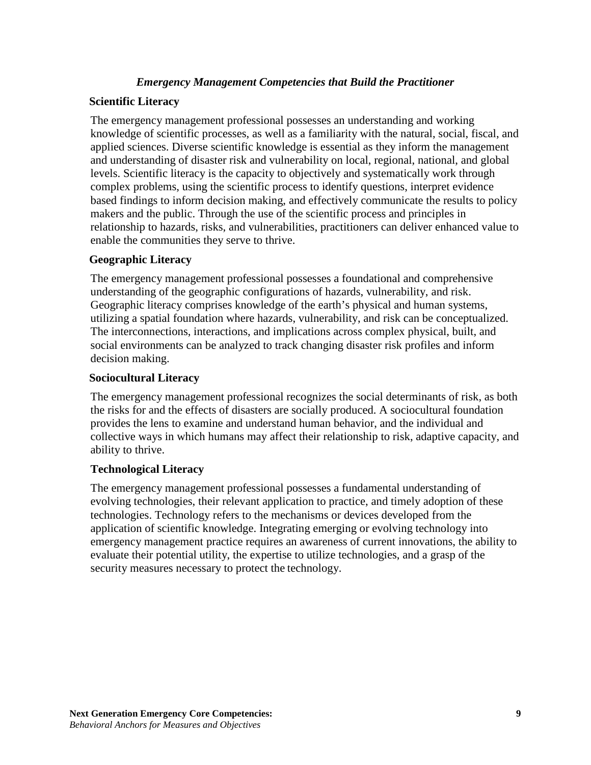## *Emergency Management Competencies that Build the Practitioner*

### Scientific Literacy

The emergency management professional possesses an understanding and working knowledge of scientific processes, as well as a familiarity with the natural, social, fiscal, and applied sciences. Diverse scientific knowledge is essential as they inform the management and understanding of disaster risk and vulnerability on local, regional, national, and global levels. Scientific literacy is the capacity to objectively and systematically work through complex problems, using the scientific process to identify questions, interpret evidence based findings to inform decision making, and effectively communicate the results to policy makers and the public. Through the use of the scientific process and principles in relationship to hazards, risks, and vulnerabilities, practitioners can deliver enhanced value to enable the communities they serve to thrive.

### Geographic Literacy

The emergency management professional possesses a foundational and comprehensive understanding of the geographic configurations of hazards, vulnerability, and risk. Geographic literacy comprises knowledge of the earth's physical and human systems, utilizing a spatial foundation where hazards, vulnerability, and risk can be conceptualized. The interconnections, interactions, and implications across complex physical, built, and social environments can be analyzed to track changing disaster risk profiles and inform decision making.

### Sociocultural Literacy

The emergency management professional recognizes the social determinants of risk, as both the risks for and the effects of disasters are socially produced. A sociocultural foundation provides the lens to examine and understand human behavior, and the individual and collective ways in which humans may affect their relationship to risk, adaptive capacity, and ability to thrive.

### Technological Literacy

The emergency management professional possesses a fundamental understanding of evolving technologies, their relevant application to practice, and timely adoption of these technologies. Technology refers to the mechanisms or devices developed from the application of scientific knowledge. Integrating emerging or evolving technology into emergency management practice requires an awareness of current innovations, the ability to evaluate their potential utility, the expertise to utilize technologies, and a grasp of the security measures necessary to protect the technology.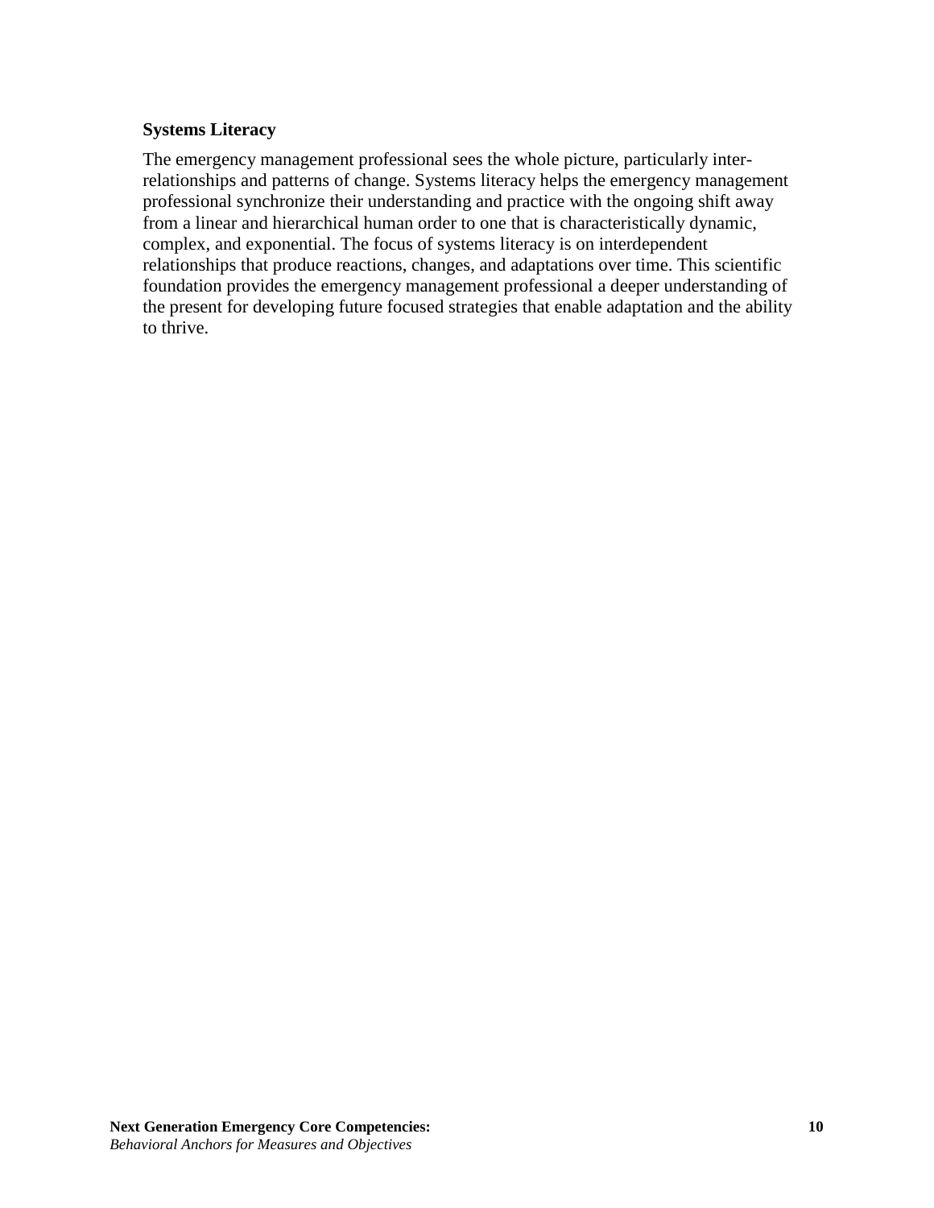**Systems Literacy**

The emergency management professional sees the whole picture, particularly inter-relationships and patterns of change. Systems literacy helps the emergency management professional synchronize their understanding and practice with the ongoing shift away from a linear and hierarchical human order to one that is characteristically dynamic, complex, and exponential. The focus of systems literacy is on interdependent relationships that produce reactions, changes, and adaptations over time. This scientific foundation provides the emergency management professional a deeper understanding of the present for developing future focused strategies that enable adaptation and the ability to thrive.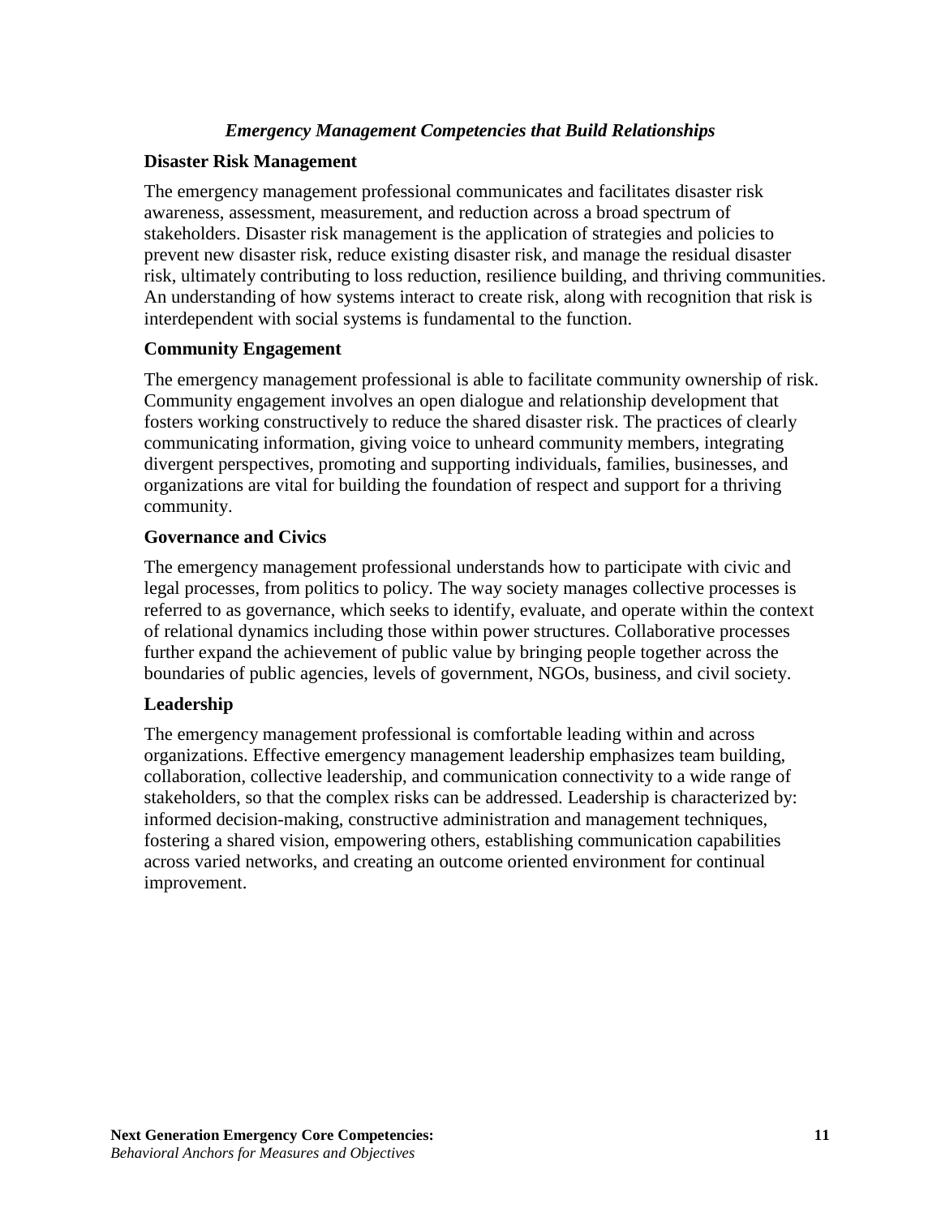### *Emergency Management Competencies that Build Relationships*

**Disaster Risk Management**

The emergency management professional communicates and facilitates disaster risk awareness, assessment, measurement, and reduction across a broad spectrum of stakeholders. Disaster risk management is the application of strategies and policies to prevent new disaster risk, reduce existing disaster risk, and manage the residual disaster risk, ultimately contributing to loss reduction, resilience building, and thriving communities. An understanding of how systems interact to create risk, along with recognition that risk is interdependent with social systems is fundamental to the function.

**Community Engagement**

The emergency management professional is able to facilitate community ownership of risk. Community engagement involves an open dialogue and relationship development that fosters working constructively to reduce the shared disaster risk. The practices of clearly communicating information, giving voice to unheard community members, integrating divergent perspectives, promoting and supporting individuals, families, businesses, and organizations are vital for building the foundation of respect and support for a thriving community.

**Governance and Civics**

The emergency management professional understands how to participate with civic and legal processes, from politics to policy. The way society manages collective processes is referred to as governance, which seeks to identify, evaluate, and operate within the context of relational dynamics including those within power structures. Collaborative processes further expand the achievement of public value by bringing people together across the boundaries of public agencies, levels of government, NGOs, business, and civil society.

**Leadership**

The emergency management professional is comfortable leading within and across organizations. Effective emergency management leadership emphasizes team building, collaboration, collective leadership, and communication connectivity to a wide range of stakeholders, so that the complex risks can be addressed. Leadership is characterized by: informed decision-making, constructive administration and management techniques, fostering a shared vision, empowering others, establishing communication capabilities across varied networks, and creating an outcome oriented environment for continual improvement.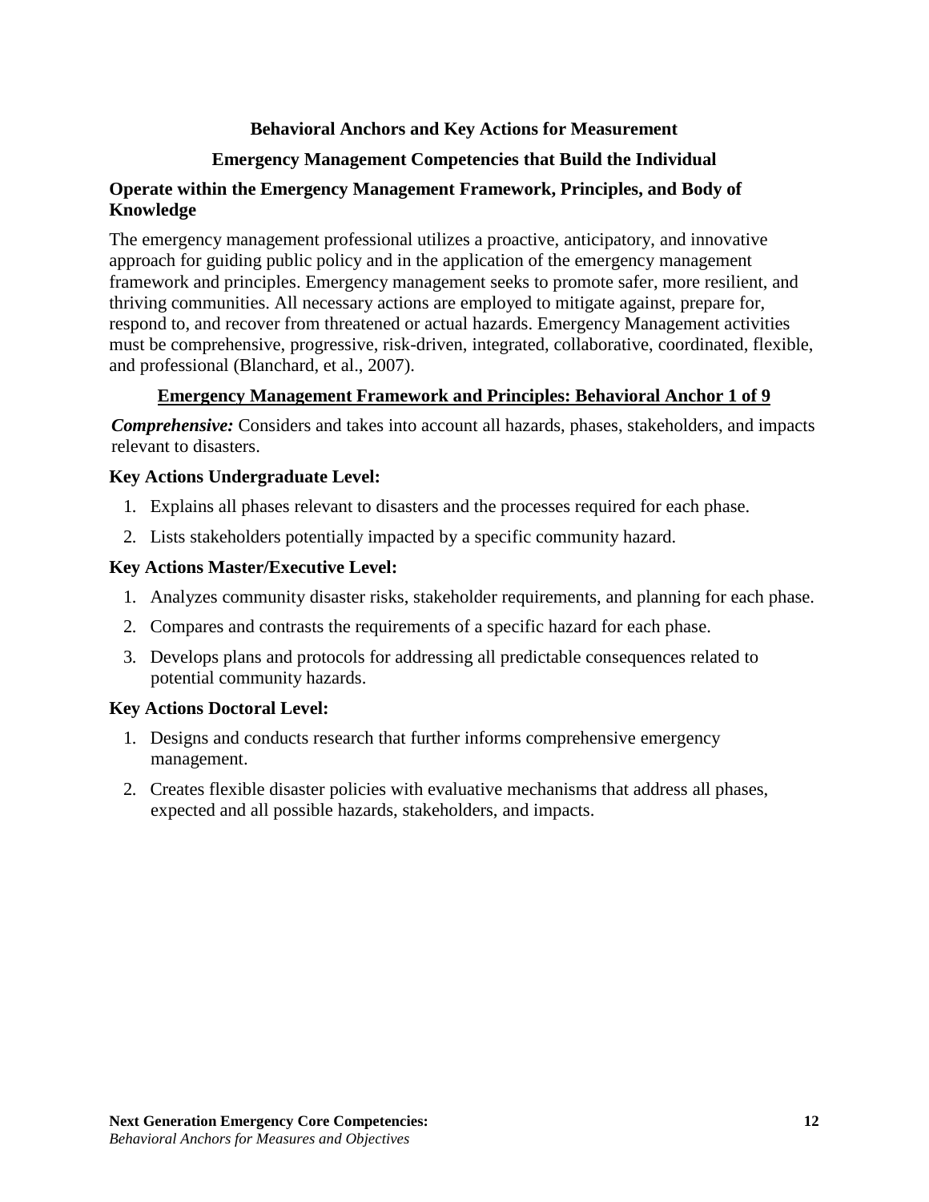## Behavioral Anchors and Key Actions for Measurement

## Emergency Management Competencies that Build the Individual

### Operate within the Emergency Management Framework, Principles, and Body of Knowledge

The emergency management professional utilizes a proactive, anticipatory, and innovative approach for guiding public policy and in the application of the emergency management framework and principles. Emergency management seeks to promote safer, more resilient, and thriving communities. All necessary actions are employed to mitigate against, prepare for, respond to, and recover from threatened or actual hazards. Emergency Management activities must be comprehensive, progressive, risk-driven, integrated, collaborative, coordinated, flexible, and professional (Blanchard, et al., 2007).

**Emergency Management Framework and Principles: Behavioral Anchor 1 of 9**

***Comprehensive:*** Considers and takes into account all hazards, phases, stakeholders, and impacts relevant to disasters.

**Key Actions Undergraduate Level:**

1. Explains all phases relevant to disasters and the processes required for each phase.
2. Lists stakeholders potentially impacted by a specific community hazard.

**Key Actions Master/Executive Level:**

1. Analyzes community disaster risks, stakeholder requirements, and planning for each phase.
2. Compares and contrasts the requirements of a specific hazard for each phase.
3. Develops plans and protocols for addressing all predictable consequences related to potential community hazards.

**Key Actions Doctoral Level:**

1. Designs and conducts research that further informs comprehensive emergency management.
2. Creates flexible disaster policies with evaluative mechanisms that address all phases, expected and all possible hazards, stakeholders, and impacts.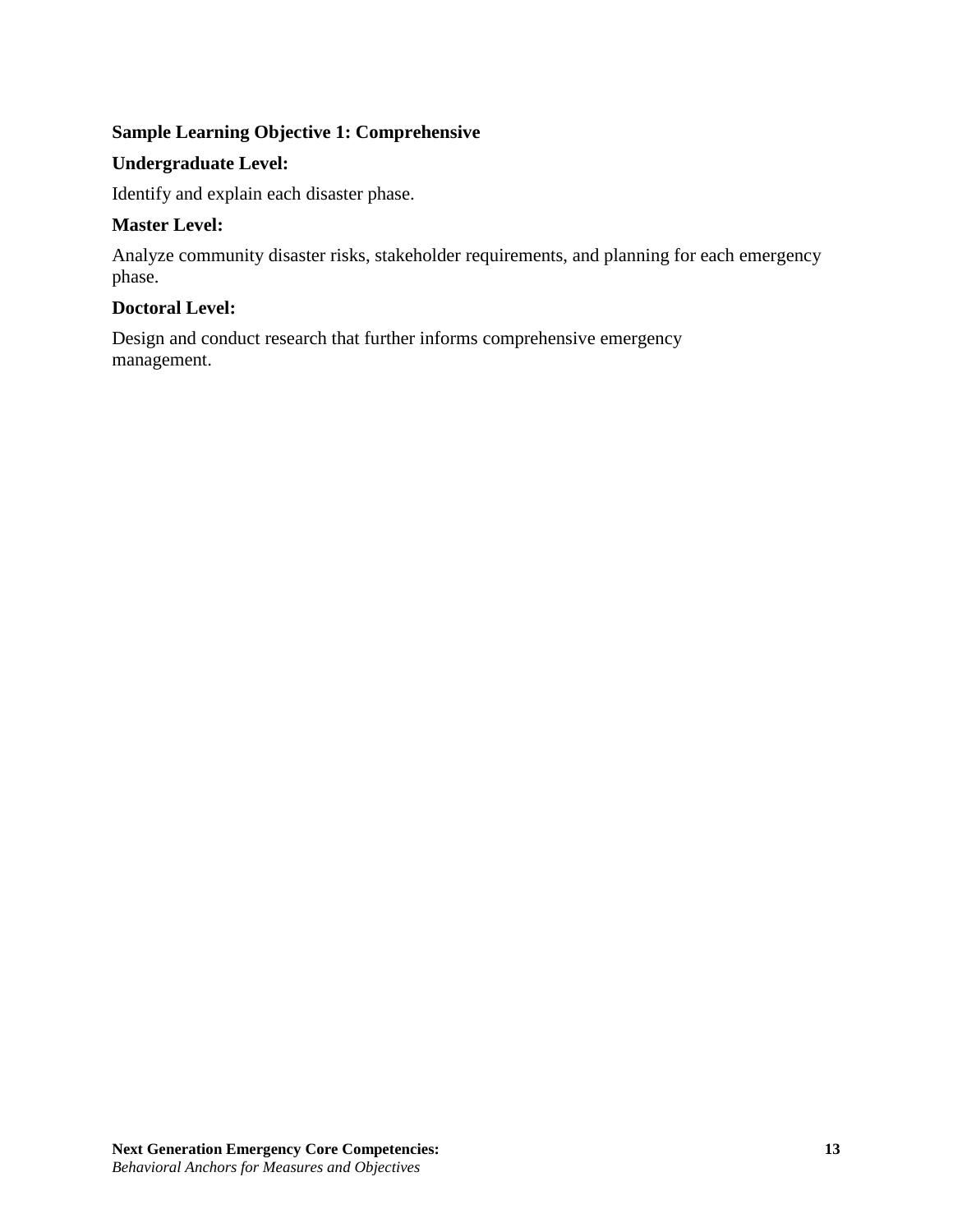**Sample Learning Objective 1: Comprehensive**

**Undergraduate Level:**

Identify and explain each disaster phase.

**Master Level:**

Analyze community disaster risks, stakeholder requirements, and planning for each emergency phase.

**Doctoral Level:**

Design and conduct research that further informs comprehensive emergency management.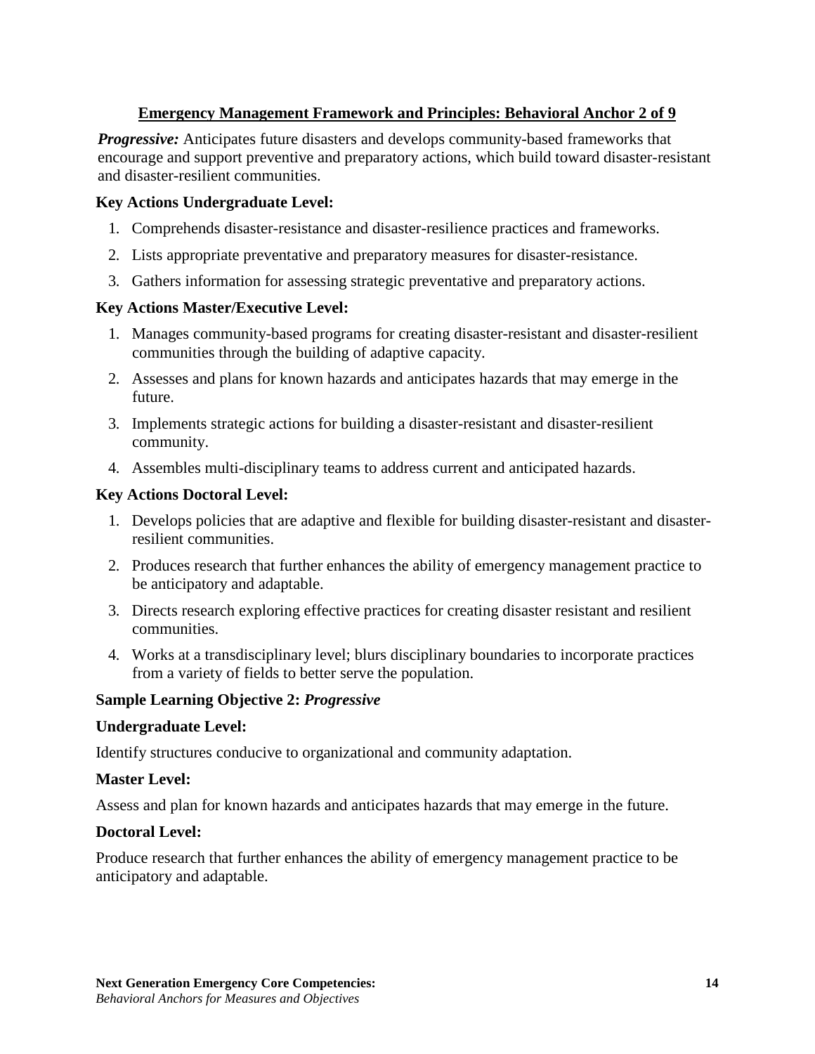## Emergency Management Framework and Principles: Behavioral Anchor 2 of 9

***Progressive:*** Anticipates future disasters and develops community-based frameworks that encourage and support preventive and preparatory actions, which build toward disaster-resistant and disaster-resilient communities.

**Key Actions Undergraduate Level:**

1. Comprehends disaster-resistance and disaster-resilience practices and frameworks.
2. Lists appropriate preventative and preparatory measures for disaster-resistance.
3. Gathers information for assessing strategic preventative and preparatory actions.

**Key Actions Master/Executive Level:**

1. Manages community-based programs for creating disaster-resistant and disaster-resilient communities through the building of adaptive capacity.
2. Assesses and plans for known hazards and anticipates hazards that may emerge in the future.
3. Implements strategic actions for building a disaster-resistant and disaster-resilient community.
4. Assembles multi-disciplinary teams to address current and anticipated hazards.

**Key Actions Doctoral Level:**

1. Develops policies that are adaptive and flexible for building disaster-resistant and disaster-resilient communities.
2. Produces research that further enhances the ability of emergency management practice to be anticipatory and adaptable.
3. Directs research exploring effective practices for creating disaster resistant and resilient communities.
4. Works at a transdisciplinary level; blurs disciplinary boundaries to incorporate practices from a variety of fields to better serve the population.

**Sample Learning Objective 2: *Progressive***

**Undergraduate Level:**

Identify structures conducive to organizational and community adaptation.

**Master Level:**

Assess and plan for known hazards and anticipates hazards that may emerge in the future.

**Doctoral Level:**

Produce research that further enhances the ability of emergency management practice to be anticipatory and adaptable.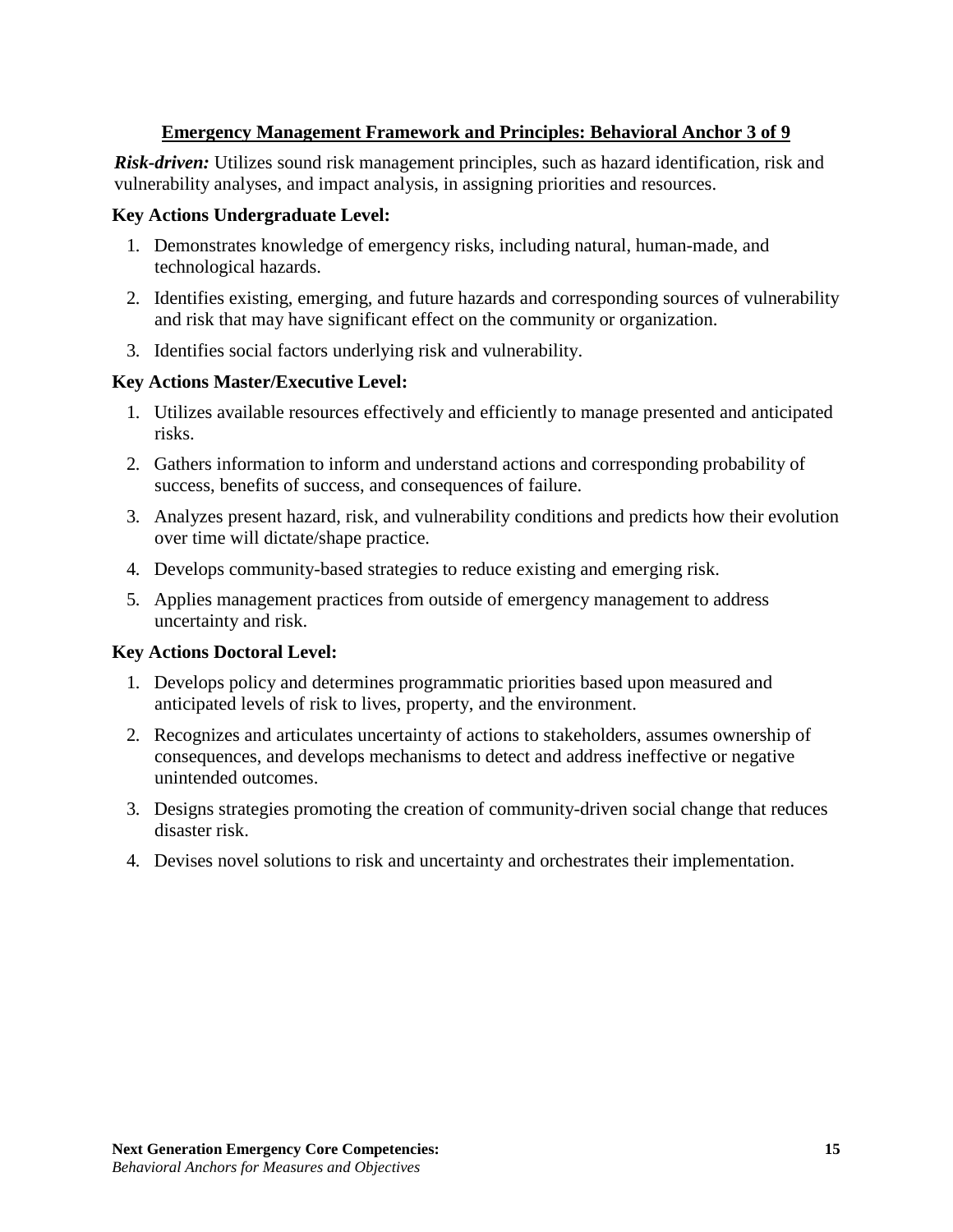## Emergency Management Framework and Principles: Behavioral Anchor 3 of 9

***Risk-driven:*** Utilizes sound risk management principles, such as hazard identification, risk and vulnerability analyses, and impact analysis, in assigning priorities and resources.

**Key Actions Undergraduate Level:**

1. Demonstrates knowledge of emergency risks, including natural, human-made, and technological hazards.
2. Identifies existing, emerging, and future hazards and corresponding sources of vulnerability and risk that may have significant effect on the community or organization.
3. Identifies social factors underlying risk and vulnerability.

**Key Actions Master/Executive Level:**

1. Utilizes available resources effectively and efficiently to manage presented and anticipated risks.
2. Gathers information to inform and understand actions and corresponding probability of success, benefits of success, and consequences of failure.
3. Analyzes present hazard, risk, and vulnerability conditions and predicts how their evolution over time will dictate/shape practice.
4. Develops community-based strategies to reduce existing and emerging risk.
5. Applies management practices from outside of emergency management to address uncertainty and risk.

**Key Actions Doctoral Level:**

1. Develops policy and determines programmatic priorities based upon measured and anticipated levels of risk to lives, property, and the environment.
2. Recognizes and articulates uncertainty of actions to stakeholders, assumes ownership of consequences, and develops mechanisms to detect and address ineffective or negative unintended outcomes.
3. Designs strategies promoting the creation of community-driven social change that reduces disaster risk.
4. Devises novel solutions to risk and uncertainty and orchestrates their implementation.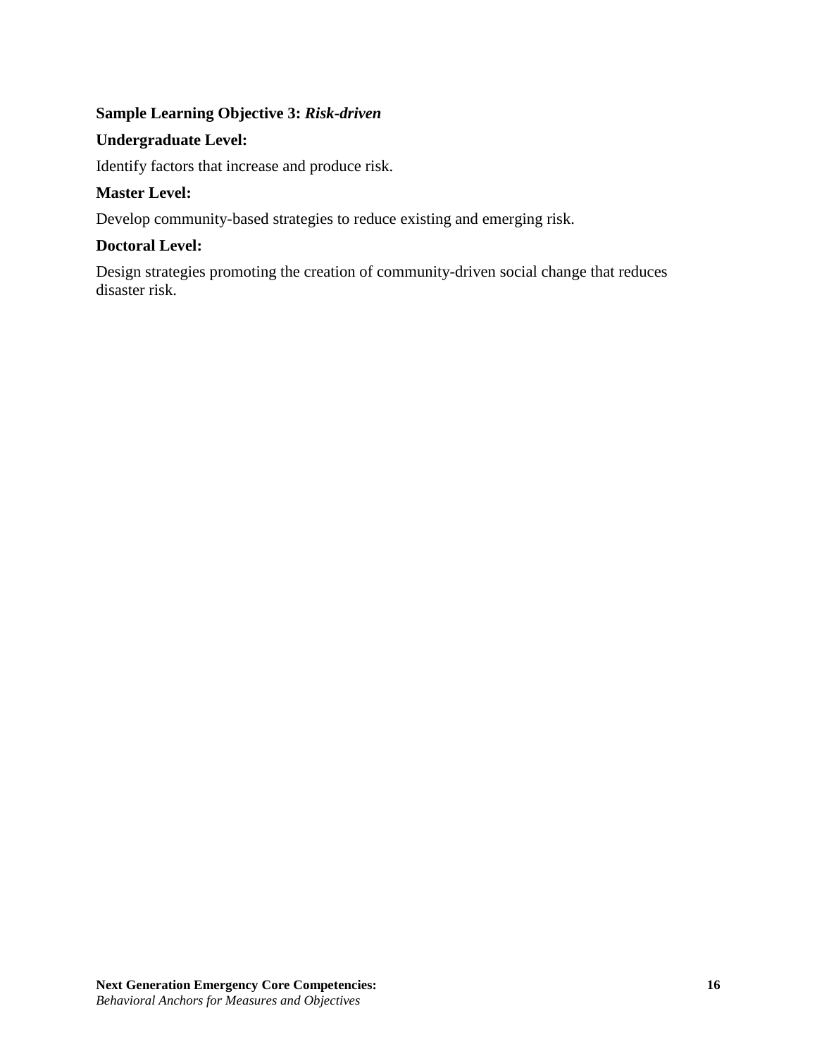**Sample Learning Objective 3:** ***Risk-driven***

**Undergraduate Level:**

Identify factors that increase and produce risk.

**Master Level:**

Develop community-based strategies to reduce existing and emerging risk.

**Doctoral Level:**

Design strategies promoting the creation of community-driven social change that reduces disaster risk.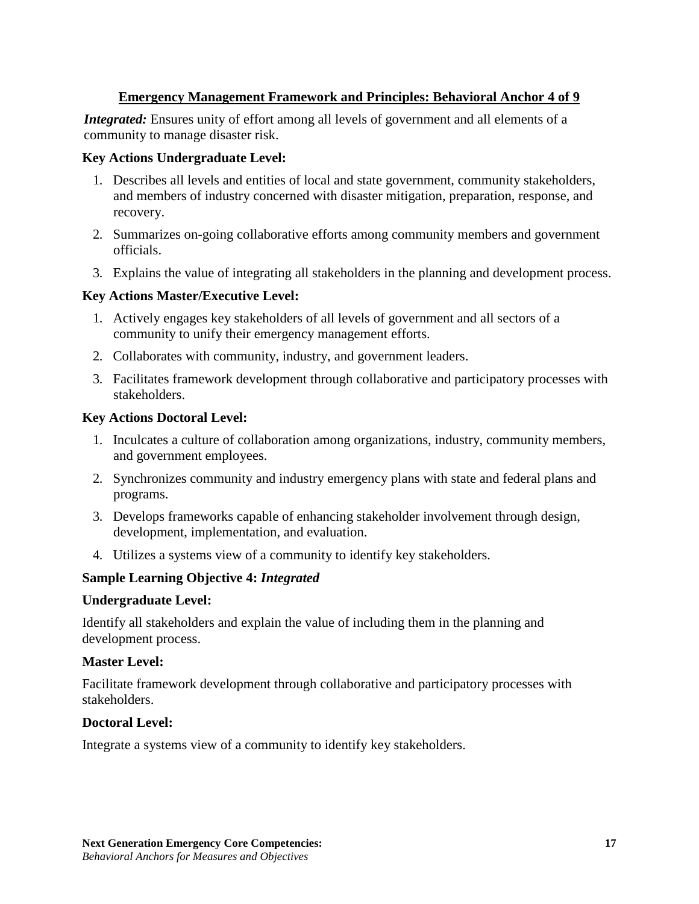## Emergency Management Framework and Principles: Behavioral Anchor 4 of 9

***Integrated:*** Ensures unity of effort among all levels of government and all elements of a community to manage disaster risk.

**Key Actions Undergraduate Level:**

1. Describes all levels and entities of local and state government, community stakeholders, and members of industry concerned with disaster mitigation, preparation, response, and recovery.
2. Summarizes on-going collaborative efforts among community members and government officials.
3. Explains the value of integrating all stakeholders in the planning and development process.

**Key Actions Master/Executive Level:**

1. Actively engages key stakeholders of all levels of government and all sectors of a community to unify their emergency management efforts.
2. Collaborates with community, industry, and government leaders.
3. Facilitates framework development through collaborative and participatory processes with stakeholders.

**Key Actions Doctoral Level:**

1. Inculcates a culture of collaboration among organizations, industry, community members, and government employees.
2. Synchronizes community and industry emergency plans with state and federal plans and programs.
3. Develops frameworks capable of enhancing stakeholder involvement through design, development, implementation, and evaluation.
4. Utilizes a systems view of a community to identify key stakeholders.

**Sample Learning Objective 4:** ***Integrated***

**Undergraduate Level:**

Identify all stakeholders and explain the value of including them in the planning and development process.

**Master Level:**

Facilitate framework development through collaborative and participatory processes with stakeholders.

**Doctoral Level:**

Integrate a systems view of a community to identify key stakeholders.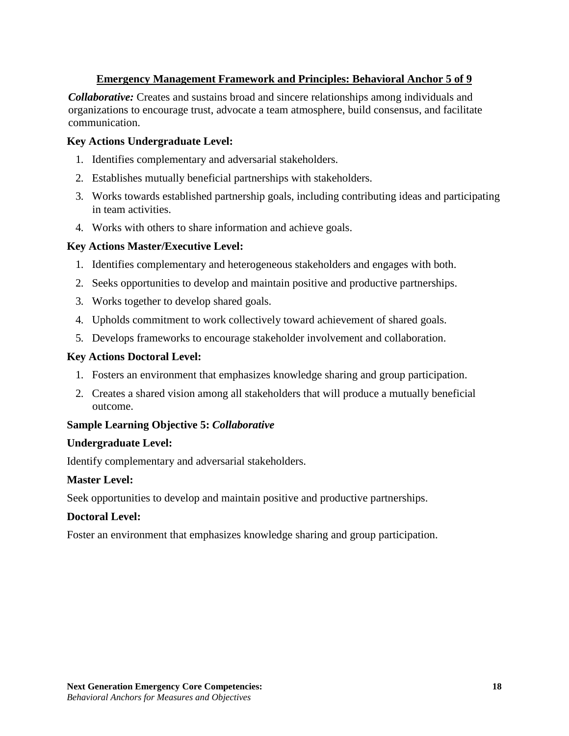## Emergency Management Framework and Principles: Behavioral Anchor 5 of 9

***Collaborative:*** Creates and sustains broad and sincere relationships among individuals and organizations to encourage trust, advocate a team atmosphere, build consensus, and facilitate communication.

**Key Actions Undergraduate Level:**

1. Identifies complementary and adversarial stakeholders.
2. Establishes mutually beneficial partnerships with stakeholders.
3. Works towards established partnership goals, including contributing ideas and participating in team activities.
4. Works with others to share information and achieve goals.

**Key Actions Master/Executive Level:**

1. Identifies complementary and heterogeneous stakeholders and engages with both.
2. Seeks opportunities to develop and maintain positive and productive partnerships.
3. Works together to develop shared goals.
4. Upholds commitment to work collectively toward achievement of shared goals.
5. Develops frameworks to encourage stakeholder involvement and collaboration.

**Key Actions Doctoral Level:**

1. Fosters an environment that emphasizes knowledge sharing and group participation.
2. Creates a shared vision among all stakeholders that will produce a mutually beneficial outcome.

**Sample Learning Objective 5: *Collaborative***

**Undergraduate Level:**

Identify complementary and adversarial stakeholders.

**Master Level:**

Seek opportunities to develop and maintain positive and productive partnerships.

**Doctoral Level:**

Foster an environment that emphasizes knowledge sharing and group participation.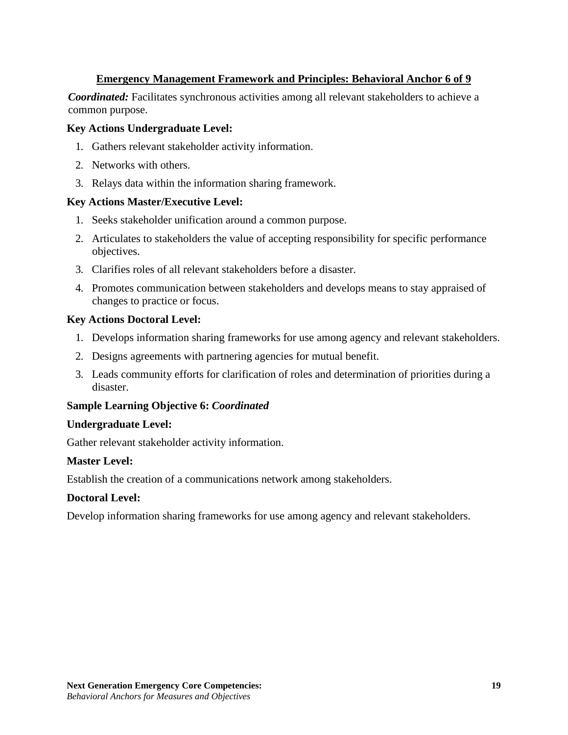## Emergency Management Framework and Principles: Behavioral Anchor 6 of 9

***Coordinated:*** Facilitates synchronous activities among all relevant stakeholders to achieve a common purpose.

**Key Actions Undergraduate Level:**

1. Gathers relevant stakeholder activity information.
2. Networks with others.
3. Relays data within the information sharing framework.

**Key Actions Master/Executive Level:**

1. Seeks stakeholder unification around a common purpose.
2. Articulates to stakeholders the value of accepting responsibility for specific performance objectives.
3. Clarifies roles of all relevant stakeholders before a disaster.
4. Promotes communication between stakeholders and develops means to stay appraised of changes to practice or focus.

**Key Actions Doctoral Level:**

1. Develops information sharing frameworks for use among agency and relevant stakeholders.
2. Designs agreements with partnering agencies for mutual benefit.
3. Leads community efforts for clarification of roles and determination of priorities during a disaster.

**Sample Learning Objective 6: *Coordinated***

**Undergraduate Level:**

Gather relevant stakeholder activity information.

**Master Level:**

Establish the creation of a communications network among stakeholders.

**Doctoral Level:**

Develop information sharing frameworks for use among agency and relevant stakeholders.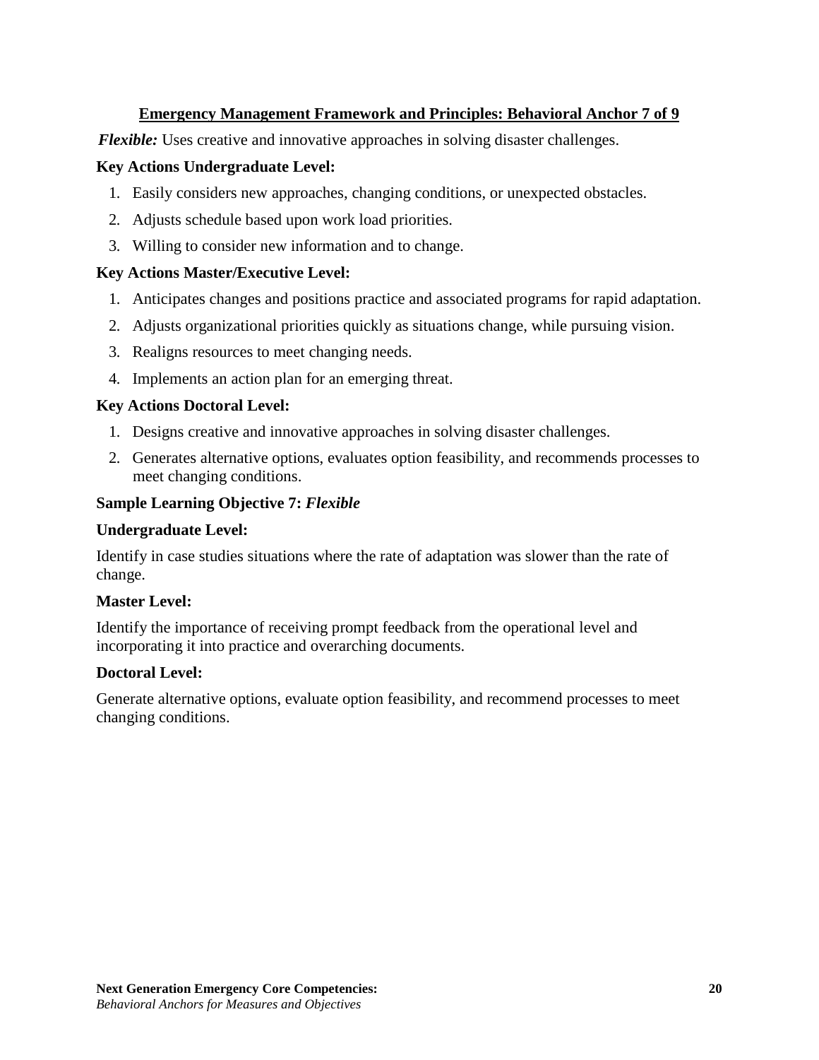## Emergency Management Framework and Principles: Behavioral Anchor 7 of 9

***Flexible:*** Uses creative and innovative approaches in solving disaster challenges.

**Key Actions Undergraduate Level:**

1. Easily considers new approaches, changing conditions, or unexpected obstacles.
2. Adjusts schedule based upon work load priorities.
3. Willing to consider new information and to change.

**Key Actions Master/Executive Level:**

1. Anticipates changes and positions practice and associated programs for rapid adaptation.
2. Adjusts organizational priorities quickly as situations change, while pursuing vision.
3. Realigns resources to meet changing needs.
4. Implements an action plan for an emerging threat.

**Key Actions Doctoral Level:**

1. Designs creative and innovative approaches in solving disaster challenges.
2. Generates alternative options, evaluates option feasibility, and recommends processes to meet changing conditions.

**Sample Learning Objective 7:** ***Flexible***

**Undergraduate Level:**

Identify in case studies situations where the rate of adaptation was slower than the rate of change.

**Master Level:**

Identify the importance of receiving prompt feedback from the operational level and incorporating it into practice and overarching documents.

**Doctoral Level:**

Generate alternative options, evaluate option feasibility, and recommend processes to meet changing conditions.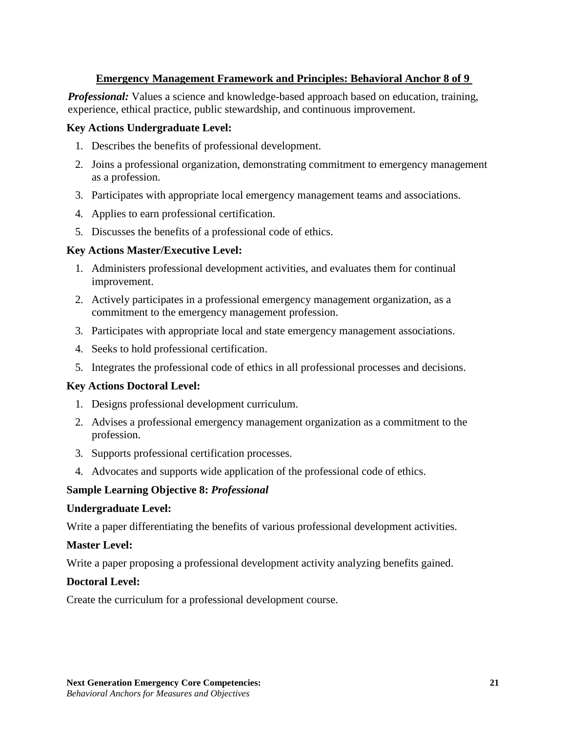## Emergency Management Framework and Principles: Behavioral Anchor 8 of 9

***Professional:*** Values a science and knowledge-based approach based on education, training, experience, ethical practice, public stewardship, and continuous improvement.

### Key Actions Undergraduate Level:

1. Describes the benefits of professional development.
2. Joins a professional organization, demonstrating commitment to emergency management as a profession.
3. Participates with appropriate local emergency management teams and associations.
4. Applies to earn professional certification.
5. Discusses the benefits of a professional code of ethics.

### Key Actions Master/Executive Level:

1. Administers professional development activities, and evaluates them for continual improvement.
2. Actively participates in a professional emergency management organization, as a commitment to the emergency management profession.
3. Participates with appropriate local and state emergency management associations.
4. Seeks to hold professional certification.
5. Integrates the professional code of ethics in all professional processes and decisions.

### Key Actions Doctoral Level:

1. Designs professional development curriculum.
2. Advises a professional emergency management organization as a commitment to the profession.
3. Supports professional certification processes.
4. Advocates and supports wide application of the professional code of ethics.

### Sample Learning Objective 8: *Professional*

**Undergraduate Level:**

Write a paper differentiating the benefits of various professional development activities.

**Master Level:**

Write a paper proposing a professional development activity analyzing benefits gained.

**Doctoral Level:**

Create the curriculum for a professional development course.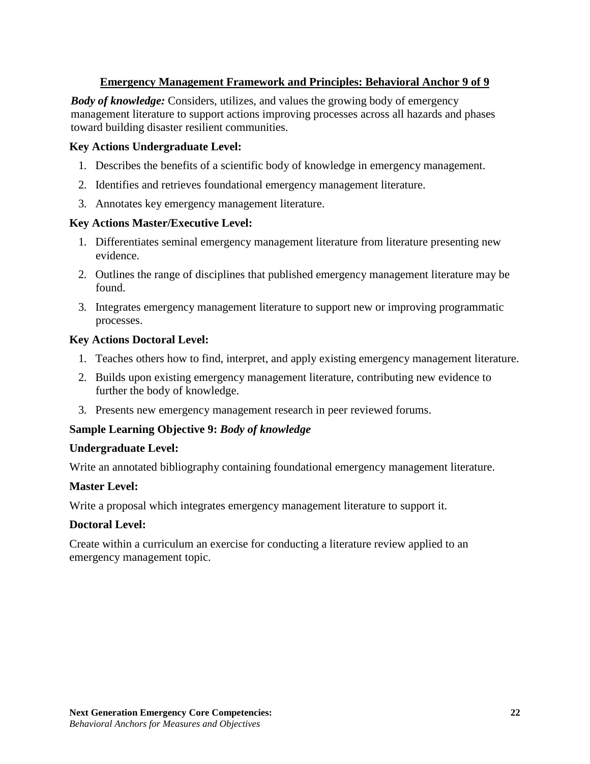## Emergency Management Framework and Principles: Behavioral Anchor 9 of 9

***Body of knowledge:*** Considers, utilizes, and values the growing body of emergency management literature to support actions improving processes across all hazards and phases toward building disaster resilient communities.

**Key Actions Undergraduate Level:**

1. Describes the benefits of a scientific body of knowledge in emergency management.
2. Identifies and retrieves foundational emergency management literature.
3. Annotates key emergency management literature.

**Key Actions Master/Executive Level:**

1. Differentiates seminal emergency management literature from literature presenting new evidence.
2. Outlines the range of disciplines that published emergency management literature may be found.
3. Integrates emergency management literature to support new or improving programmatic processes.

**Key Actions Doctoral Level:**

1. Teaches others how to find, interpret, and apply existing emergency management literature.
2. Builds upon existing emergency management literature, contributing new evidence to further the body of knowledge.
3. Presents new emergency management research in peer reviewed forums.

**Sample Learning Objective 9:** ***Body of knowledge***

**Undergraduate Level:**

Write an annotated bibliography containing foundational emergency management literature.

**Master Level:**

Write a proposal which integrates emergency management literature to support it.

**Doctoral Level:**

Create within a curriculum an exercise for conducting a literature review applied to an emergency management topic.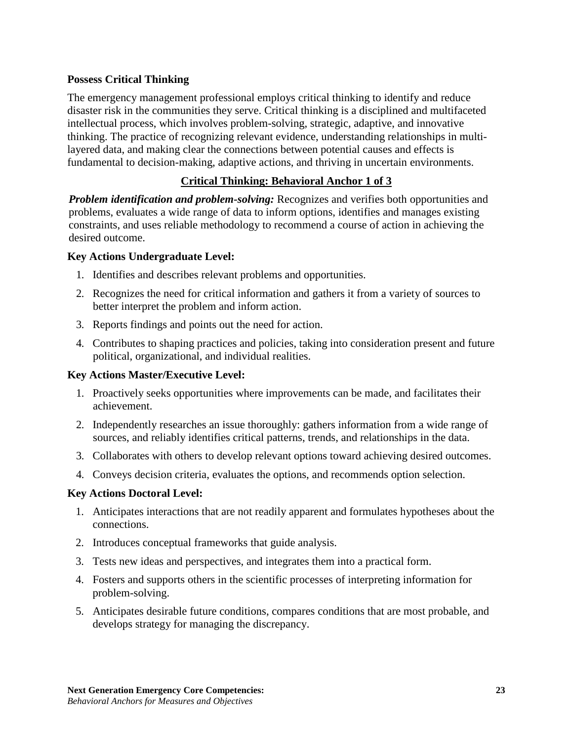**Possess Critical Thinking**

The emergency management professional employs critical thinking to identify and reduce disaster risk in the communities they serve. Critical thinking is a disciplined and multifaceted intellectual process, which involves problem-solving, strategic, adaptive, and innovative thinking. The practice of recognizing relevant evidence, understanding relationships in multi-layered data, and making clear the connections between potential causes and effects is fundamental to decision-making, adaptive actions, and thriving in uncertain environments.

**Critical Thinking: Behavioral Anchor 1 of 3**

***Problem identification and problem-solving:*** Recognizes and verifies both opportunities and problems, evaluates a wide range of data to inform options, identifies and manages existing constraints, and uses reliable methodology to recommend a course of action in achieving the desired outcome.

**Key Actions Undergraduate Level:**

1. Identifies and describes relevant problems and opportunities.
2. Recognizes the need for critical information and gathers it from a variety of sources to better interpret the problem and inform action.
3. Reports findings and points out the need for action.
4. Contributes to shaping practices and policies, taking into consideration present and future political, organizational, and individual realities.

**Key Actions Master/Executive Level:**

1. Proactively seeks opportunities where improvements can be made, and facilitates their achievement.
2. Independently researches an issue thoroughly: gathers information from a wide range of sources, and reliably identifies critical patterns, trends, and relationships in the data.
3. Collaborates with others to develop relevant options toward achieving desired outcomes.
4. Conveys decision criteria, evaluates the options, and recommends option selection.

**Key Actions Doctoral Level:**

1. Anticipates interactions that are not readily apparent and formulates hypotheses about the connections.
2. Introduces conceptual frameworks that guide analysis.
3. Tests new ideas and perspectives, and integrates them into a practical form.
4. Fosters and supports others in the scientific processes of interpreting information for problem-solving.
5. Anticipates desirable future conditions, compares conditions that are most probable, and develops strategy for managing the discrepancy.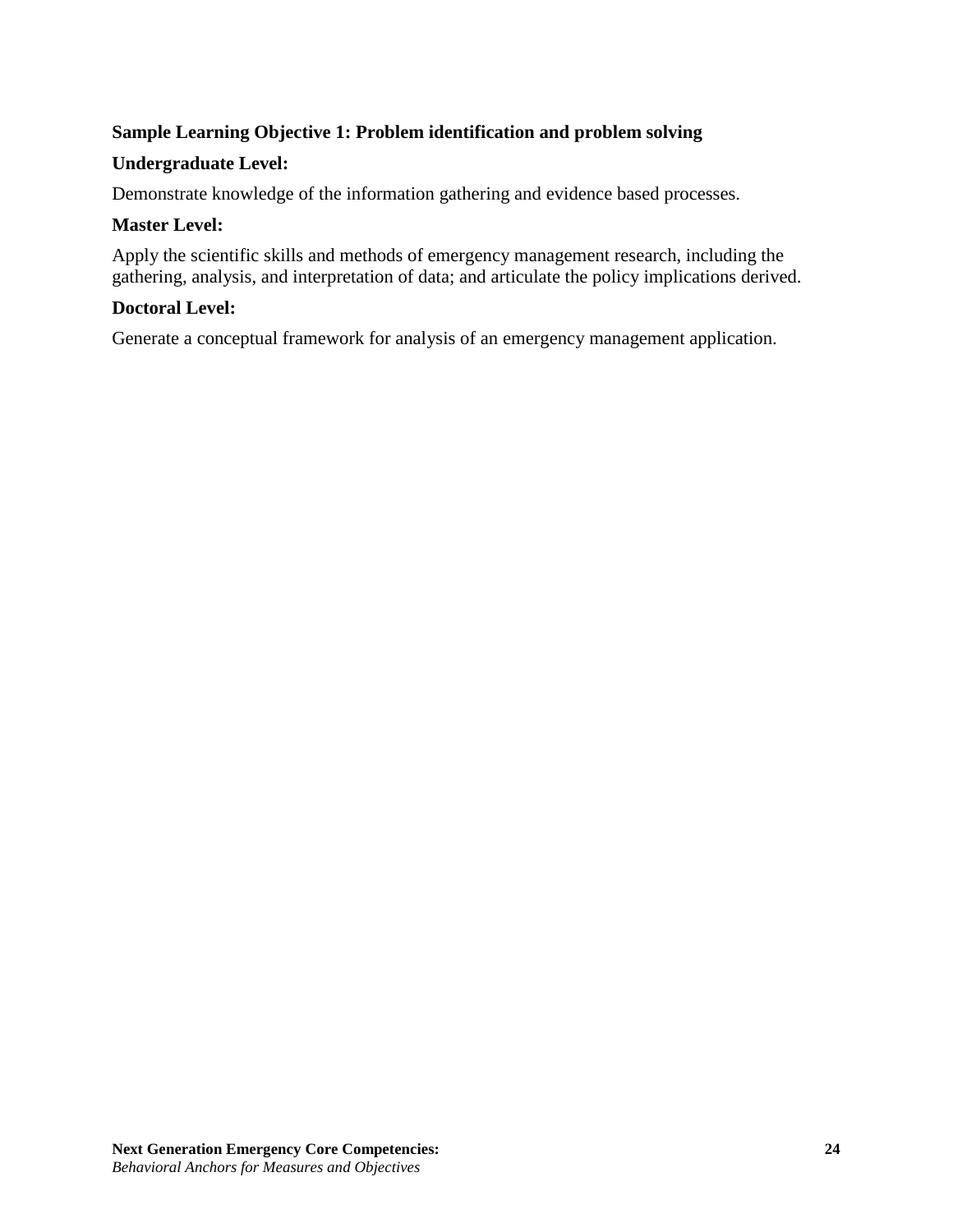**Sample Learning Objective 1: Problem identification and problem solving**

**Undergraduate Level:**

Demonstrate knowledge of the information gathering and evidence based processes.

**Master Level:**

Apply the scientific skills and methods of emergency management research, including the gathering, analysis, and interpretation of data; and articulate the policy implications derived.

**Doctoral Level:**

Generate a conceptual framework for analysis of an emergency management application.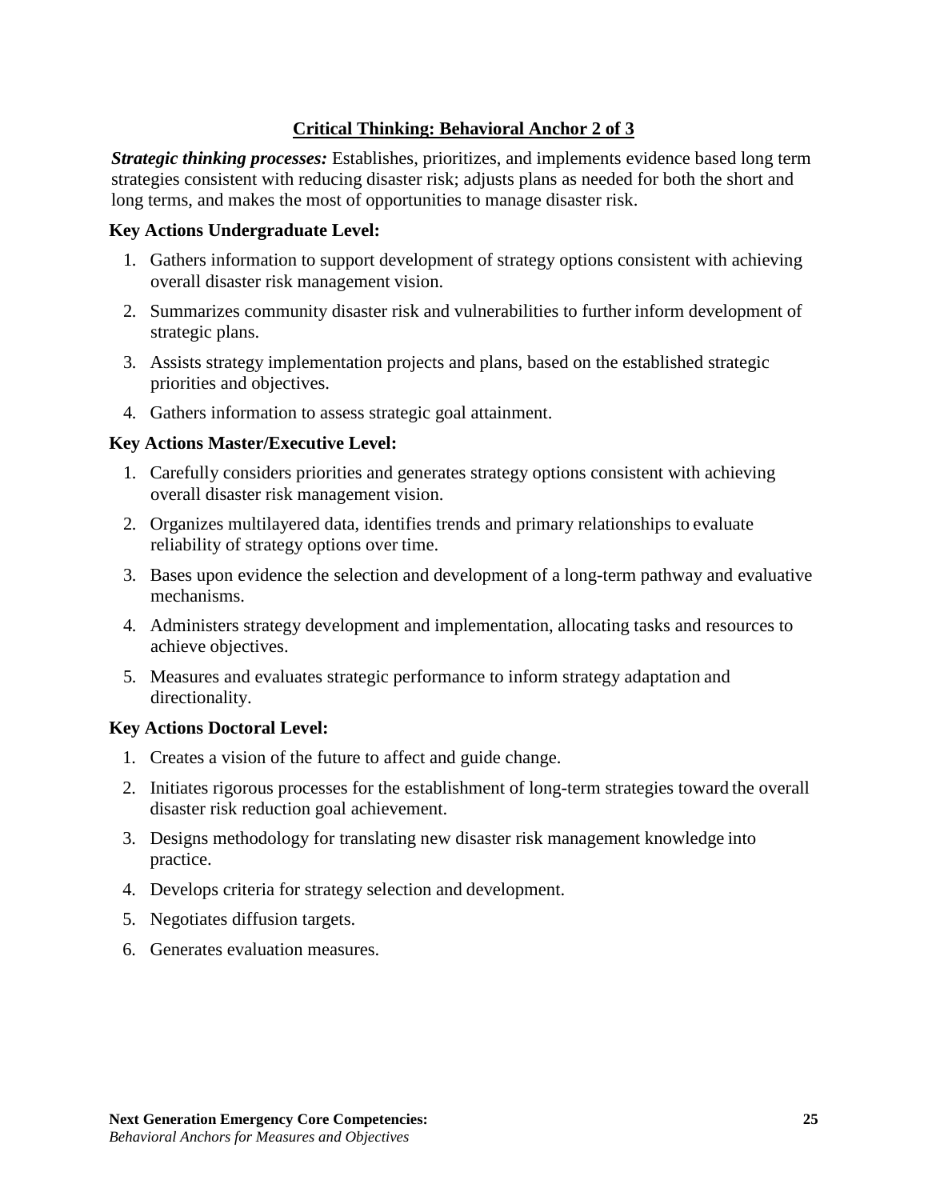## Critical Thinking: Behavioral Anchor 2 of 3

***Strategic thinking processes:*** Establishes, prioritizes, and implements evidence based long term strategies consistent with reducing disaster risk; adjusts plans as needed for both the short and long terms, and makes the most of opportunities to manage disaster risk.

**Key Actions Undergraduate Level:**

1. Gathers information to support development of strategy options consistent with achieving overall disaster risk management vision.
2. Summarizes community disaster risk and vulnerabilities to further inform development of strategic plans.
3. Assists strategy implementation projects and plans, based on the established strategic priorities and objectives.
4. Gathers information to assess strategic goal attainment.

**Key Actions Master/Executive Level:**

1. Carefully considers priorities and generates strategy options consistent with achieving overall disaster risk management vision.
2. Organizes multilayered data, identifies trends and primary relationships to evaluate reliability of strategy options over time.
3. Bases upon evidence the selection and development of a long-term pathway and evaluative mechanisms.
4. Administers strategy development and implementation, allocating tasks and resources to achieve objectives.
5. Measures and evaluates strategic performance to inform strategy adaptation and directionality.

**Key Actions Doctoral Level:**

1. Creates a vision of the future to affect and guide change.
2. Initiates rigorous processes for the establishment of long-term strategies toward the overall disaster risk reduction goal achievement.
3. Designs methodology for translating new disaster risk management knowledge into practice.
4. Develops criteria for strategy selection and development.
5. Negotiates diffusion targets.
6. Generates evaluation measures.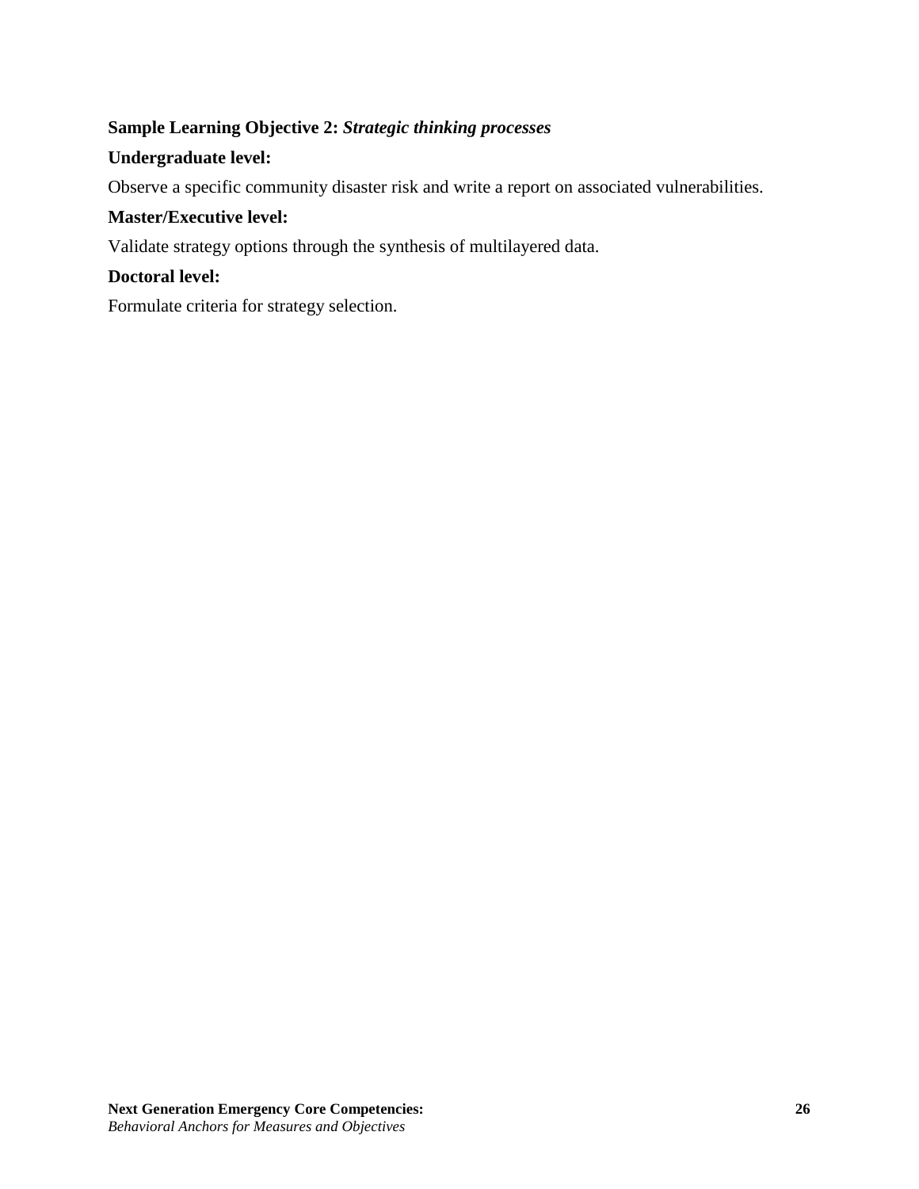**Sample Learning Objective 2:** ***Strategic thinking processes***

**Undergraduate level:**

Observe a specific community disaster risk and write a report on associated vulnerabilities.

**Master/Executive level:**

Validate strategy options through the synthesis of multilayered data.

**Doctoral level:**

Formulate criteria for strategy selection.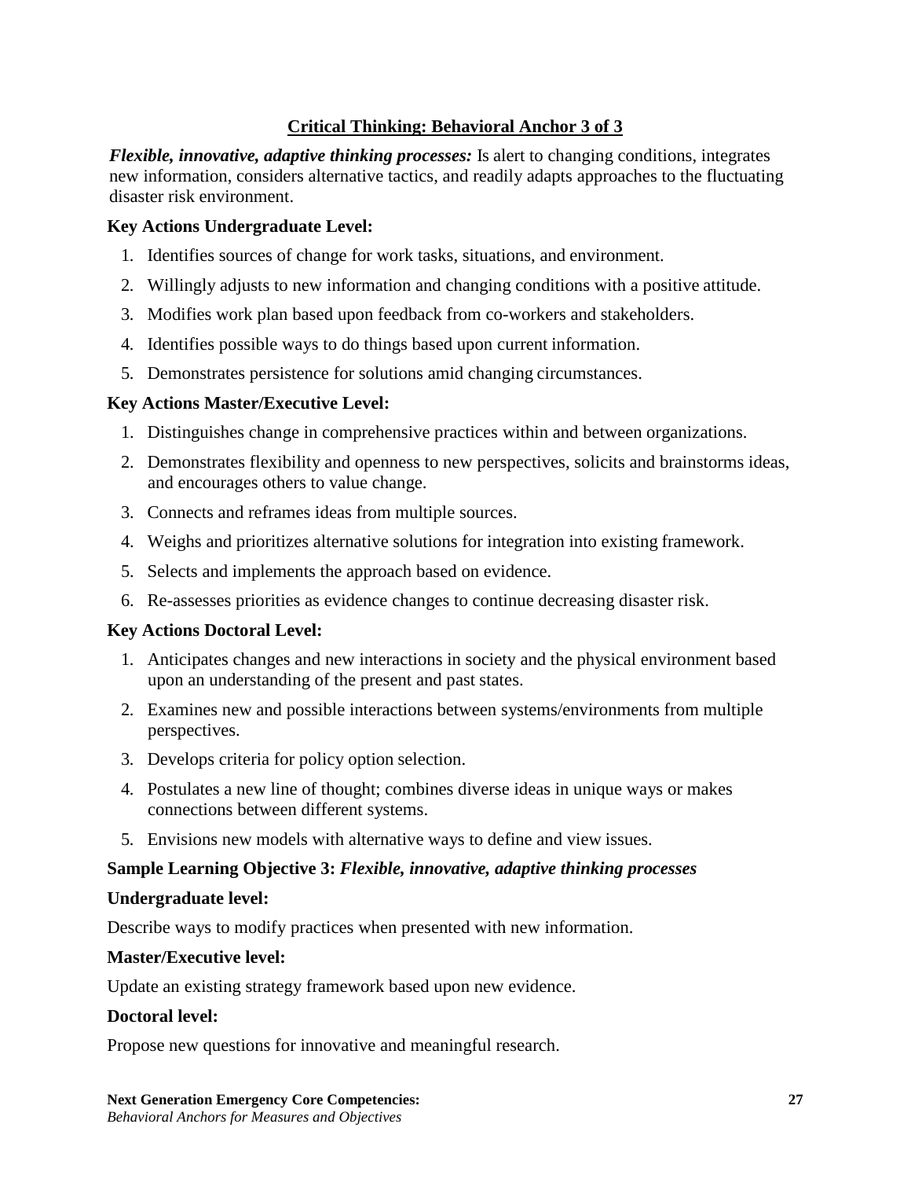## Critical Thinking: Behavioral Anchor 3 of 3

***Flexible, innovative, adaptive thinking processes:*** Is alert to changing conditions, integrates new information, considers alternative tactics, and readily adapts approaches to the fluctuating disaster risk environment.

**Key Actions Undergraduate Level:**

1. Identifies sources of change for work tasks, situations, and environment.
2. Willingly adjusts to new information and changing conditions with a positive attitude.
3. Modifies work plan based upon feedback from co-workers and stakeholders.
4. Identifies possible ways to do things based upon current information.
5. Demonstrates persistence for solutions amid changing circumstances.

**Key Actions Master/Executive Level:**

1. Distinguishes change in comprehensive practices within and between organizations.
2. Demonstrates flexibility and openness to new perspectives, solicits and brainstorms ideas, and encourages others to value change.
3. Connects and reframes ideas from multiple sources.
4. Weighs and prioritizes alternative solutions for integration into existing framework.
5. Selects and implements the approach based on evidence.
6. Re-assesses priorities as evidence changes to continue decreasing disaster risk.

**Key Actions Doctoral Level:**

1. Anticipates changes and new interactions in society and the physical environment based upon an understanding of the present and past states.
2. Examines new and possible interactions between systems/environments from multiple perspectives.
3. Develops criteria for policy option selection.
4. Postulates a new line of thought; combines diverse ideas in unique ways or makes connections between different systems.
5. Envisions new models with alternative ways to define and view issues.

**Sample Learning Objective 3:** ***Flexible, innovative, adaptive thinking processes***

**Undergraduate level:**

Describe ways to modify practices when presented with new information.

**Master/Executive level:**

Update an existing strategy framework based upon new evidence.

**Doctoral level:**

Propose new questions for innovative and meaningful research.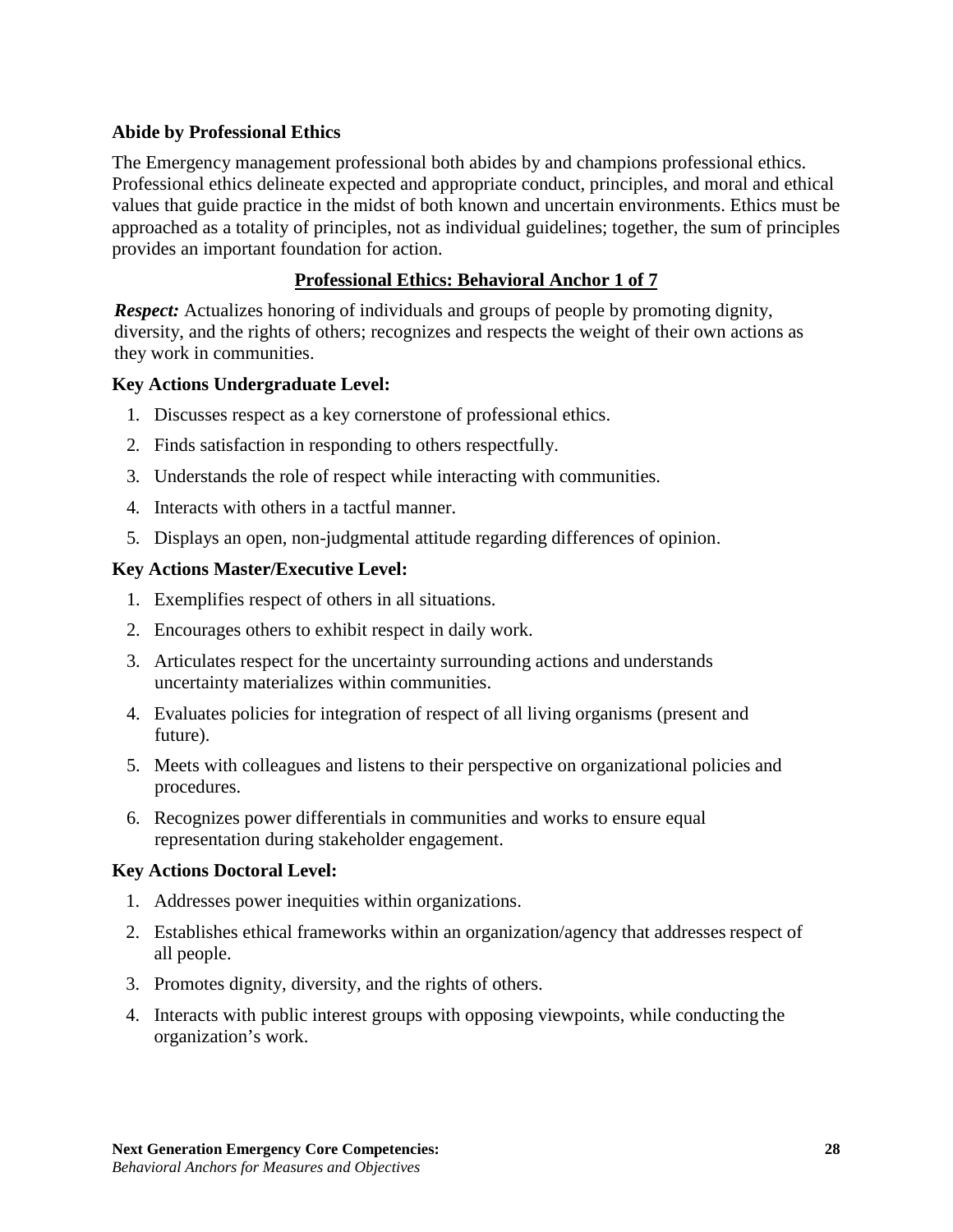## Abide by Professional Ethics

The Emergency management professional both abides by and champions professional ethics. Professional ethics delineate expected and appropriate conduct, principles, and moral and ethical values that guide practice in the midst of both known and uncertain environments. Ethics must be approached as a totality of principles, not as individual guidelines; together, the sum of principles provides an important foundation for action.

### <u>Professional Ethics: Behavioral Anchor 1 of 7</u>

***Respect:*** Actualizes honoring of individuals and groups of people by promoting dignity, diversity, and the rights of others; recognizes and respects the weight of their own actions as they work in communities.

**Key Actions Undergraduate Level:**

1. Discusses respect as a key cornerstone of professional ethics.
2. Finds satisfaction in responding to others respectfully.
3. Understands the role of respect while interacting with communities.
4. Interacts with others in a tactful manner.
5. Displays an open, non-judgmental attitude regarding differences of opinion.

**Key Actions Master/Executive Level:**

1. Exemplifies respect of others in all situations.
2. Encourages others to exhibit respect in daily work.
3. Articulates respect for the uncertainty surrounding actions and understands uncertainty materializes within communities.
4. Evaluates policies for integration of respect of all living organisms (present and future).
5. Meets with colleagues and listens to their perspective on organizational policies and procedures.
6. Recognizes power differentials in communities and works to ensure equal representation during stakeholder engagement.

**Key Actions Doctoral Level:**

1. Addresses power inequities within organizations.
2. Establishes ethical frameworks within an organization/agency that addresses respect of all people.
3. Promotes dignity, diversity, and the rights of others.
4. Interacts with public interest groups with opposing viewpoints, while conducting the organization's work.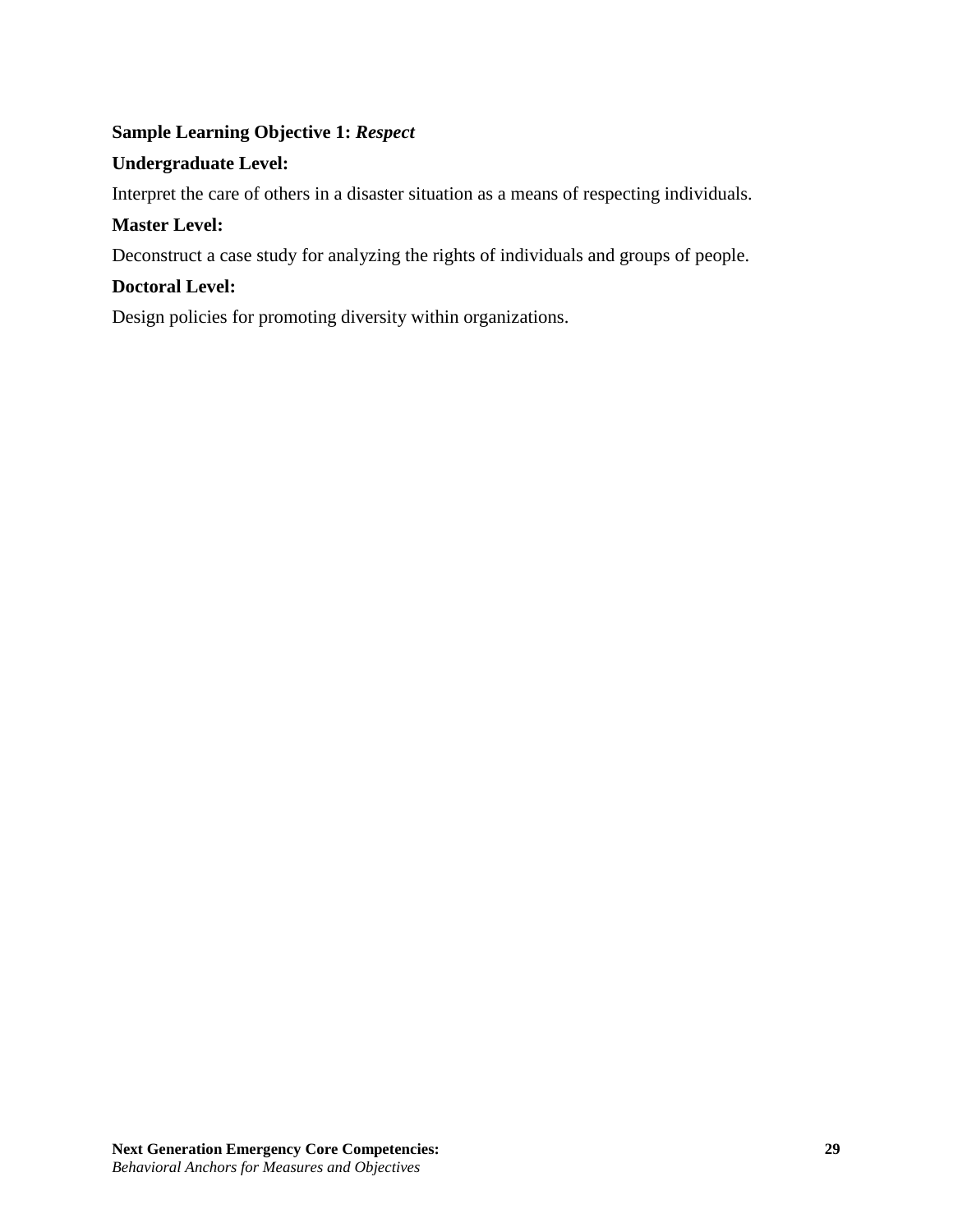**Sample Learning Objective 1:** ***Respect***

**Undergraduate Level:**

Interpret the care of others in a disaster situation as a means of respecting individuals.

**Master Level:**

Deconstruct a case study for analyzing the rights of individuals and groups of people.

**Doctoral Level:**

Design policies for promoting diversity within organizations.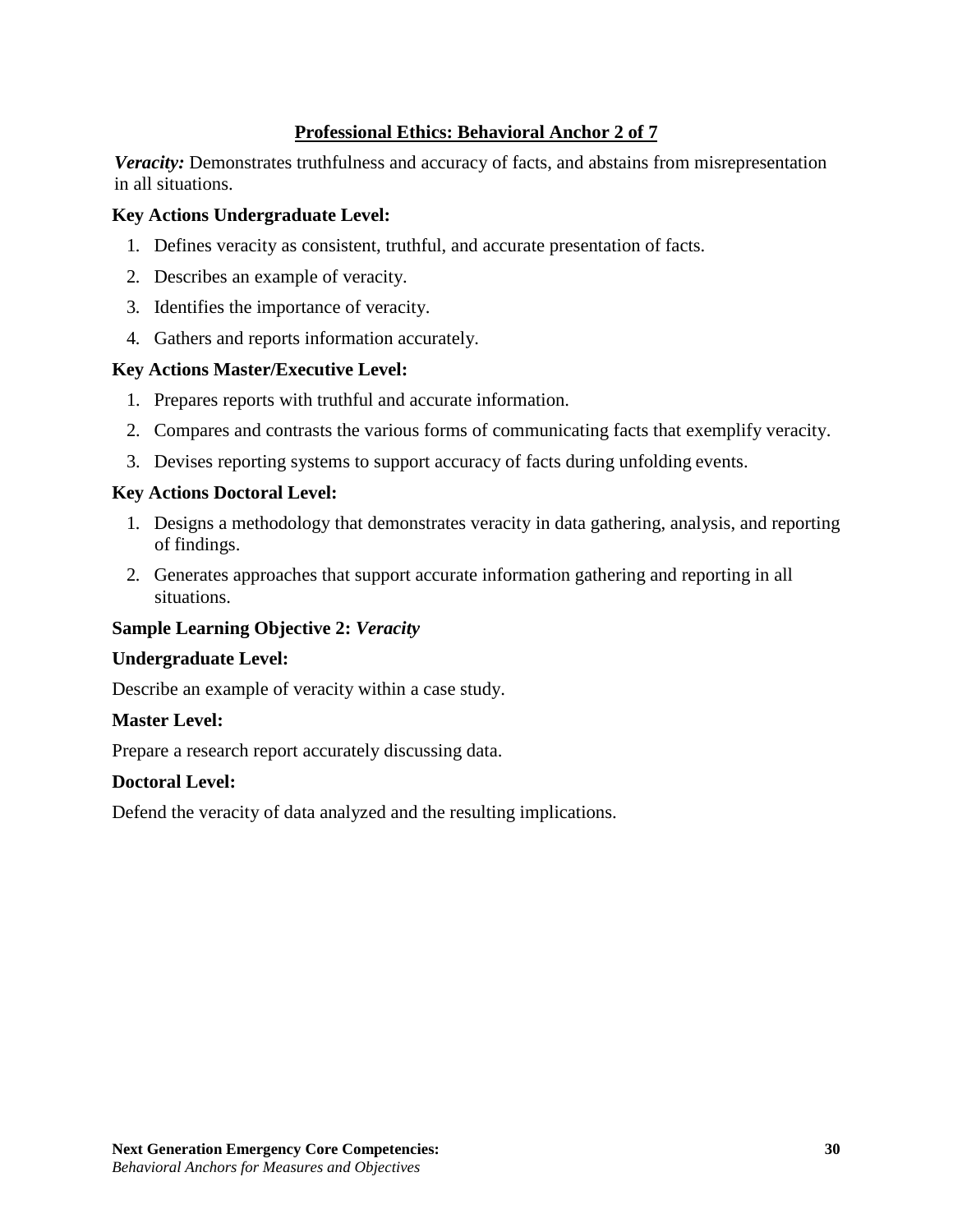## Professional Ethics: Behavioral Anchor 2 of 7

***Veracity:*** Demonstrates truthfulness and accuracy of facts, and abstains from misrepresentation in all situations.

**Key Actions Undergraduate Level:**

1. Defines veracity as consistent, truthful, and accurate presentation of facts.
2. Describes an example of veracity.
3. Identifies the importance of veracity.
4. Gathers and reports information accurately.

**Key Actions Master/Executive Level:**

1. Prepares reports with truthful and accurate information.
2. Compares and contrasts the various forms of communicating facts that exemplify veracity.
3. Devises reporting systems to support accuracy of facts during unfolding events.

**Key Actions Doctoral Level:**

1. Designs a methodology that demonstrates veracity in data gathering, analysis, and reporting of findings.
2. Generates approaches that support accurate information gathering and reporting in all situations.

**Sample Learning Objective 2: *Veracity***

**Undergraduate Level:**

Describe an example of veracity within a case study.

**Master Level:**

Prepare a research report accurately discussing data.

**Doctoral Level:**

Defend the veracity of data analyzed and the resulting implications.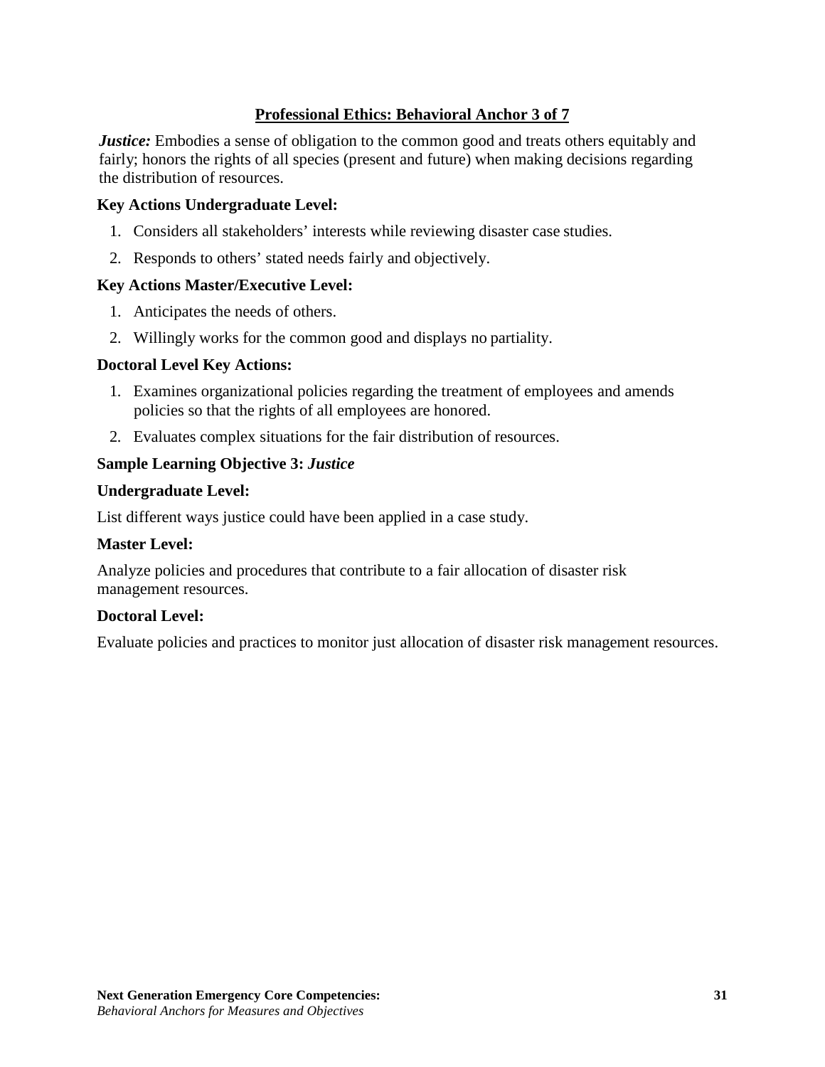## Professional Ethics: Behavioral Anchor 3 of 7

***Justice:*** Embodies a sense of obligation to the common good and treats others equitably and fairly; honors the rights of all species (present and future) when making decisions regarding the distribution of resources.

**Key Actions Undergraduate Level:**

1. Considers all stakeholders' interests while reviewing disaster case studies.
2. Responds to others' stated needs fairly and objectively.

**Key Actions Master/Executive Level:**

1. Anticipates the needs of others.
2. Willingly works for the common good and displays no partiality.

**Doctoral Level Key Actions:**

1. Examines organizational policies regarding the treatment of employees and amends policies so that the rights of all employees are honored.
2. Evaluates complex situations for the fair distribution of resources.

**Sample Learning Objective 3:** ***Justice***

**Undergraduate Level:**

List different ways justice could have been applied in a case study.

**Master Level:**

Analyze policies and procedures that contribute to a fair allocation of disaster risk management resources.

**Doctoral Level:**

Evaluate policies and practices to monitor just allocation of disaster risk management resources.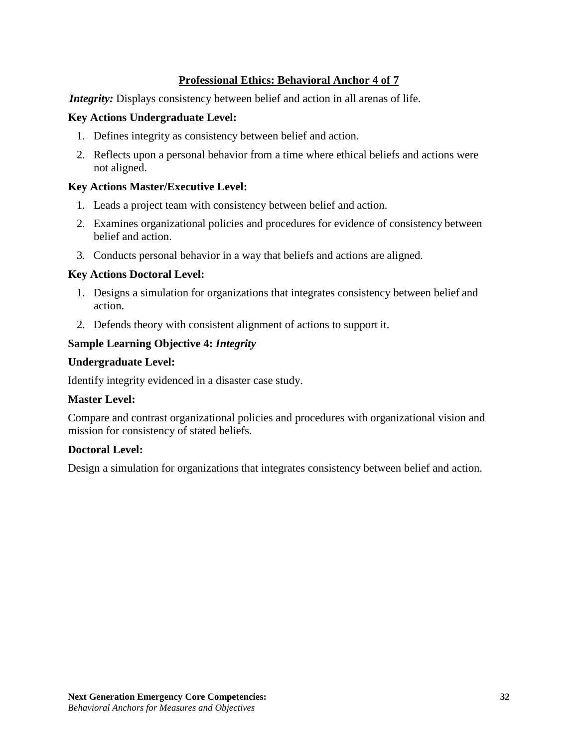## Professional Ethics: Behavioral Anchor 4 of 7

***Integrity:*** Displays consistency between belief and action in all arenas of life.

**Key Actions Undergraduate Level:**

1. Defines integrity as consistency between belief and action.
2. Reflects upon a personal behavior from a time where ethical beliefs and actions were not aligned.

**Key Actions Master/Executive Level:**

1. Leads a project team with consistency between belief and action.
2. Examines organizational policies and procedures for evidence of consistency between belief and action.
3. Conducts personal behavior in a way that beliefs and actions are aligned.

**Key Actions Doctoral Level:**

1. Designs a simulation for organizations that integrates consistency between belief and action.
2. Defends theory with consistent alignment of actions to support it.

**Sample Learning Objective 4: *Integrity***

**Undergraduate Level:**

Identify integrity evidenced in a disaster case study.

**Master Level:**

Compare and contrast organizational policies and procedures with organizational vision and mission for consistency of stated beliefs.

**Doctoral Level:**

Design a simulation for organizations that integrates consistency between belief and action.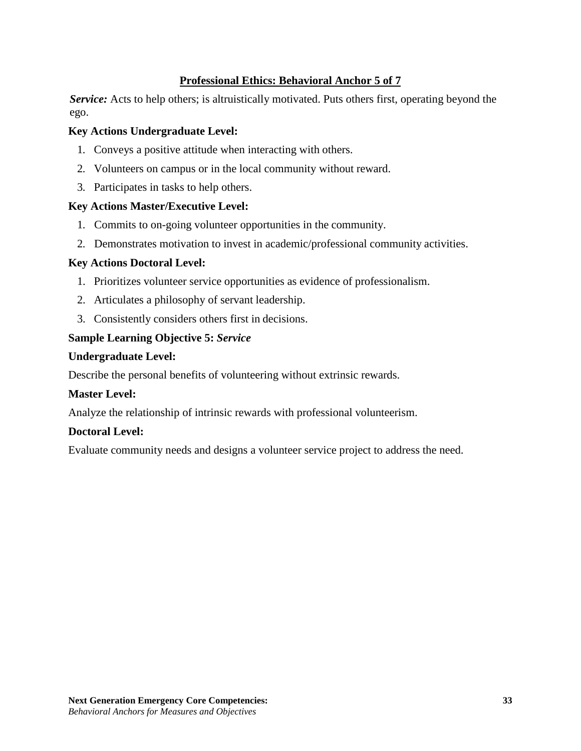## Professional Ethics: Behavioral Anchor 5 of 7

***Service:*** Acts to help others; is altruistically motivated. Puts others first, operating beyond the ego.

**Key Actions Undergraduate Level:**

1. Conveys a positive attitude when interacting with others.
2. Volunteers on campus or in the local community without reward.
3. Participates in tasks to help others.

**Key Actions Master/Executive Level:**

1. Commits to on-going volunteer opportunities in the community.
2. Demonstrates motivation to invest in academic/professional community activities.

**Key Actions Doctoral Level:**

1. Prioritizes volunteer service opportunities as evidence of professionalism.
2. Articulates a philosophy of servant leadership.
3. Consistently considers others first in decisions.

**Sample Learning Objective 5:** ***Service***

**Undergraduate Level:**

Describe the personal benefits of volunteering without extrinsic rewards.

**Master Level:**

Analyze the relationship of intrinsic rewards with professional volunteerism.

**Doctoral Level:**

Evaluate community needs and designs a volunteer service project to address the need.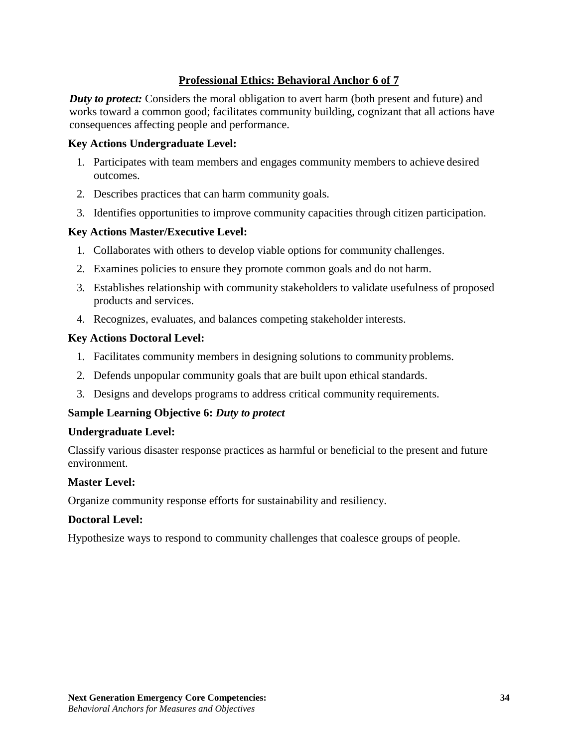## Professional Ethics: Behavioral Anchor 6 of 7

***Duty to protect:*** Considers the moral obligation to avert harm (both present and future) and works toward a common good; facilitates community building, cognizant that all actions have consequences affecting people and performance.

**Key Actions Undergraduate Level:**

1. Participates with team members and engages community members to achieve desired outcomes.
2. Describes practices that can harm community goals.
3. Identifies opportunities to improve community capacities through citizen participation.

**Key Actions Master/Executive Level:**

1. Collaborates with others to develop viable options for community challenges.
2. Examines policies to ensure they promote common goals and do not harm.
3. Establishes relationship with community stakeholders to validate usefulness of proposed products and services.
4. Recognizes, evaluates, and balances competing stakeholder interests.

**Key Actions Doctoral Level:**

1. Facilitates community members in designing solutions to community problems.
2. Defends unpopular community goals that are built upon ethical standards.
3. Designs and develops programs to address critical community requirements.

**Sample Learning Objective 6:** ***Duty to protect***

**Undergraduate Level:**

Classify various disaster response practices as harmful or beneficial to the present and future environment.

**Master Level:**

Organize community response efforts for sustainability and resiliency.

**Doctoral Level:**

Hypothesize ways to respond to community challenges that coalesce groups of people.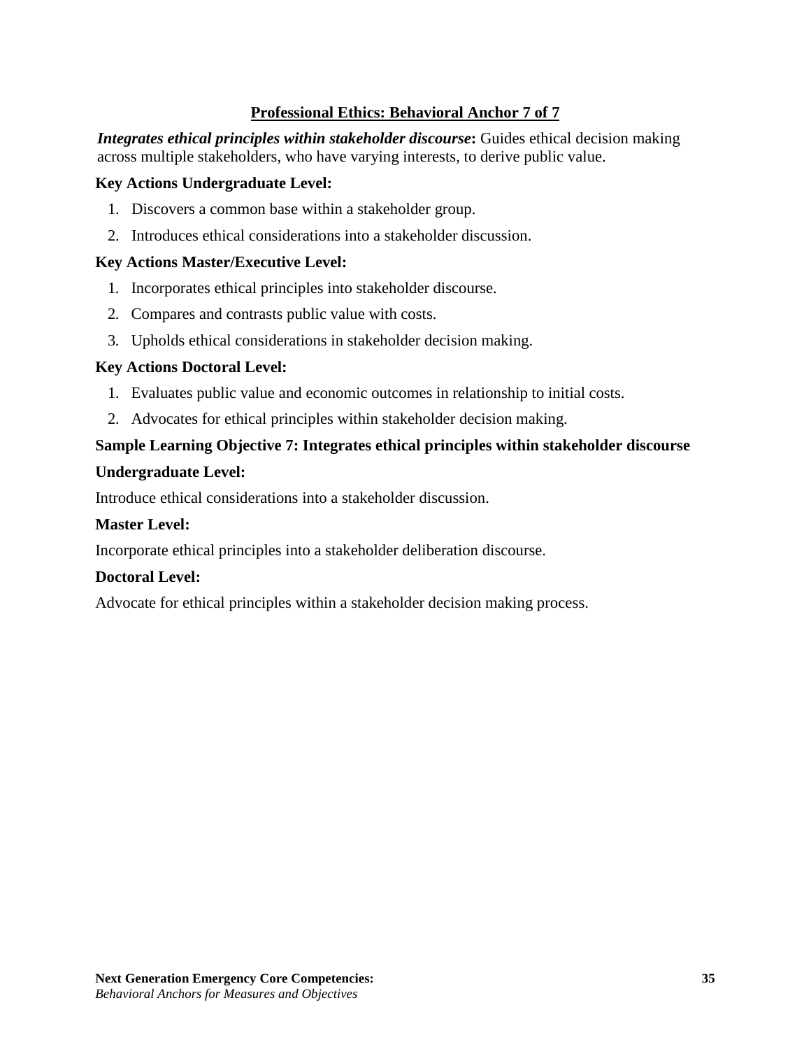## Professional Ethics: Behavioral Anchor 7 of 7

***Integrates ethical principles within stakeholder discourse*:** Guides ethical decision making across multiple stakeholders, who have varying interests, to derive public value.

**Key Actions Undergraduate Level:**

1. Discovers a common base within a stakeholder group.
2. Introduces ethical considerations into a stakeholder discussion.

**Key Actions Master/Executive Level:**

1. Incorporates ethical principles into stakeholder discourse.
2. Compares and contrasts public value with costs.
3. Upholds ethical considerations in stakeholder decision making.

**Key Actions Doctoral Level:**

1. Evaluates public value and economic outcomes in relationship to initial costs.
2. Advocates for ethical principles within stakeholder decision making.

**Sample Learning Objective 7: Integrates ethical principles within stakeholder discourse**

**Undergraduate Level:**

Introduce ethical considerations into a stakeholder discussion.

**Master Level:**

Incorporate ethical principles into a stakeholder deliberation discourse.

**Doctoral Level:**

Advocate for ethical principles within a stakeholder decision making process.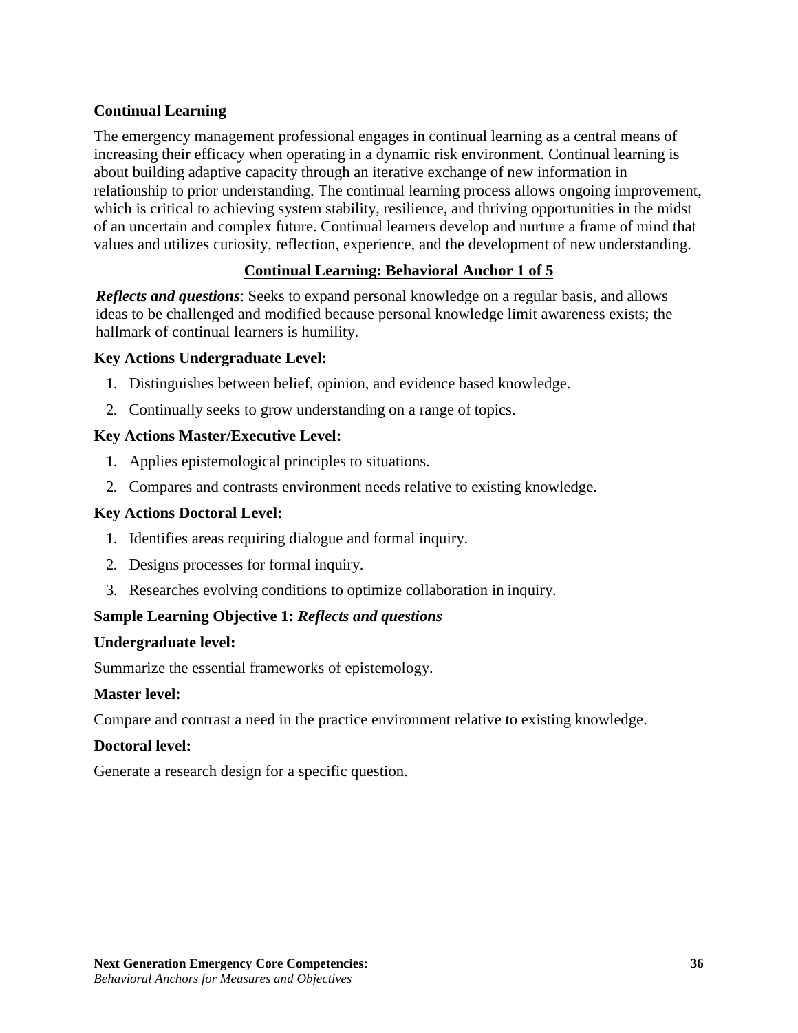## Continual Learning

The emergency management professional engages in continual learning as a central means of increasing their efficacy when operating in a dynamic risk environment. Continual learning is about building adaptive capacity through an iterative exchange of new information in relationship to prior understanding. The continual learning process allows ongoing improvement, which is critical to achieving system stability, resilience, and thriving opportunities in the midst of an uncertain and complex future. Continual learners develop and nurture a frame of mind that values and utilizes curiosity, reflection, experience, and the development of new understanding.

### Continual Learning: Behavioral Anchor 1 of 5

***Reflects and questions***: Seeks to expand personal knowledge on a regular basis, and allows ideas to be challenged and modified because personal knowledge limit awareness exists; the hallmark of continual learners is humility.

**Key Actions Undergraduate Level:**

1. Distinguishes between belief, opinion, and evidence based knowledge.
2. Continually seeks to grow understanding on a range of topics.

**Key Actions Master/Executive Level:**

1. Applies epistemological principles to situations.
2. Compares and contrasts environment needs relative to existing knowledge.

**Key Actions Doctoral Level:**

1. Identifies areas requiring dialogue and formal inquiry.
2. Designs processes for formal inquiry.
3. Researches evolving conditions to optimize collaboration in inquiry.

**Sample Learning Objective 1: *Reflects and questions***

**Undergraduate level:**

Summarize the essential frameworks of epistemology.

**Master level:**

Compare and contrast a need in the practice environment relative to existing knowledge.

**Doctoral level:**

Generate a research design for a specific question.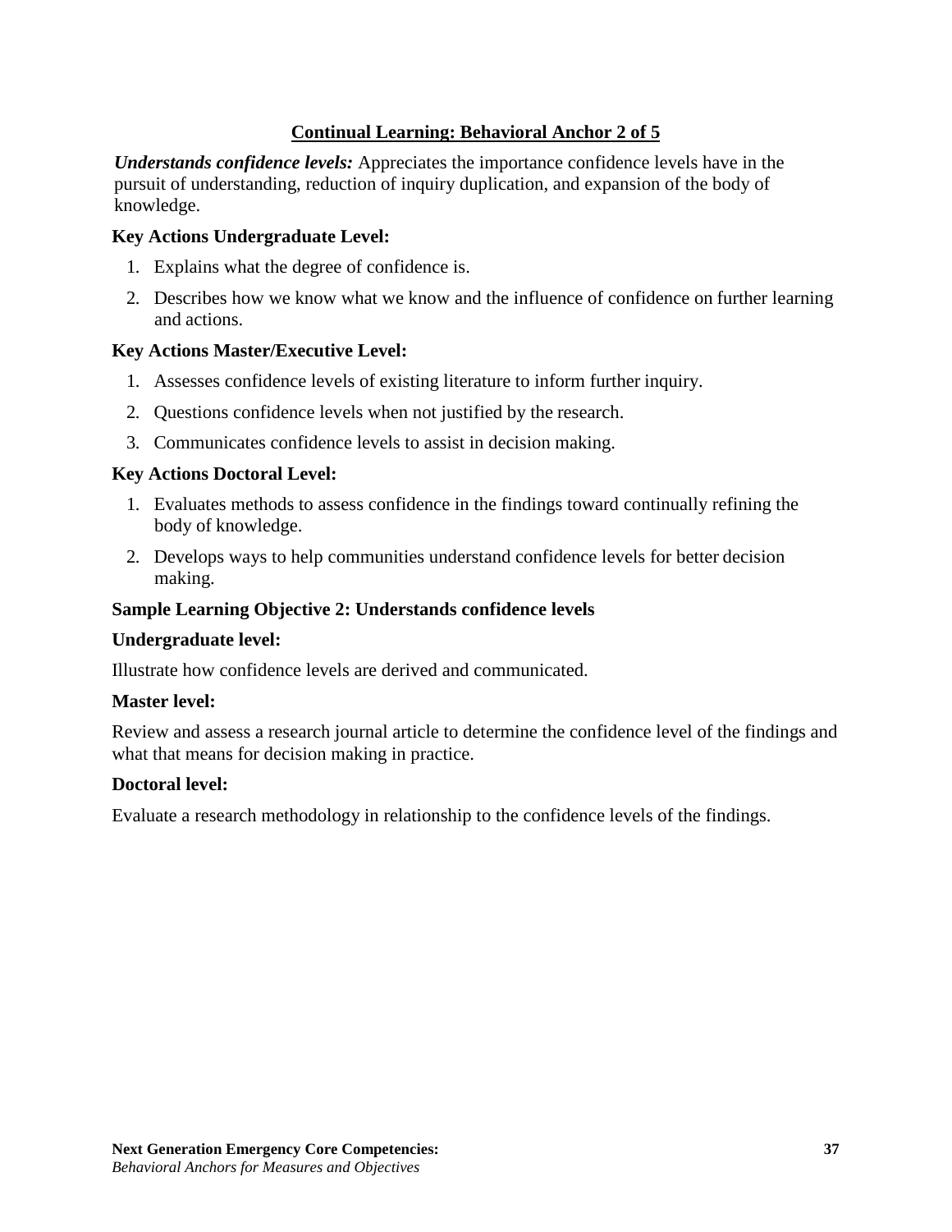## Continual Learning: Behavioral Anchor 2 of 5

***Understands confidence levels:*** Appreciates the importance confidence levels have in the pursuit of understanding, reduction of inquiry duplication, and expansion of the body of knowledge.

**Key Actions Undergraduate Level:**

1. Explains what the degree of confidence is.
2. Describes how we know what we know and the influence of confidence on further learning and actions.

**Key Actions Master/Executive Level:**

1. Assesses confidence levels of existing literature to inform further inquiry.
2. Questions confidence levels when not justified by the research.
3. Communicates confidence levels to assist in decision making.

**Key Actions Doctoral Level:**

1. Evaluates methods to assess confidence in the findings toward continually refining the body of knowledge.
2. Develops ways to help communities understand confidence levels for better decision making.

**Sample Learning Objective 2: Understands confidence levels**

**Undergraduate level:**

Illustrate how confidence levels are derived and communicated.

**Master level:**

Review and assess a research journal article to determine the confidence level of the findings and what that means for decision making in practice.

**Doctoral level:**

Evaluate a research methodology in relationship to the confidence levels of the findings.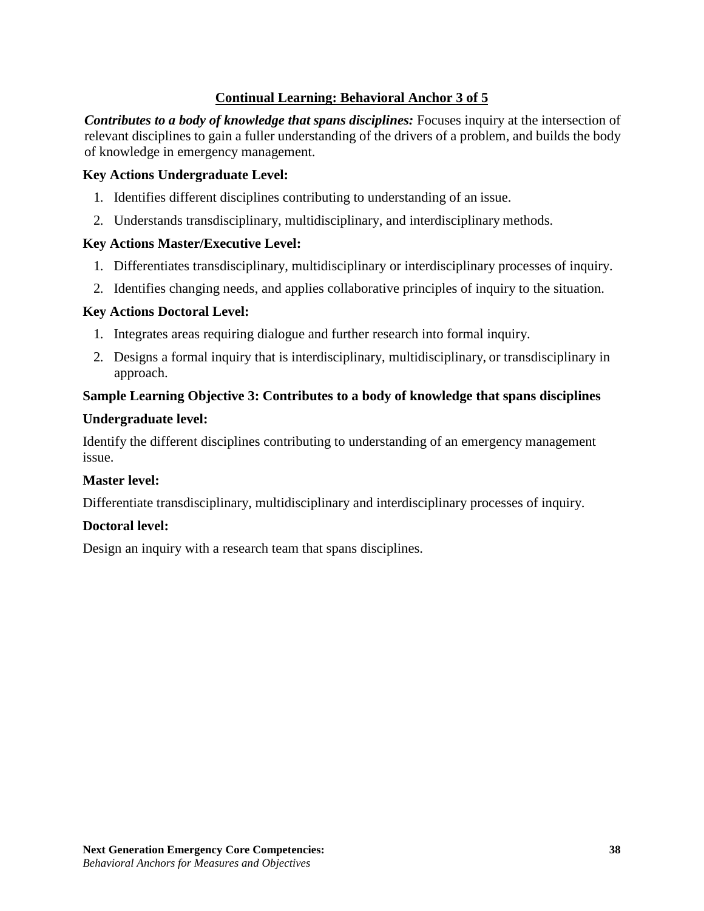## Continual Learning: Behavioral Anchor 3 of 5

***Contributes to a body of knowledge that spans disciplines:*** Focuses inquiry at the intersection of relevant disciplines to gain a fuller understanding of the drivers of a problem, and builds the body of knowledge in emergency management.

**Key Actions Undergraduate Level:**

1. Identifies different disciplines contributing to understanding of an issue.
2. Understands transdisciplinary, multidisciplinary, and interdisciplinary methods.

**Key Actions Master/Executive Level:**

1. Differentiates transdisciplinary, multidisciplinary or interdisciplinary processes of inquiry.
2. Identifies changing needs, and applies collaborative principles of inquiry to the situation.

**Key Actions Doctoral Level:**

1. Integrates areas requiring dialogue and further research into formal inquiry.
2. Designs a formal inquiry that is interdisciplinary, multidisciplinary, or transdisciplinary in approach.

**Sample Learning Objective 3: Contributes to a body of knowledge that spans disciplines**

**Undergraduate level:**

Identify the different disciplines contributing to understanding of an emergency management issue.

**Master level:**

Differentiate transdisciplinary, multidisciplinary and interdisciplinary processes of inquiry.

**Doctoral level:**

Design an inquiry with a research team that spans disciplines.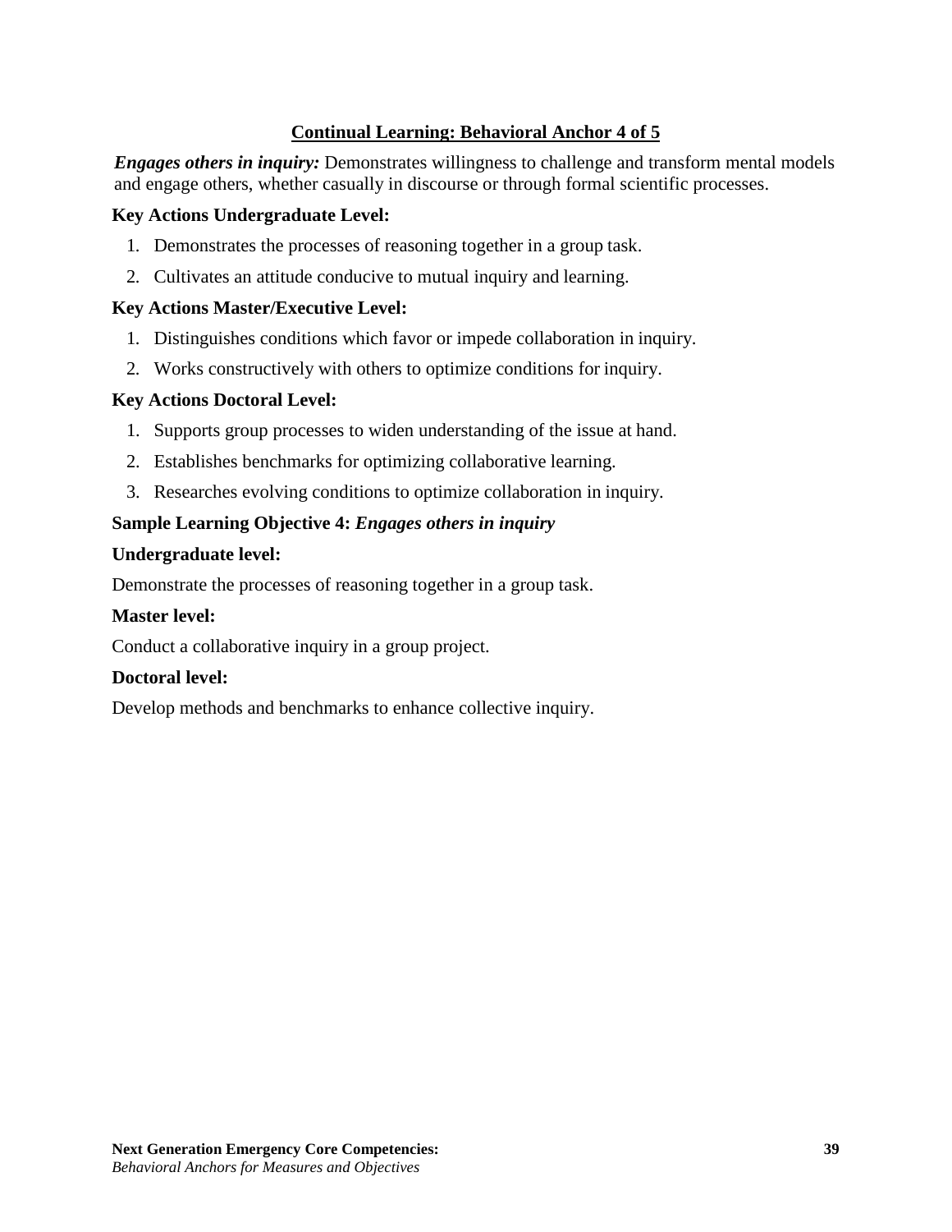## Continual Learning: Behavioral Anchor 4 of 5

***Engages others in inquiry:*** Demonstrates willingness to challenge and transform mental models and engage others, whether casually in discourse or through formal scientific processes.

**Key Actions Undergraduate Level:**

1. Demonstrates the processes of reasoning together in a group task.
2. Cultivates an attitude conducive to mutual inquiry and learning.

**Key Actions Master/Executive Level:**

1. Distinguishes conditions which favor or impede collaboration in inquiry.
2. Works constructively with others to optimize conditions for inquiry.

**Key Actions Doctoral Level:**

1. Supports group processes to widen understanding of the issue at hand.
2. Establishes benchmarks for optimizing collaborative learning.
3. Researches evolving conditions to optimize collaboration in inquiry.

**Sample Learning Objective 4:** ***Engages others in inquiry***

**Undergraduate level:**

Demonstrate the processes of reasoning together in a group task.

**Master level:**

Conduct a collaborative inquiry in a group project.

**Doctoral level:**

Develop methods and benchmarks to enhance collective inquiry.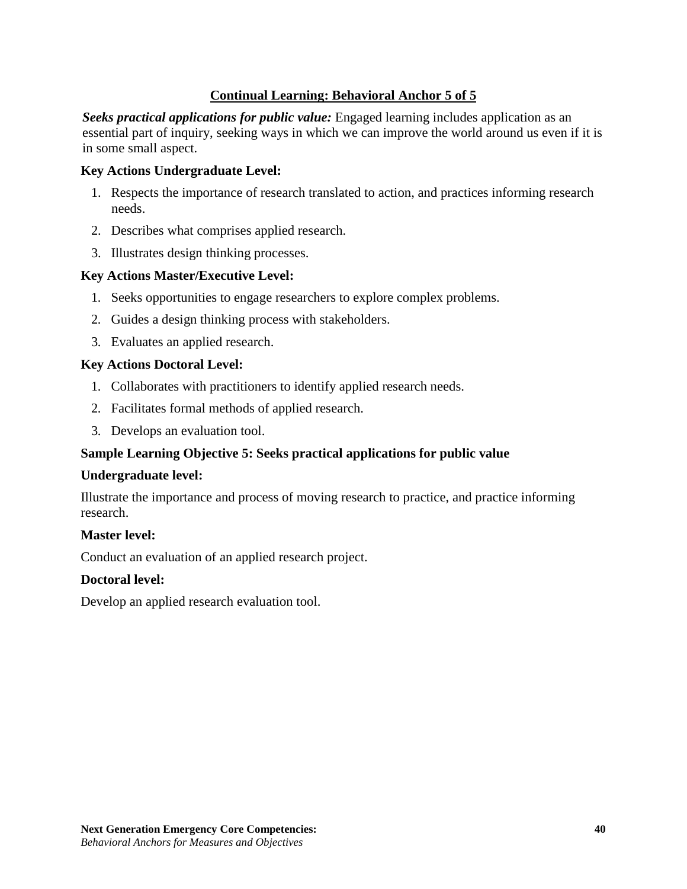## Continual Learning: Behavioral Anchor 5 of 5

***Seeks practical applications for public value:*** Engaged learning includes application as an essential part of inquiry, seeking ways in which we can improve the world around us even if it is in some small aspect.

**Key Actions Undergraduate Level:**

1. Respects the importance of research translated to action, and practices informing research needs.
2. Describes what comprises applied research.
3. Illustrates design thinking processes.

**Key Actions Master/Executive Level:**

1. Seeks opportunities to engage researchers to explore complex problems.
2. Guides a design thinking process with stakeholders.
3. Evaluates an applied research.

**Key Actions Doctoral Level:**

1. Collaborates with practitioners to identify applied research needs.
2. Facilitates formal methods of applied research.
3. Develops an evaluation tool.

**Sample Learning Objective 5: Seeks practical applications for public value**

**Undergraduate level:**

Illustrate the importance and process of moving research to practice, and practice informing research.

**Master level:**

Conduct an evaluation of an applied research project.

**Doctoral level:**

Develop an applied research evaluation tool.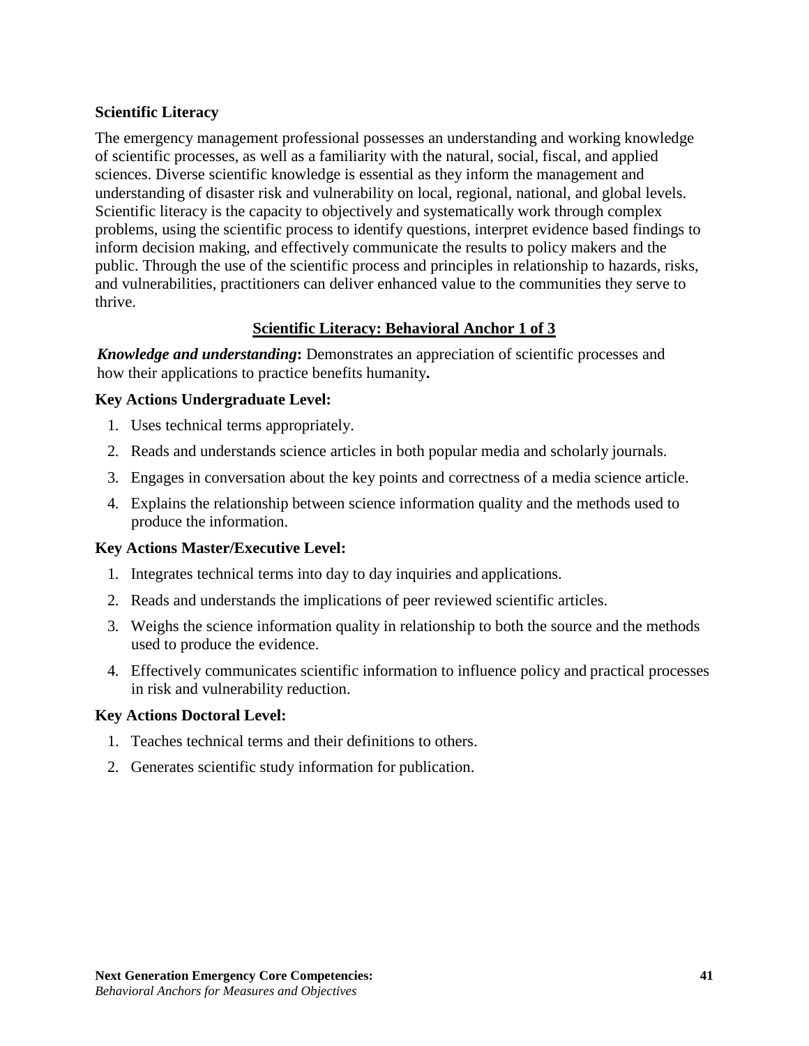## Scientific Literacy

The emergency management professional possesses an understanding and working knowledge of scientific processes, as well as a familiarity with the natural, social, fiscal, and applied sciences. Diverse scientific knowledge is essential as they inform the management and understanding of disaster risk and vulnerability on local, regional, national, and global levels. Scientific literacy is the capacity to objectively and systematically work through complex problems, using the scientific process to identify questions, interpret evidence based findings to inform decision making, and effectively communicate the results to policy makers and the public. Through the use of the scientific process and principles in relationship to hazards, risks, and vulnerabilities, practitioners can deliver enhanced value to the communities they serve to thrive.

### Scientific Literacy: Behavioral Anchor 1 of 3

***Knowledge and understanding*:** Demonstrates an appreciation of scientific processes and how their applications to practice benefits humanity**.**

**Key Actions Undergraduate Level:**

1. Uses technical terms appropriately.
2. Reads and understands science articles in both popular media and scholarly journals.
3. Engages in conversation about the key points and correctness of a media science article.
4. Explains the relationship between science information quality and the methods used to produce the information.

**Key Actions Master/Executive Level:**

1. Integrates technical terms into day to day inquiries and applications.
2. Reads and understands the implications of peer reviewed scientific articles.
3. Weighs the science information quality in relationship to both the source and the methods used to produce the evidence.
4. Effectively communicates scientific information to influence policy and practical processes in risk and vulnerability reduction.

**Key Actions Doctoral Level:**

1. Teaches technical terms and their definitions to others.
2. Generates scientific study information for publication.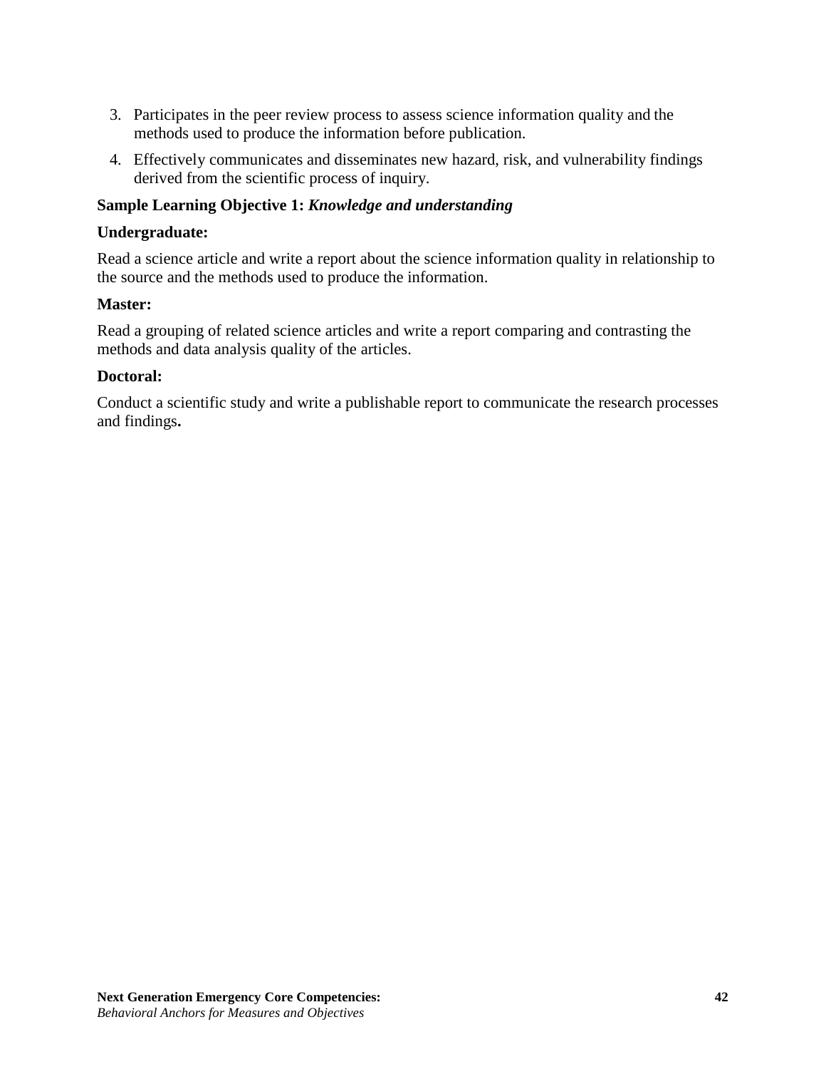3. Participates in the peer review process to assess science information quality and the methods used to produce the information before publication.
4. Effectively communicates and disseminates new hazard, risk, and vulnerability findings derived from the scientific process of inquiry.

**Sample Learning Objective 1:** ***Knowledge and understanding***

**Undergraduate:**

Read a science article and write a report about the science information quality in relationship to the source and the methods used to produce the information.

**Master:**

Read a grouping of related science articles and write a report comparing and contrasting the methods and data analysis quality of the articles.

**Doctoral:**

Conduct a scientific study and write a publishable report to communicate the research processes and findings**.**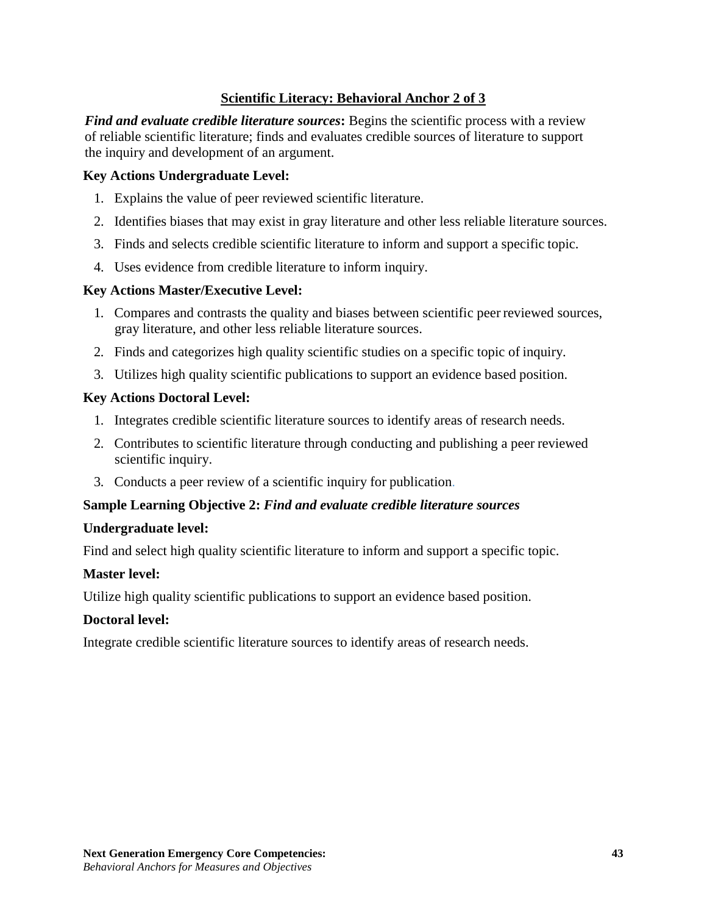## Scientific Literacy: Behavioral Anchor 2 of 3

***Find and evaluate credible literature sources*:** Begins the scientific process with a review of reliable scientific literature; finds and evaluates credible sources of literature to support the inquiry and development of an argument.

**Key Actions Undergraduate Level:**

1. Explains the value of peer reviewed scientific literature.
2. Identifies biases that may exist in gray literature and other less reliable literature sources.
3. Finds and selects credible scientific literature to inform and support a specific topic.
4. Uses evidence from credible literature to inform inquiry.

**Key Actions Master/Executive Level:**

1. Compares and contrasts the quality and biases between scientific peer reviewed sources, gray literature, and other less reliable literature sources.
2. Finds and categorizes high quality scientific studies on a specific topic of inquiry.
3. Utilizes high quality scientific publications to support an evidence based position.

**Key Actions Doctoral Level:**

1. Integrates credible scientific literature sources to identify areas of research needs.
2. Contributes to scientific literature through conducting and publishing a peer reviewed scientific inquiry.
3. Conducts a peer review of a scientific inquiry for publication.

**Sample Learning Objective 2:** ***Find and evaluate credible literature sources***

**Undergraduate level:**

Find and select high quality scientific literature to inform and support a specific topic.

**Master level:**

Utilize high quality scientific publications to support an evidence based position.

**Doctoral level:**

Integrate credible scientific literature sources to identify areas of research needs.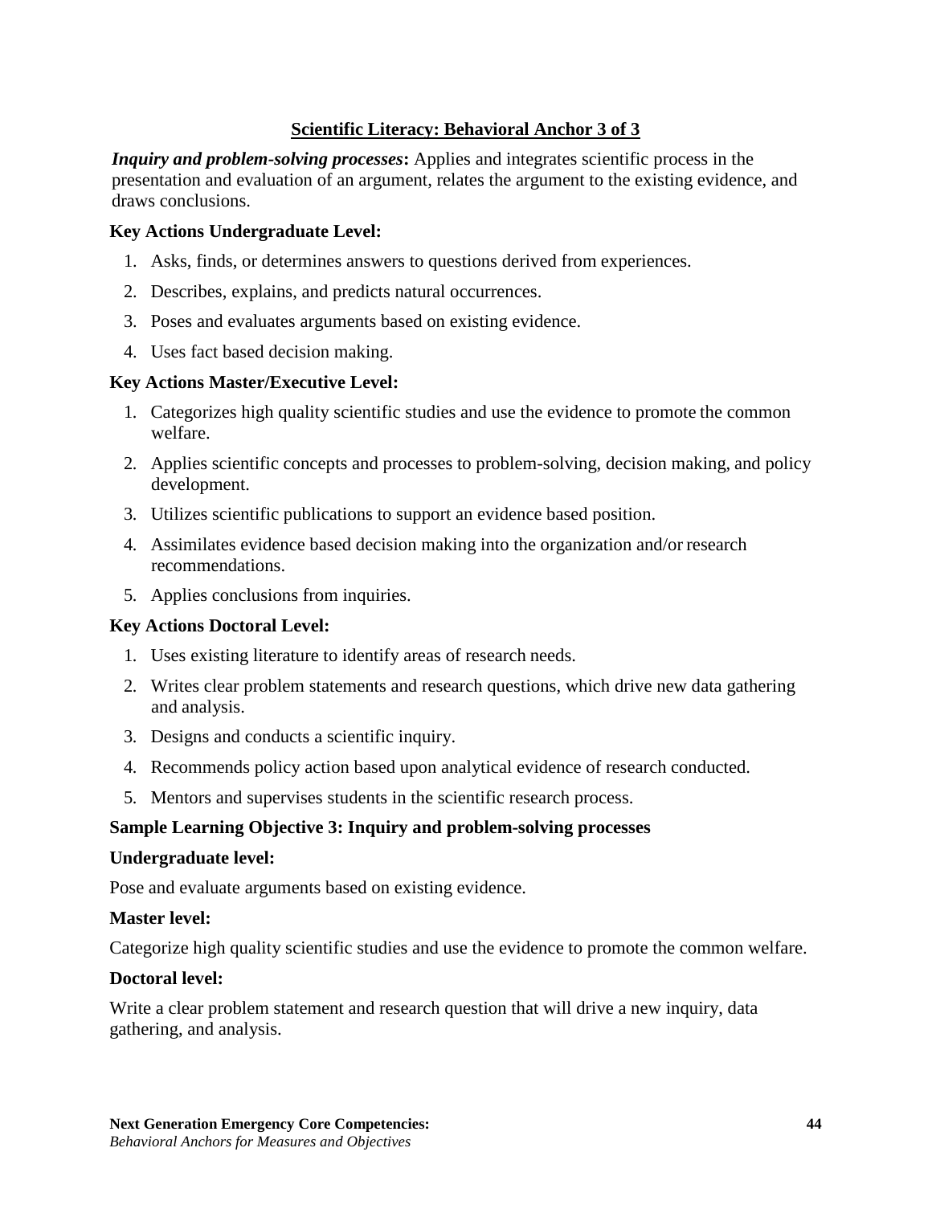## Scientific Literacy: Behavioral Anchor 3 of 3

***Inquiry and problem-solving processes*****:** Applies and integrates scientific process in the presentation and evaluation of an argument, relates the argument to the existing evidence, and draws conclusions.

### Key Actions Undergraduate Level:

1. Asks, finds, or determines answers to questions derived from experiences.
2. Describes, explains, and predicts natural occurrences.
3. Poses and evaluates arguments based on existing evidence.
4. Uses fact based decision making.

### Key Actions Master/Executive Level:

1. Categorizes high quality scientific studies and use the evidence to promote the common welfare.
2. Applies scientific concepts and processes to problem-solving, decision making, and policy development.
3. Utilizes scientific publications to support an evidence based position.
4. Assimilates evidence based decision making into the organization and/or research recommendations.
5. Applies conclusions from inquiries.

### Key Actions Doctoral Level:

1. Uses existing literature to identify areas of research needs.
2. Writes clear problem statements and research questions, which drive new data gathering and analysis.
3. Designs and conducts a scientific inquiry.
4. Recommends policy action based upon analytical evidence of research conducted.
5. Mentors and supervises students in the scientific research process.

### Sample Learning Objective 3: Inquiry and problem-solving processes

**Undergraduate level:**

Pose and evaluate arguments based on existing evidence.

**Master level:**

Categorize high quality scientific studies and use the evidence to promote the common welfare.

**Doctoral level:**

Write a clear problem statement and research question that will drive a new inquiry, data gathering, and analysis.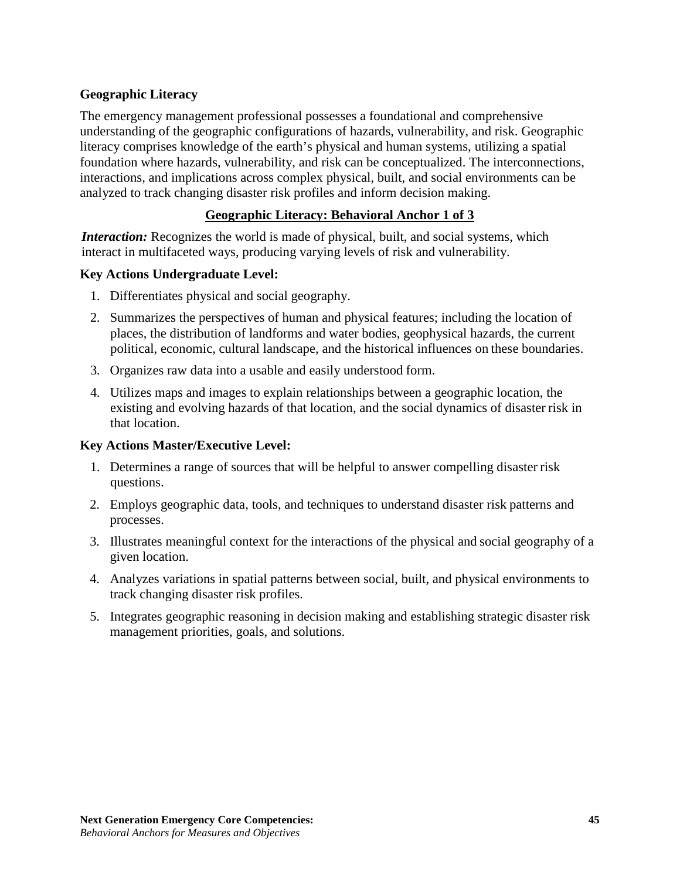## Geographic Literacy

The emergency management professional possesses a foundational and comprehensive understanding of the geographic configurations of hazards, vulnerability, and risk. Geographic literacy comprises knowledge of the earth's physical and human systems, utilizing a spatial foundation where hazards, vulnerability, and risk can be conceptualized. The interconnections, interactions, and implications across complex physical, built, and social environments can be analyzed to track changing disaster risk profiles and inform decision making.

### Geographic Literacy: Behavioral Anchor 1 of 3

***Interaction:*** Recognizes the world is made of physical, built, and social systems, which interact in multifaceted ways, producing varying levels of risk and vulnerability.

**Key Actions Undergraduate Level:**

1. Differentiates physical and social geography.
2. Summarizes the perspectives of human and physical features; including the location of places, the distribution of landforms and water bodies, geophysical hazards, the current political, economic, cultural landscape, and the historical influences on these boundaries.
3. Organizes raw data into a usable and easily understood form.
4. Utilizes maps and images to explain relationships between a geographic location, the existing and evolving hazards of that location, and the social dynamics of disaster risk in that location.

**Key Actions Master/Executive Level:**

1. Determines a range of sources that will be helpful to answer compelling disaster risk questions.
2. Employs geographic data, tools, and techniques to understand disaster risk patterns and processes.
3. Illustrates meaningful context for the interactions of the physical and social geography of a given location.
4. Analyzes variations in spatial patterns between social, built, and physical environments to track changing disaster risk profiles.
5. Integrates geographic reasoning in decision making and establishing strategic disaster risk management priorities, goals, and solutions.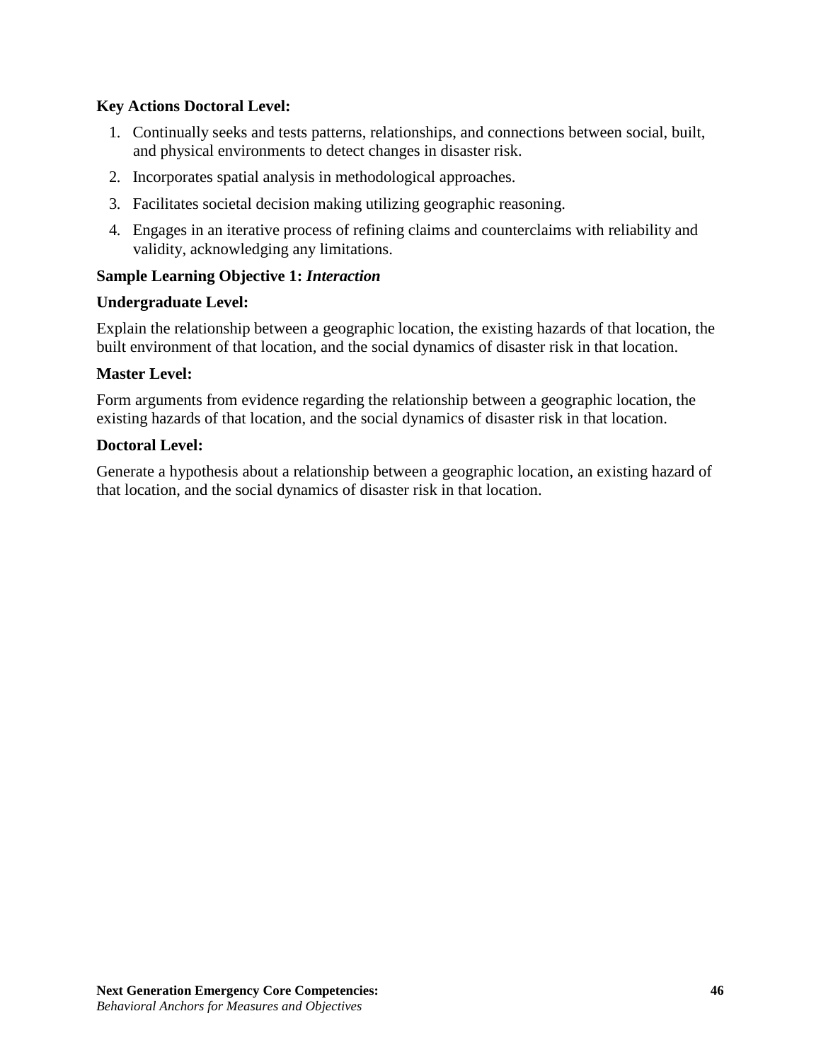**Key Actions Doctoral Level:**

1. Continually seeks and tests patterns, relationships, and connections between social, built, and physical environments to detect changes in disaster risk.
2. Incorporates spatial analysis in methodological approaches.
3. Facilitates societal decision making utilizing geographic reasoning.
4. Engages in an iterative process of refining claims and counterclaims with reliability and validity, acknowledging any limitations.

**Sample Learning Objective 1:** ***Interaction***

**Undergraduate Level:**

Explain the relationship between a geographic location, the existing hazards of that location, the built environment of that location, and the social dynamics of disaster risk in that location.

**Master Level:**

Form arguments from evidence regarding the relationship between a geographic location, the existing hazards of that location, and the social dynamics of disaster risk in that location.

**Doctoral Level:**

Generate a hypothesis about a relationship between a geographic location, an existing hazard of that location, and the social dynamics of disaster risk in that location.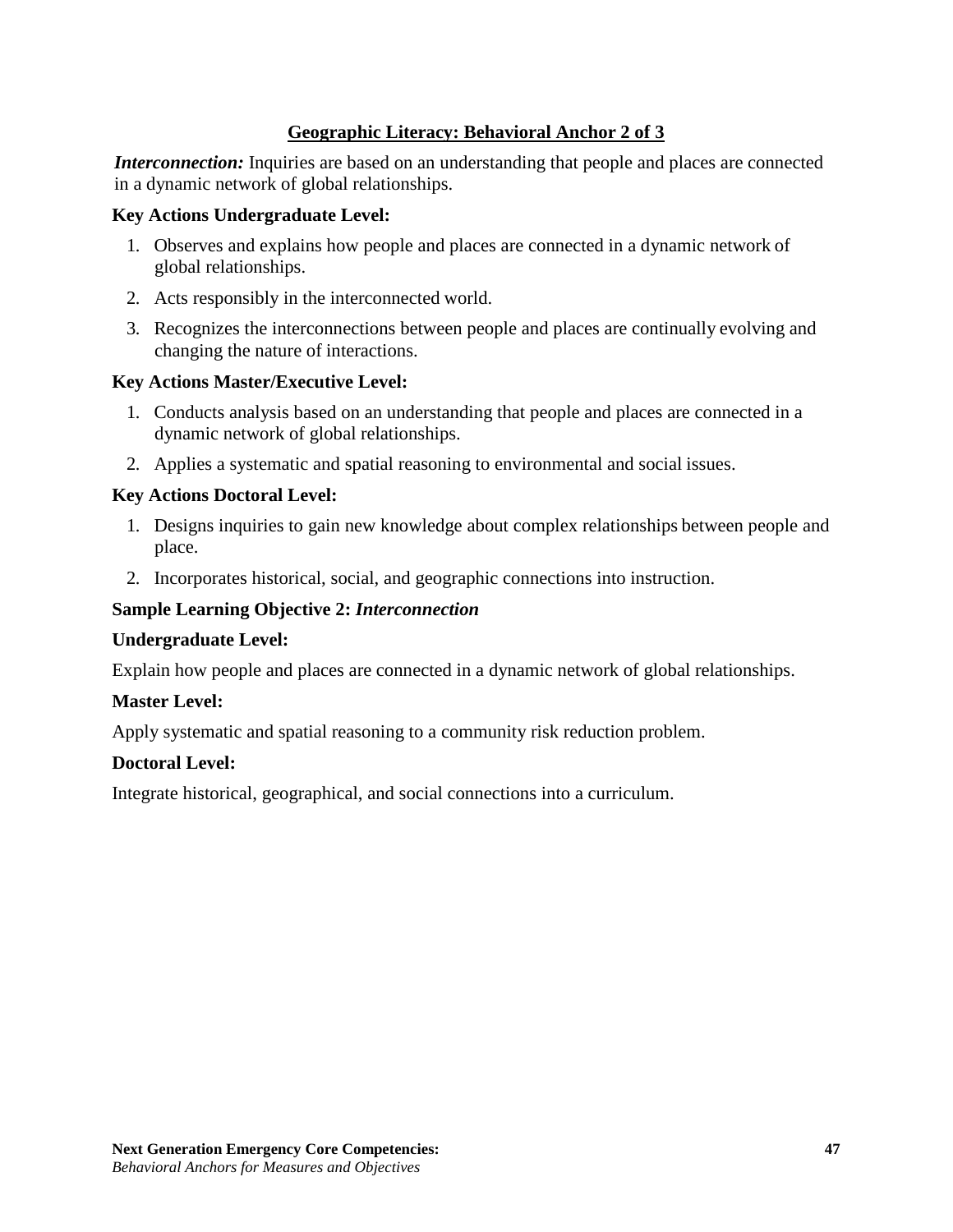## Geographic Literacy: Behavioral Anchor 2 of 3

***Interconnection:*** Inquiries are based on an understanding that people and places are connected in a dynamic network of global relationships.

**Key Actions Undergraduate Level:**

1. Observes and explains how people and places are connected in a dynamic network of global relationships.
2. Acts responsibly in the interconnected world.
3. Recognizes the interconnections between people and places are continually evolving and changing the nature of interactions.

**Key Actions Master/Executive Level:**

1. Conducts analysis based on an understanding that people and places are connected in a dynamic network of global relationships.
2. Applies a systematic and spatial reasoning to environmental and social issues.

**Key Actions Doctoral Level:**

1. Designs inquiries to gain new knowledge about complex relationships between people and place.
2. Incorporates historical, social, and geographic connections into instruction.

**Sample Learning Objective 2: *Interconnection***

**Undergraduate Level:**

Explain how people and places are connected in a dynamic network of global relationships.

**Master Level:**

Apply systematic and spatial reasoning to a community risk reduction problem.

**Doctoral Level:**

Integrate historical, geographical, and social connections into a curriculum.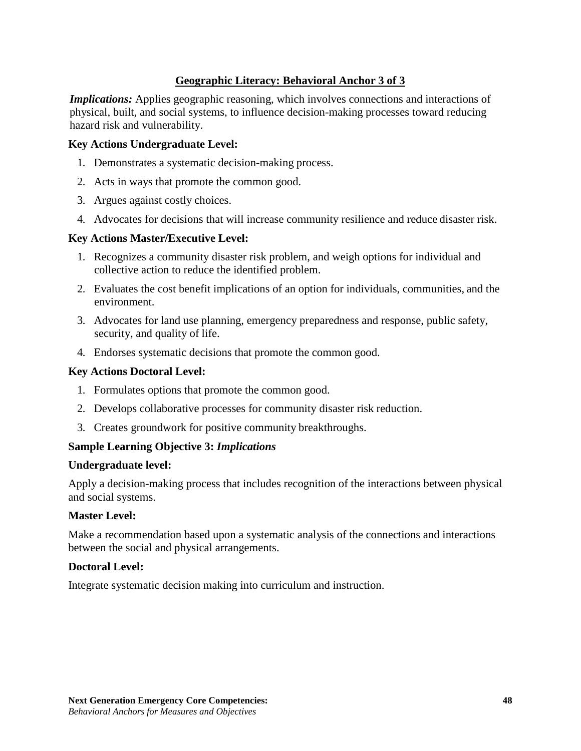## Geographic Literacy: Behavioral Anchor 3 of 3

***Implications:*** Applies geographic reasoning, which involves connections and interactions of physical, built, and social systems, to influence decision-making processes toward reducing hazard risk and vulnerability.

**Key Actions Undergraduate Level:**

1. Demonstrates a systematic decision-making process.
2. Acts in ways that promote the common good.
3. Argues against costly choices.
4. Advocates for decisions that will increase community resilience and reduce disaster risk.

**Key Actions Master/Executive Level:**

1. Recognizes a community disaster risk problem, and weigh options for individual and collective action to reduce the identified problem.
2. Evaluates the cost benefit implications of an option for individuals, communities, and the environment.
3. Advocates for land use planning, emergency preparedness and response, public safety, security, and quality of life.
4. Endorses systematic decisions that promote the common good.

**Key Actions Doctoral Level:**

1. Formulates options that promote the common good.
2. Develops collaborative processes for community disaster risk reduction.
3. Creates groundwork for positive community breakthroughs.

**Sample Learning Objective 3:** ***Implications***

**Undergraduate level:**

Apply a decision-making process that includes recognition of the interactions between physical and social systems.

**Master Level:**

Make a recommendation based upon a systematic analysis of the connections and interactions between the social and physical arrangements.

**Doctoral Level:**

Integrate systematic decision making into curriculum and instruction.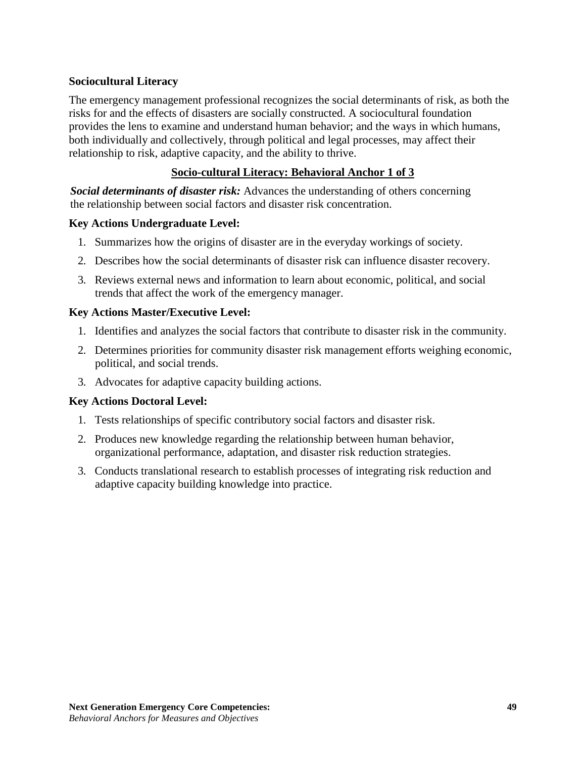### Sociocultural Literacy

The emergency management professional recognizes the social determinants of risk, as both the risks for and the effects of disasters are socially constructed. A sociocultural foundation provides the lens to examine and understand human behavior; and the ways in which humans, both individually and collectively, through political and legal processes, may affect their relationship to risk, adaptive capacity, and the ability to thrive.

#### Socio-cultural Literacy: Behavioral Anchor 1 of 3

***Social determinants of disaster risk:*** Advances the understanding of others concerning the relationship between social factors and disaster risk concentration.

**Key Actions Undergraduate Level:**

1. Summarizes how the origins of disaster are in the everyday workings of society.
2. Describes how the social determinants of disaster risk can influence disaster recovery.
3. Reviews external news and information to learn about economic, political, and social trends that affect the work of the emergency manager.

**Key Actions Master/Executive Level:**

1. Identifies and analyzes the social factors that contribute to disaster risk in the community.
2. Determines priorities for community disaster risk management efforts weighing economic, political, and social trends.
3. Advocates for adaptive capacity building actions.

**Key Actions Doctoral Level:**

1. Tests relationships of specific contributory social factors and disaster risk.
2. Produces new knowledge regarding the relationship between human behavior, organizational performance, adaptation, and disaster risk reduction strategies.
3. Conducts translational research to establish processes of integrating risk reduction and adaptive capacity building knowledge into practice.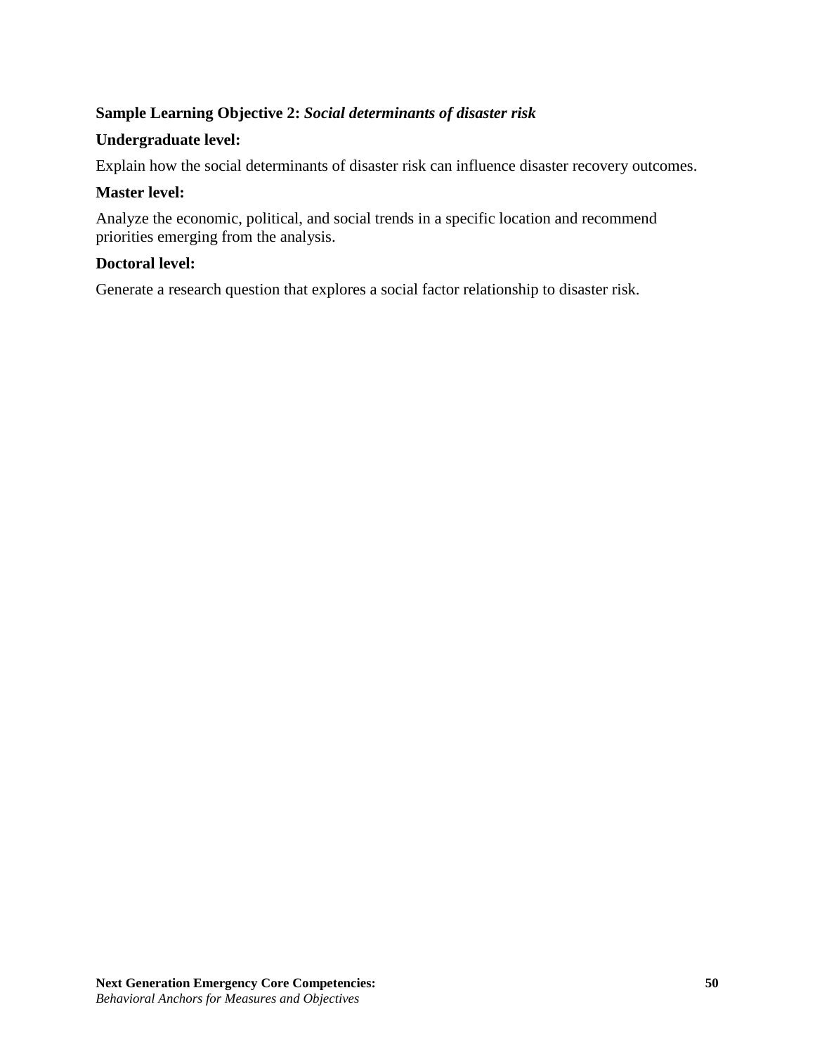**Sample Learning Objective 2:** ***Social determinants of disaster risk***

**Undergraduate level:**

Explain how the social determinants of disaster risk can influence disaster recovery outcomes.

**Master level:**

Analyze the economic, political, and social trends in a specific location and recommend priorities emerging from the analysis.

**Doctoral level:**

Generate a research question that explores a social factor relationship to disaster risk.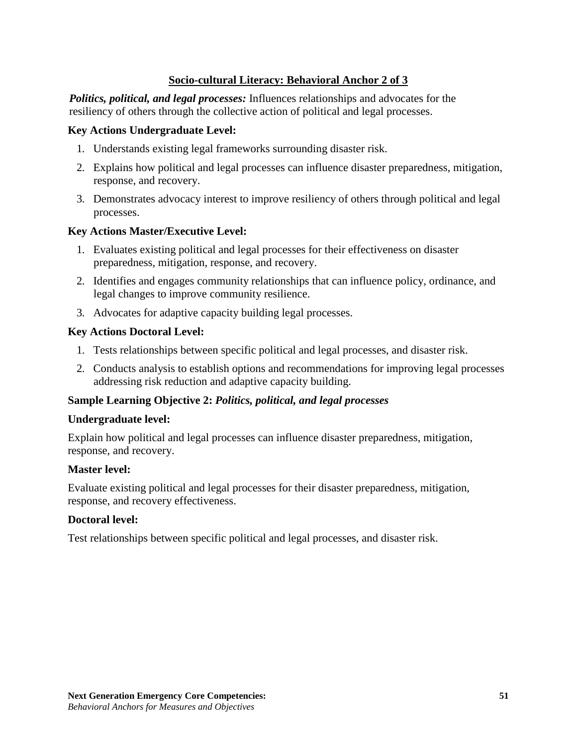## Socio-cultural Literacy: Behavioral Anchor 2 of 3

***Politics, political, and legal processes:*** Influences relationships and advocates for the resiliency of others through the collective action of political and legal processes.

**Key Actions Undergraduate Level:**

1. Understands existing legal frameworks surrounding disaster risk.
2. Explains how political and legal processes can influence disaster preparedness, mitigation, response, and recovery.
3. Demonstrates advocacy interest to improve resiliency of others through political and legal processes.

**Key Actions Master/Executive Level:**

1. Evaluates existing political and legal processes for their effectiveness on disaster preparedness, mitigation, response, and recovery.
2. Identifies and engages community relationships that can influence policy, ordinance, and legal changes to improve community resilience.
3. Advocates for adaptive capacity building legal processes.

**Key Actions Doctoral Level:**

1. Tests relationships between specific political and legal processes, and disaster risk.
2. Conducts analysis to establish options and recommendations for improving legal processes addressing risk reduction and adaptive capacity building.

**Sample Learning Objective 2:** ***Politics, political, and legal processes***

**Undergraduate level:**

Explain how political and legal processes can influence disaster preparedness, mitigation, response, and recovery.

**Master level:**

Evaluate existing political and legal processes for their disaster preparedness, mitigation, response, and recovery effectiveness.

**Doctoral level:**

Test relationships between specific political and legal processes, and disaster risk.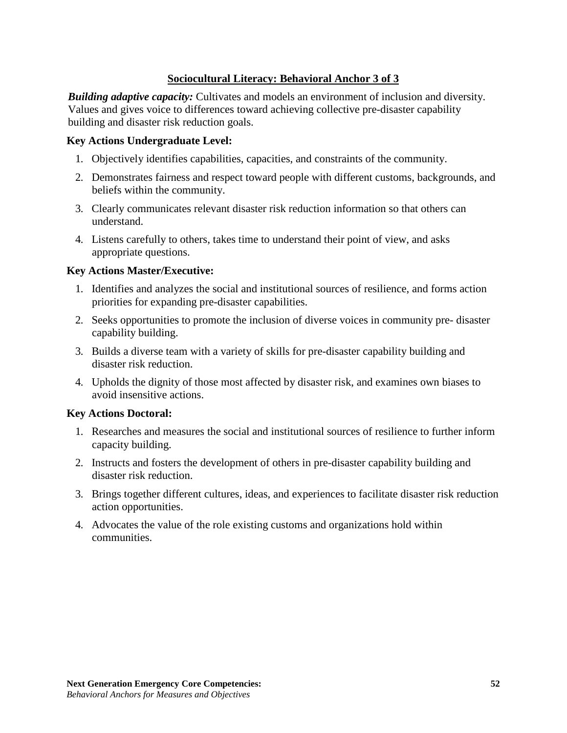## Sociocultural Literacy: Behavioral Anchor 3 of 3

***Building adaptive capacity:*** Cultivates and models an environment of inclusion and diversity. Values and gives voice to differences toward achieving collective pre-disaster capability building and disaster risk reduction goals.

**Key Actions Undergraduate Level:**

1. Objectively identifies capabilities, capacities, and constraints of the community.
2. Demonstrates fairness and respect toward people with different customs, backgrounds, and beliefs within the community.
3. Clearly communicates relevant disaster risk reduction information so that others can understand.
4. Listens carefully to others, takes time to understand their point of view, and asks appropriate questions.

**Key Actions Master/Executive:**

1. Identifies and analyzes the social and institutional sources of resilience, and forms action priorities for expanding pre-disaster capabilities.
2. Seeks opportunities to promote the inclusion of diverse voices in community pre- disaster capability building.
3. Builds a diverse team with a variety of skills for pre-disaster capability building and disaster risk reduction.
4. Upholds the dignity of those most affected by disaster risk, and examines own biases to avoid insensitive actions.

**Key Actions Doctoral:**

1. Researches and measures the social and institutional sources of resilience to further inform capacity building.
2. Instructs and fosters the development of others in pre-disaster capability building and disaster risk reduction.
3. Brings together different cultures, ideas, and experiences to facilitate disaster risk reduction action opportunities.
4. Advocates the value of the role existing customs and organizations hold within communities.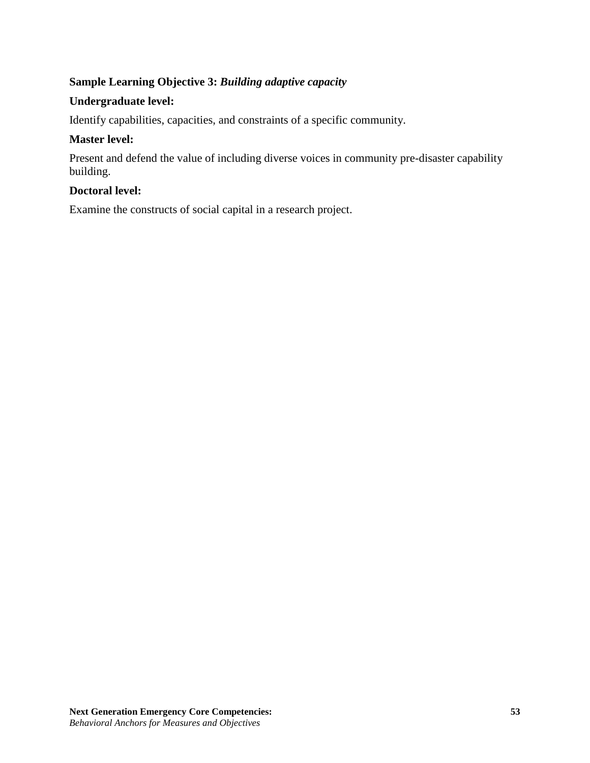**Sample Learning Objective 3:** ***Building adaptive capacity***

**Undergraduate level:**

Identify capabilities, capacities, and constraints of a specific community.

**Master level:**

Present and defend the value of including diverse voices in community pre-disaster capability building.

**Doctoral level:**

Examine the constructs of social capital in a research project.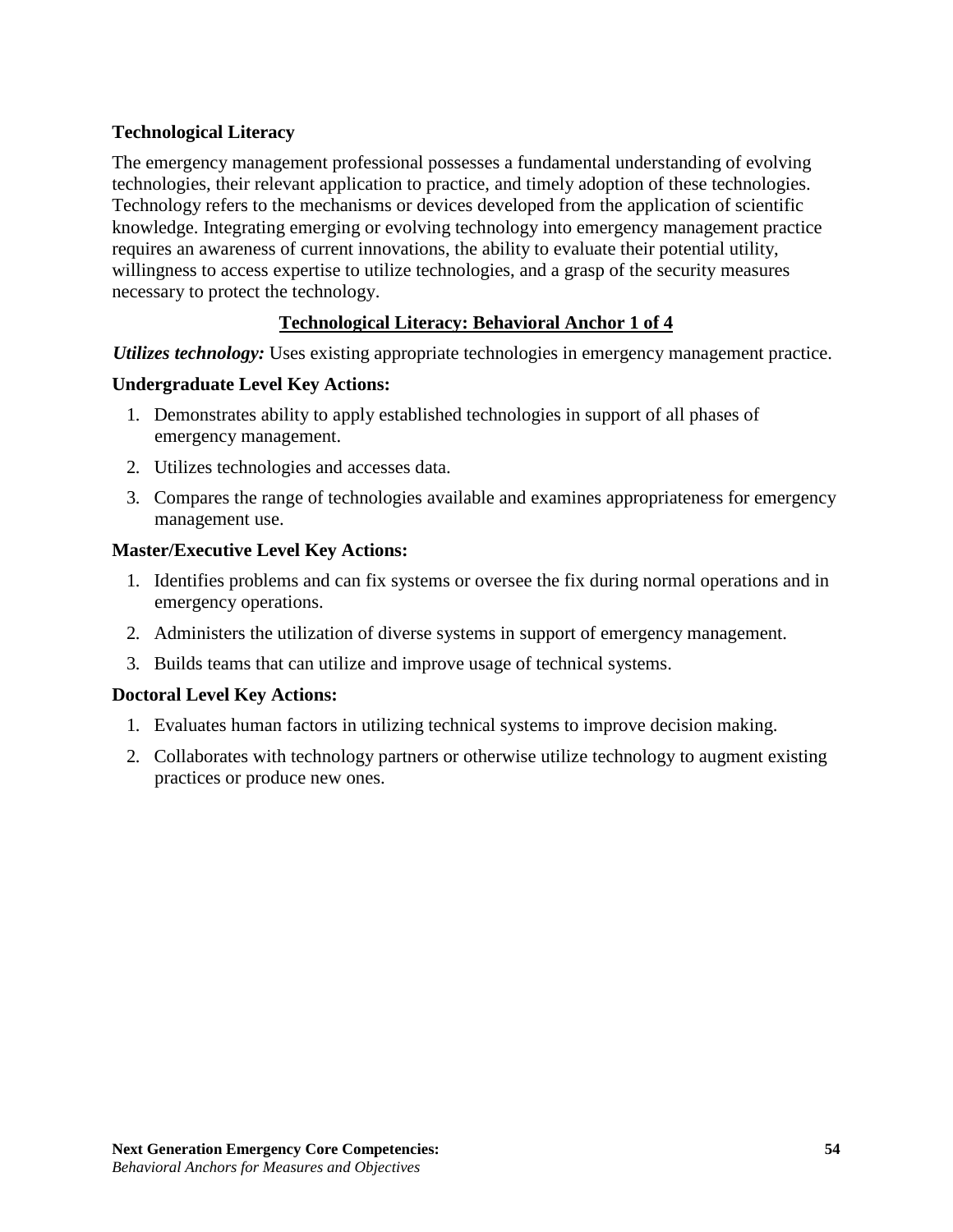## Technological Literacy

The emergency management professional possesses a fundamental understanding of evolving technologies, their relevant application to practice, and timely adoption of these technologies. Technology refers to the mechanisms or devices developed from the application of scientific knowledge. Integrating emerging or evolving technology into emergency management practice requires an awareness of current innovations, the ability to evaluate their potential utility, willingness to access expertise to utilize technologies, and a grasp of the security measures necessary to protect the technology.

### Technological Literacy: Behavioral Anchor 1 of 4

***Utilizes technology:*** Uses existing appropriate technologies in emergency management practice.

**Undergraduate Level Key Actions:**

1. Demonstrates ability to apply established technologies in support of all phases of emergency management.
2. Utilizes technologies and accesses data.
3. Compares the range of technologies available and examines appropriateness for emergency management use.

**Master/Executive Level Key Actions:**

1. Identifies problems and can fix systems or oversee the fix during normal operations and in emergency operations.
2. Administers the utilization of diverse systems in support of emergency management.
3. Builds teams that can utilize and improve usage of technical systems.

**Doctoral Level Key Actions:**

1. Evaluates human factors in utilizing technical systems to improve decision making.
2. Collaborates with technology partners or otherwise utilize technology to augment existing practices or produce new ones.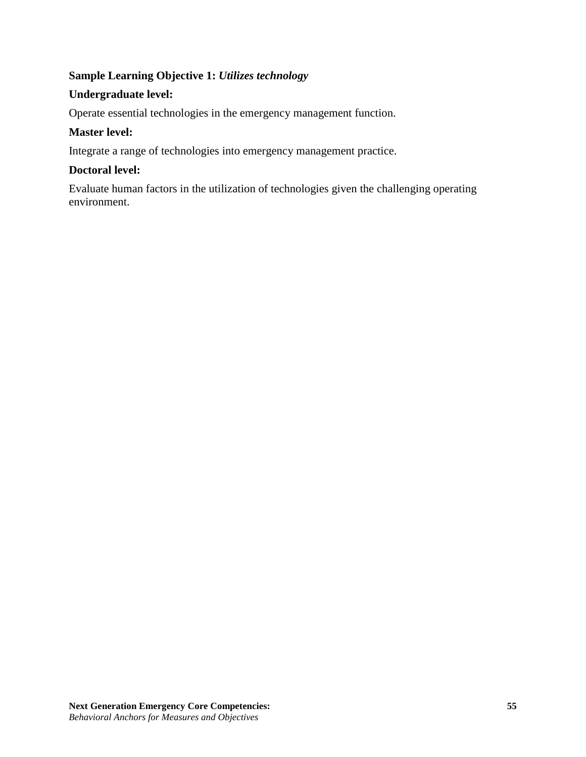**Sample Learning Objective 1:** ***Utilizes technology***

**Undergraduate level:**

Operate essential technologies in the emergency management function.

**Master level:**

Integrate a range of technologies into emergency management practice.

**Doctoral level:**

Evaluate human factors in the utilization of technologies given the challenging operating environment.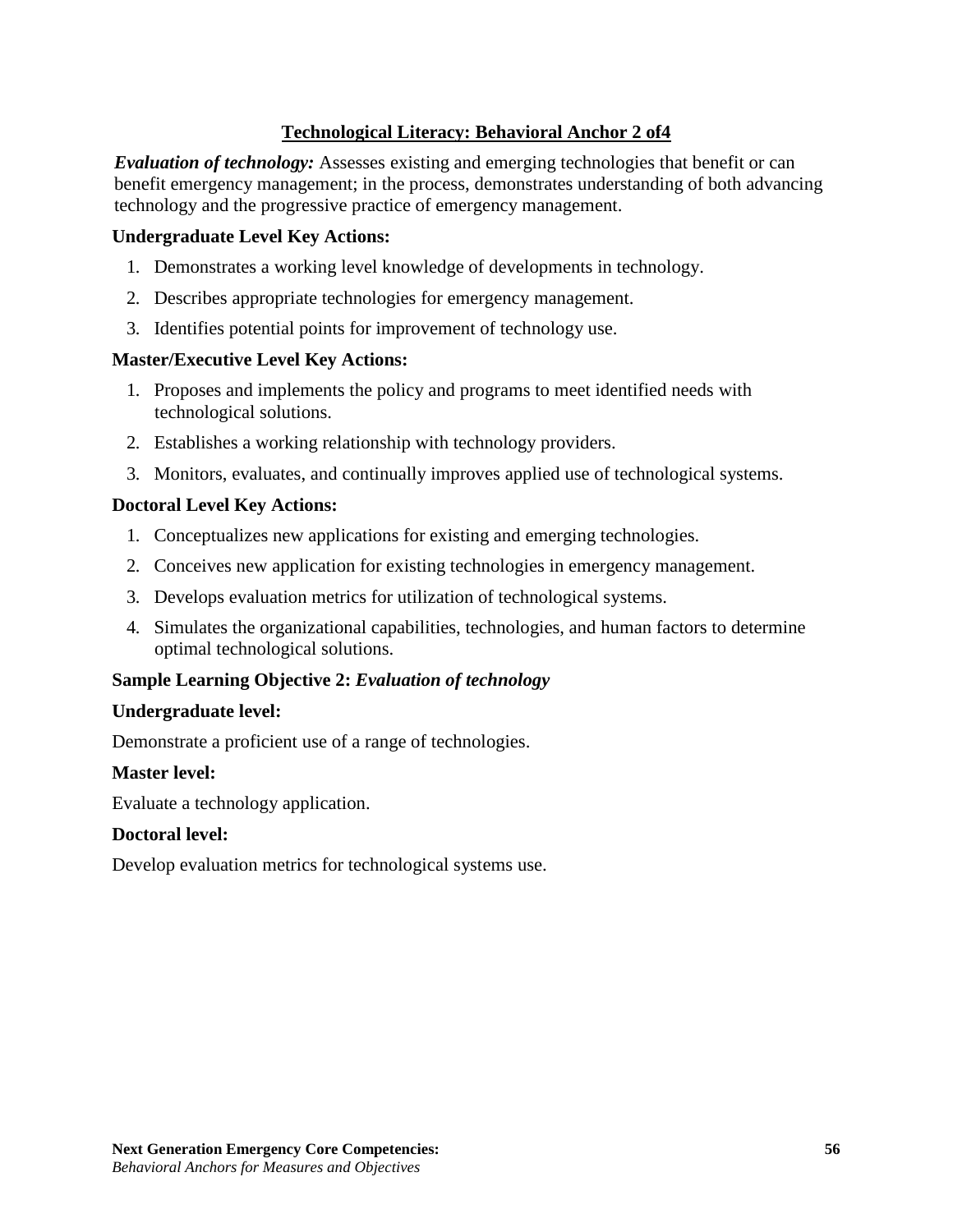## Technological Literacy: Behavioral Anchor 2 of4

***Evaluation of technology:*** Assesses existing and emerging technologies that benefit or can benefit emergency management; in the process, demonstrates understanding of both advancing technology and the progressive practice of emergency management.

**Undergraduate Level Key Actions:**

1. Demonstrates a working level knowledge of developments in technology.
2. Describes appropriate technologies for emergency management.
3. Identifies potential points for improvement of technology use.

**Master/Executive Level Key Actions:**

1. Proposes and implements the policy and programs to meet identified needs with technological solutions.
2. Establishes a working relationship with technology providers.
3. Monitors, evaluates, and continually improves applied use of technological systems.

**Doctoral Level Key Actions:**

1. Conceptualizes new applications for existing and emerging technologies.
2. Conceives new application for existing technologies in emergency management.
3. Develops evaluation metrics for utilization of technological systems.
4. Simulates the organizational capabilities, technologies, and human factors to determine optimal technological solutions.

**Sample Learning Objective 2:** ***Evaluation of technology***

**Undergraduate level:**

Demonstrate a proficient use of a range of technologies.

**Master level:**

Evaluate a technology application.

**Doctoral level:**

Develop evaluation metrics for technological systems use.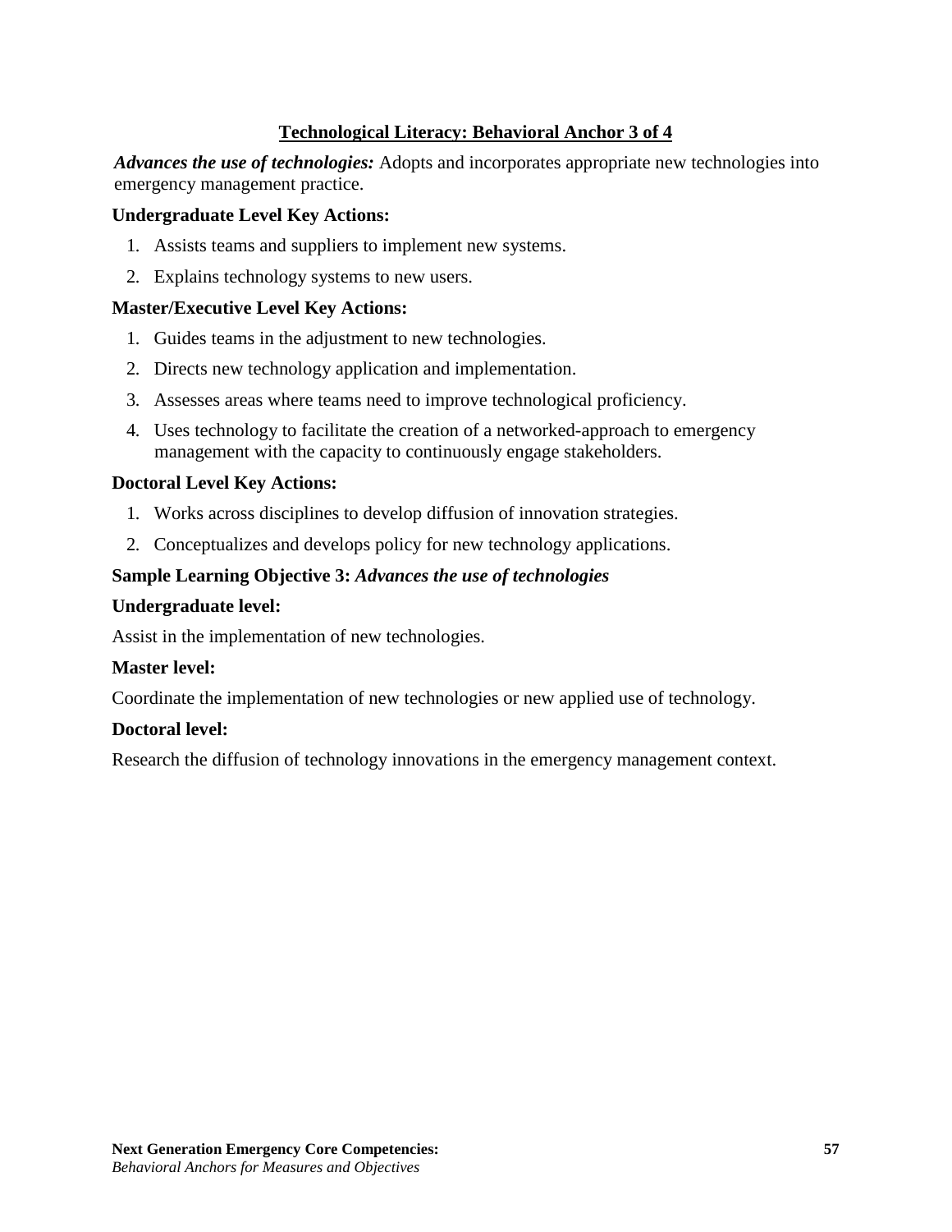## Technological Literacy: Behavioral Anchor 3 of 4

***Advances the use of technologies:*** Adopts and incorporates appropriate new technologies into emergency management practice.

**Undergraduate Level Key Actions:**

1. Assists teams and suppliers to implement new systems.
2. Explains technology systems to new users.

**Master/Executive Level Key Actions:**

1. Guides teams in the adjustment to new technologies.
2. Directs new technology application and implementation.
3. Assesses areas where teams need to improve technological proficiency.
4. Uses technology to facilitate the creation of a networked-approach to emergency management with the capacity to continuously engage stakeholders.

**Doctoral Level Key Actions:**

1. Works across disciplines to develop diffusion of innovation strategies.
2. Conceptualizes and develops policy for new technology applications.

**Sample Learning Objective 3:** ***Advances the use of technologies***

**Undergraduate level:**

Assist in the implementation of new technologies.

**Master level:**

Coordinate the implementation of new technologies or new applied use of technology.

**Doctoral level:**

Research the diffusion of technology innovations in the emergency management context.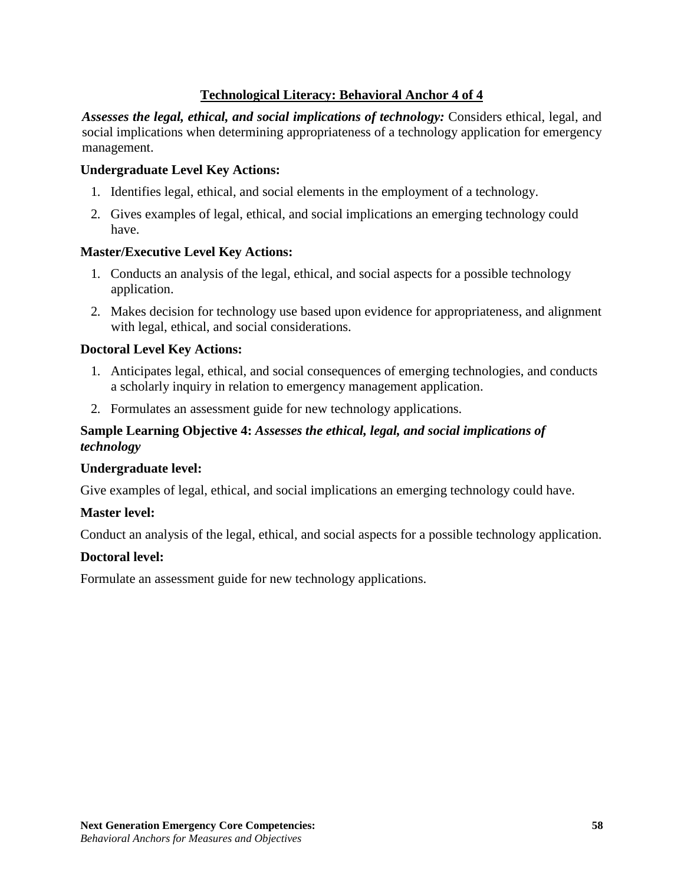## Technological Literacy: Behavioral Anchor 4 of 4

***Assesses the legal, ethical, and social implications of technology:*** Considers ethical, legal, and social implications when determining appropriateness of a technology application for emergency management.

**Undergraduate Level Key Actions:**

1. Identifies legal, ethical, and social elements in the employment of a technology.
2. Gives examples of legal, ethical, and social implications an emerging technology could have.

**Master/Executive Level Key Actions:**

1. Conducts an analysis of the legal, ethical, and social aspects for a possible technology application.
2. Makes decision for technology use based upon evidence for appropriateness, and alignment with legal, ethical, and social considerations.

**Doctoral Level Key Actions:**

1. Anticipates legal, ethical, and social consequences of emerging technologies, and conducts a scholarly inquiry in relation to emergency management application.
2. Formulates an assessment guide for new technology applications.

**Sample Learning Objective 4:** ***Assesses the ethical, legal, and social implications of technology***

**Undergraduate level:**

Give examples of legal, ethical, and social implications an emerging technology could have.

**Master level:**

Conduct an analysis of the legal, ethical, and social aspects for a possible technology application.

**Doctoral level:**

Formulate an assessment guide for new technology applications.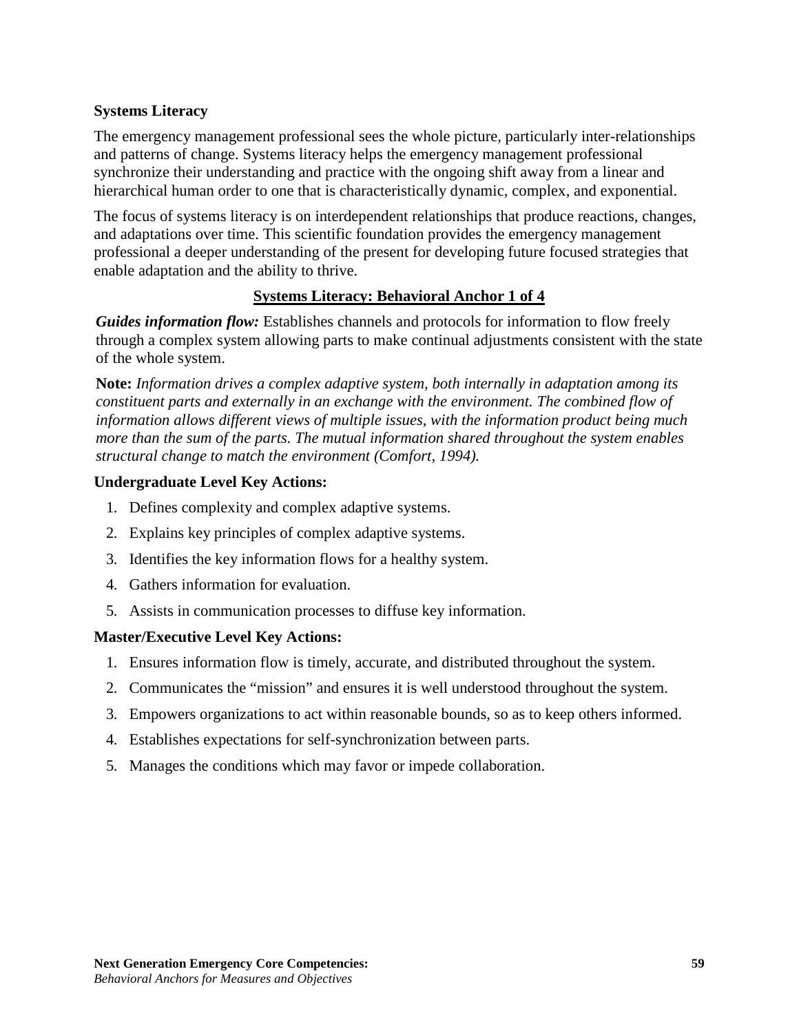### Systems Literacy

The emergency management professional sees the whole picture, particularly inter-relationships and patterns of change. Systems literacy helps the emergency management professional synchronize their understanding and practice with the ongoing shift away from a linear and hierarchical human order to one that is characteristically dynamic, complex, and exponential.

The focus of systems literacy is on interdependent relationships that produce reactions, changes, and adaptations over time. This scientific foundation provides the emergency management professional a deeper understanding of the present for developing future focused strategies that enable adaptation and the ability to thrive.

#### Systems Literacy: Behavioral Anchor 1 of 4

***Guides information flow:*** Establishes channels and protocols for information to flow freely through a complex system allowing parts to make continual adjustments consistent with the state of the whole system.

**Note:** *Information drives a complex adaptive system, both internally in adaptation among its constituent parts and externally in an exchange with the environment. The combined flow of information allows different views of multiple issues, with the information product being much more than the sum of the parts. The mutual information shared throughout the system enables structural change to match the environment (Comfort, 1994).*

**Undergraduate Level Key Actions:**

1. Defines complexity and complex adaptive systems.
2. Explains key principles of complex adaptive systems.
3. Identifies the key information flows for a healthy system.
4. Gathers information for evaluation.
5. Assists in communication processes to diffuse key information.

**Master/Executive Level Key Actions:**

1. Ensures information flow is timely, accurate, and distributed throughout the system.
2. Communicates the "mission" and ensures it is well understood throughout the system.
3. Empowers organizations to act within reasonable bounds, so as to keep others informed.
4. Establishes expectations for self-synchronization between parts.
5. Manages the conditions which may favor or impede collaboration.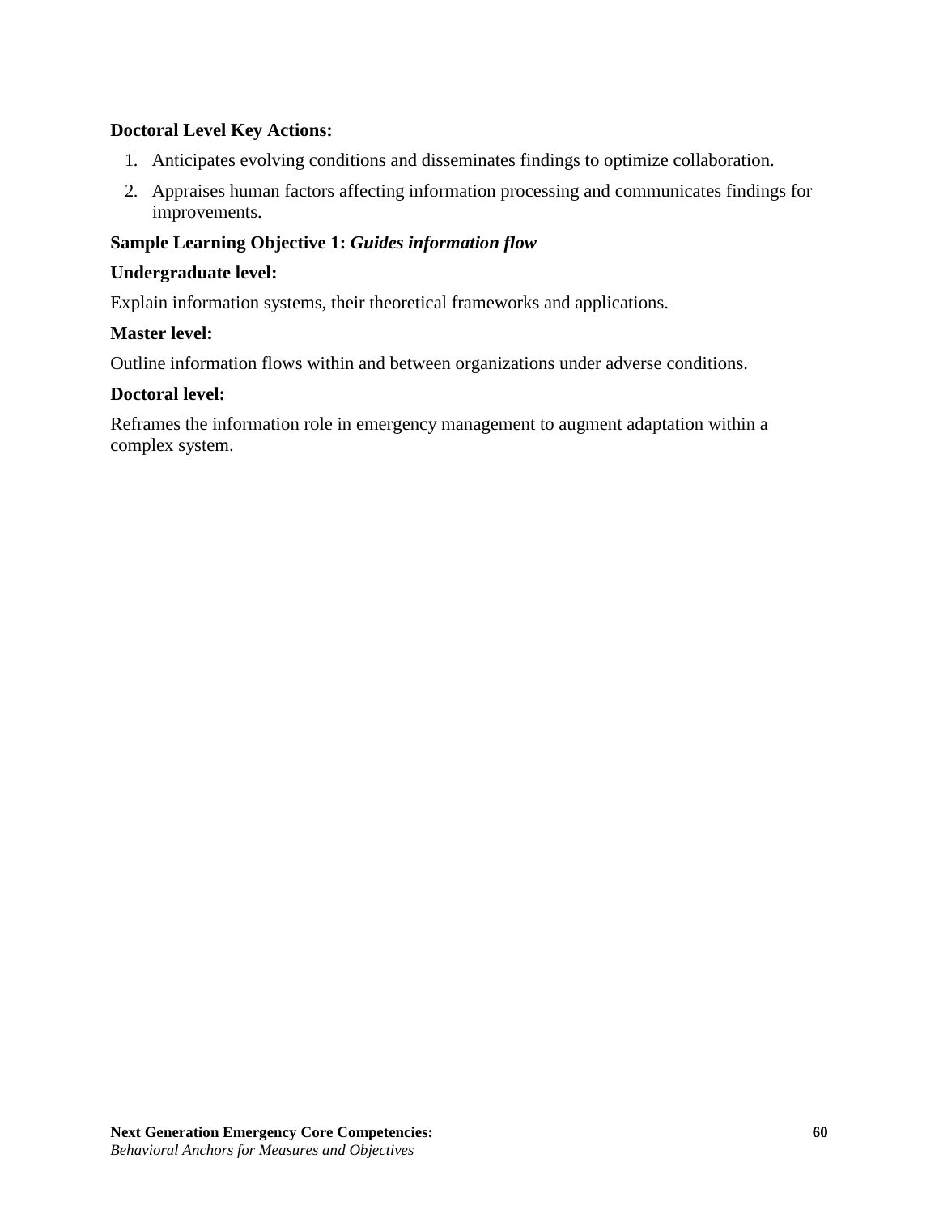**Doctoral Level Key Actions:**

1. Anticipates evolving conditions and disseminates findings to optimize collaboration.
2. Appraises human factors affecting information processing and communicates findings for improvements.

**Sample Learning Objective 1:** ***Guides information flow***

**Undergraduate level:**

Explain information systems, their theoretical frameworks and applications.

**Master level:**

Outline information flows within and between organizations under adverse conditions.

**Doctoral level:**

Reframes the information role in emergency management to augment adaptation within a complex system.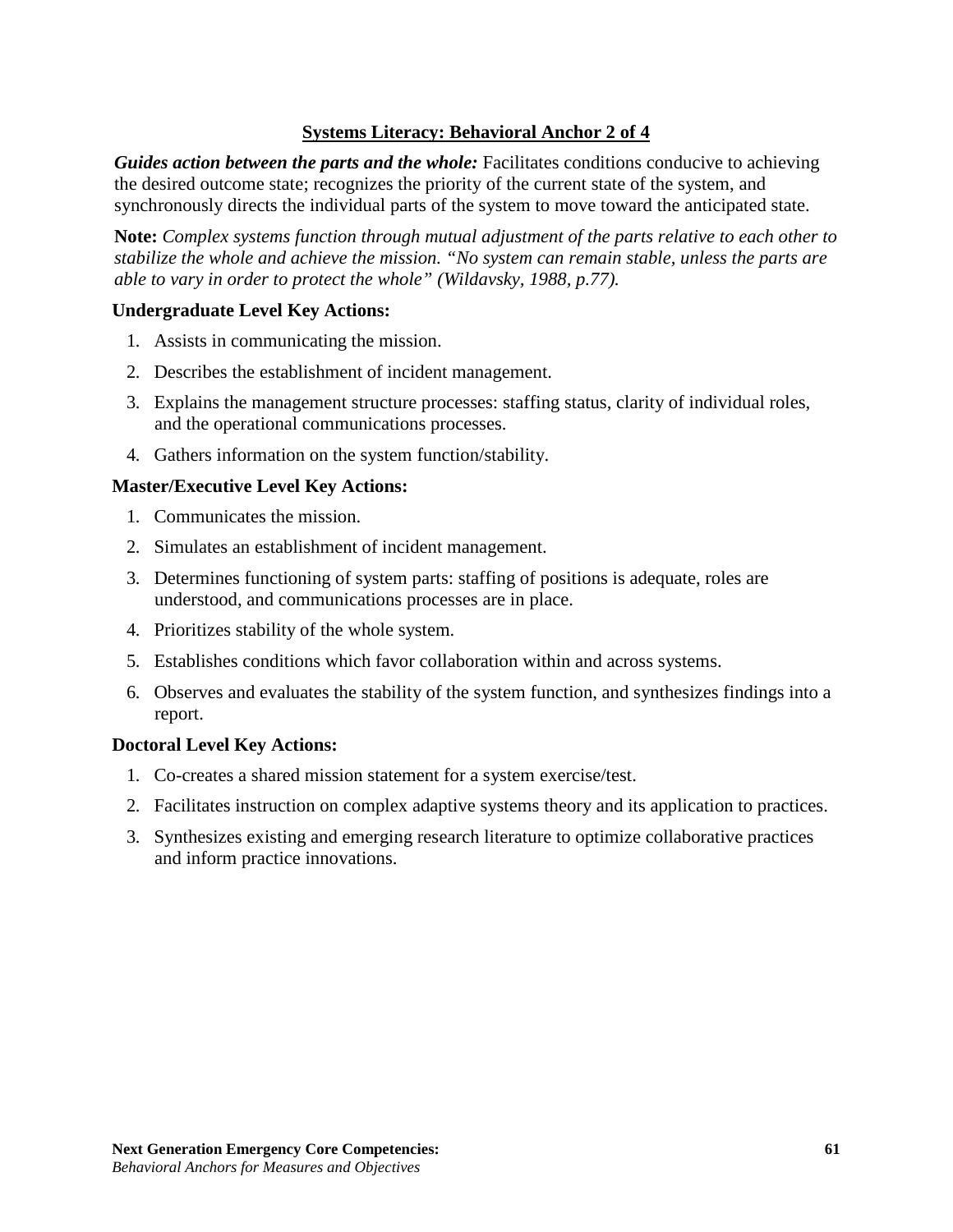## Systems Literacy: Behavioral Anchor 2 of 4

***Guides action between the parts and the whole:*** Facilitates conditions conducive to achieving the desired outcome state; recognizes the priority of the current state of the system, and synchronously directs the individual parts of the system to move toward the anticipated state.

**Note:** *Complex systems function through mutual adjustment of the parts relative to each other to stabilize the whole and achieve the mission. "No system can remain stable, unless the parts are able to vary in order to protect the whole" (Wildavsky, 1988, p.77).*

### Undergraduate Level Key Actions:

1. Assists in communicating the mission.
2. Describes the establishment of incident management.
3. Explains the management structure processes: staffing status, clarity of individual roles, and the operational communications processes.
4. Gathers information on the system function/stability.

### Master/Executive Level Key Actions:

1. Communicates the mission.
2. Simulates an establishment of incident management.
3. Determines functioning of system parts: staffing of positions is adequate, roles are understood, and communications processes are in place.
4. Prioritizes stability of the whole system.
5. Establishes conditions which favor collaboration within and across systems.
6. Observes and evaluates the stability of the system function, and synthesizes findings into a report.

### Doctoral Level Key Actions:

1. Co-creates a shared mission statement for a system exercise/test.
2. Facilitates instruction on complex adaptive systems theory and its application to practices.
3. Synthesizes existing and emerging research literature to optimize collaborative practices and inform practice innovations.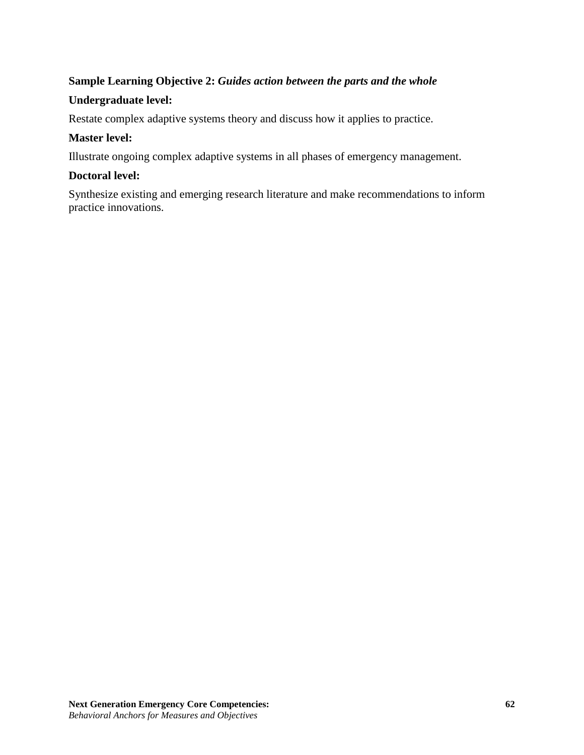**Sample Learning Objective 2:** ***Guides action between the parts and the whole***

**Undergraduate level:**

Restate complex adaptive systems theory and discuss how it applies to practice.

**Master level:**

Illustrate ongoing complex adaptive systems in all phases of emergency management.

**Doctoral level:**

Synthesize existing and emerging research literature and make recommendations to inform practice innovations.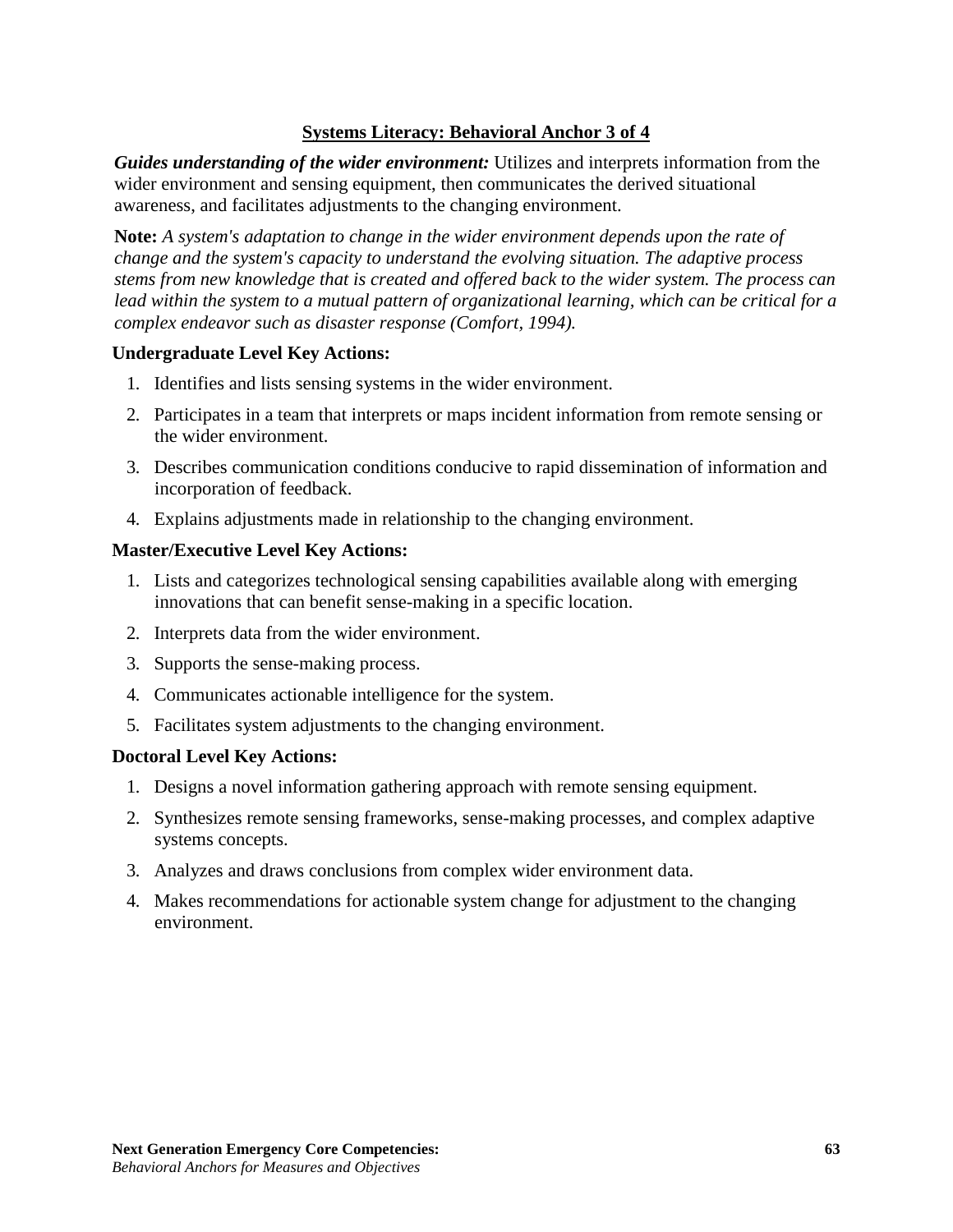## Systems Literacy: Behavioral Anchor 3 of 4

***Guides understanding of the wider environment:*** Utilizes and interprets information from the wider environment and sensing equipment, then communicates the derived situational awareness, and facilitates adjustments to the changing environment.

**Note:** *A system's adaptation to change in the wider environment depends upon the rate of change and the system's capacity to understand the evolving situation. The adaptive process stems from new knowledge that is created and offered back to the wider system. The process can lead within the system to a mutual pattern of organizational learning, which can be critical for a complex endeavor such as disaster response (Comfort, 1994).*

### Undergraduate Level Key Actions:

1. Identifies and lists sensing systems in the wider environment.
2. Participates in a team that interprets or maps incident information from remote sensing or the wider environment.
3. Describes communication conditions conducive to rapid dissemination of information and incorporation of feedback.
4. Explains adjustments made in relationship to the changing environment.

### Master/Executive Level Key Actions:

1. Lists and categorizes technological sensing capabilities available along with emerging innovations that can benefit sense-making in a specific location.
2. Interprets data from the wider environment.
3. Supports the sense-making process.
4. Communicates actionable intelligence for the system.
5. Facilitates system adjustments to the changing environment.

### Doctoral Level Key Actions:

1. Designs a novel information gathering approach with remote sensing equipment.
2. Synthesizes remote sensing frameworks, sense-making processes, and complex adaptive systems concepts.
3. Analyzes and draws conclusions from complex wider environment data.
4. Makes recommendations for actionable system change for adjustment to the changing environment.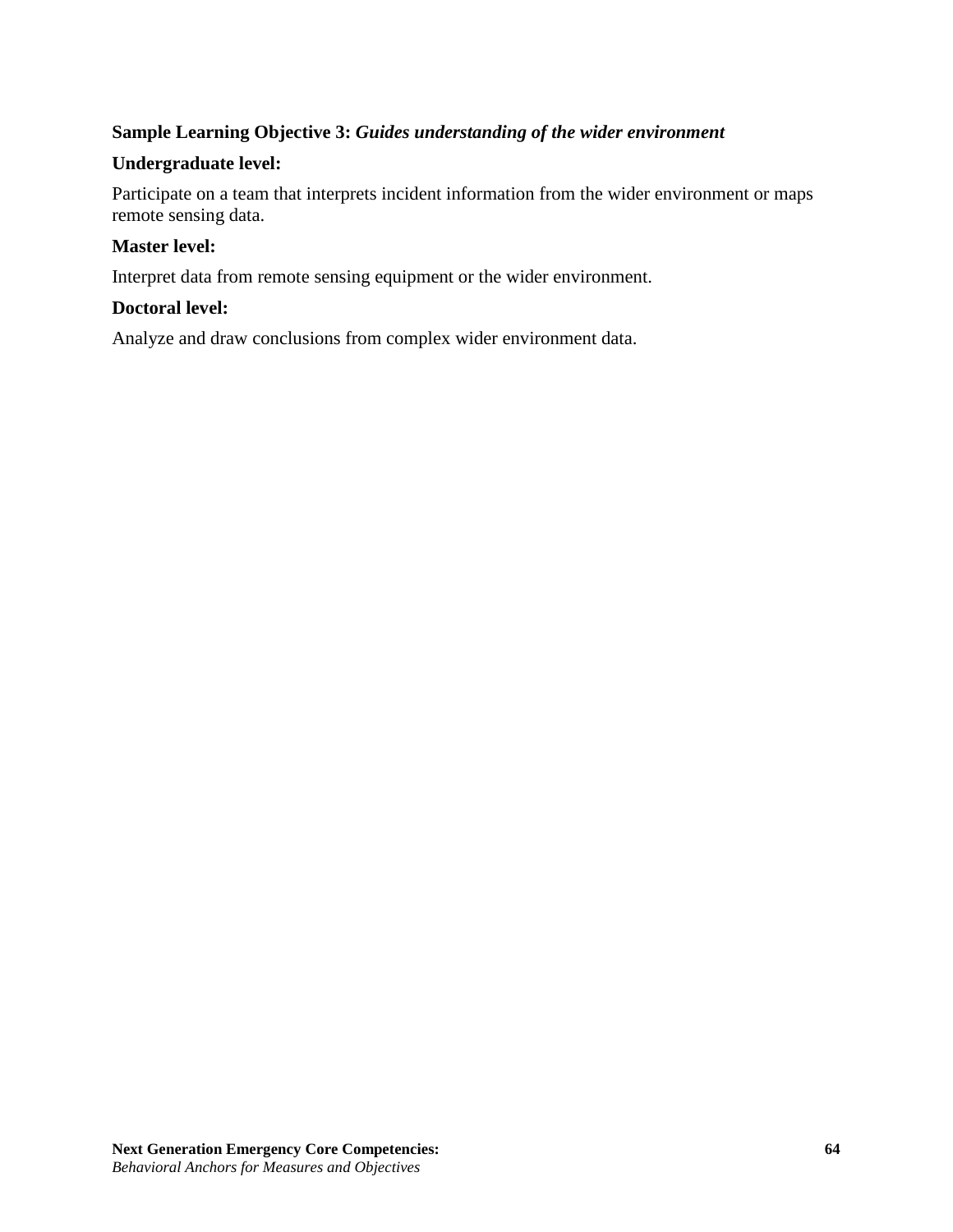**Sample Learning Objective 3:** ***Guides understanding of the wider environment***

**Undergraduate level:**

Participate on a team that interprets incident information from the wider environment or maps remote sensing data.

**Master level:**

Interpret data from remote sensing equipment or the wider environment.

**Doctoral level:**

Analyze and draw conclusions from complex wider environment data.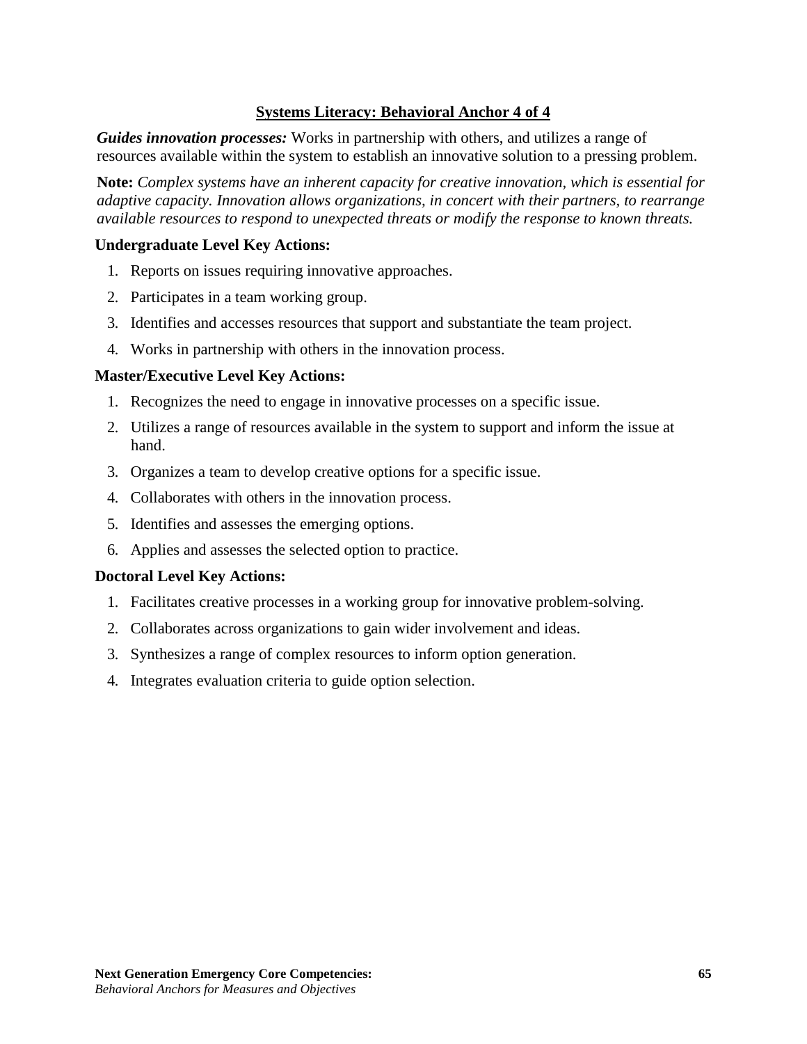## Systems Literacy: Behavioral Anchor 4 of 4

***Guides innovation processes:*** Works in partnership with others, and utilizes a range of resources available within the system to establish an innovative solution to a pressing problem.

**Note:** *Complex systems have an inherent capacity for creative innovation, which is essential for adaptive capacity. Innovation allows organizations, in concert with their partners, to rearrange available resources to respond to unexpected threats or modify the response to known threats.*

### Undergraduate Level Key Actions:

1. Reports on issues requiring innovative approaches.
2. Participates in a team working group.
3. Identifies and accesses resources that support and substantiate the team project.
4. Works in partnership with others in the innovation process.

### Master/Executive Level Key Actions:

1. Recognizes the need to engage in innovative processes on a specific issue.
2. Utilizes a range of resources available in the system to support and inform the issue at hand.
3. Organizes a team to develop creative options for a specific issue.
4. Collaborates with others in the innovation process.
5. Identifies and assesses the emerging options.
6. Applies and assesses the selected option to practice.

### Doctoral Level Key Actions:

1. Facilitates creative processes in a working group for innovative problem-solving.
2. Collaborates across organizations to gain wider involvement and ideas.
3. Synthesizes a range of complex resources to inform option generation.
4. Integrates evaluation criteria to guide option selection.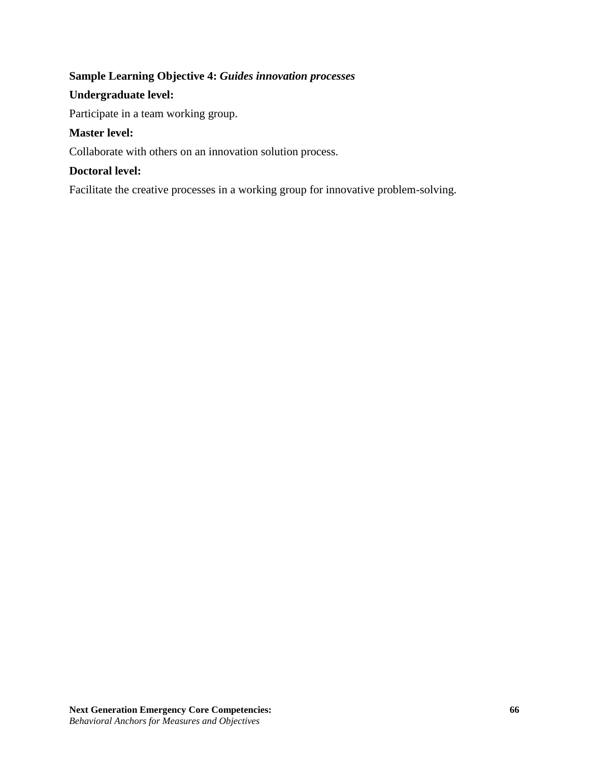**Sample Learning Objective 4:** ***Guides innovation processes***

**Undergraduate level:**

Participate in a team working group.

**Master level:**

Collaborate with others on an innovation solution process.

**Doctoral level:**

Facilitate the creative processes in a working group for innovative problem-solving.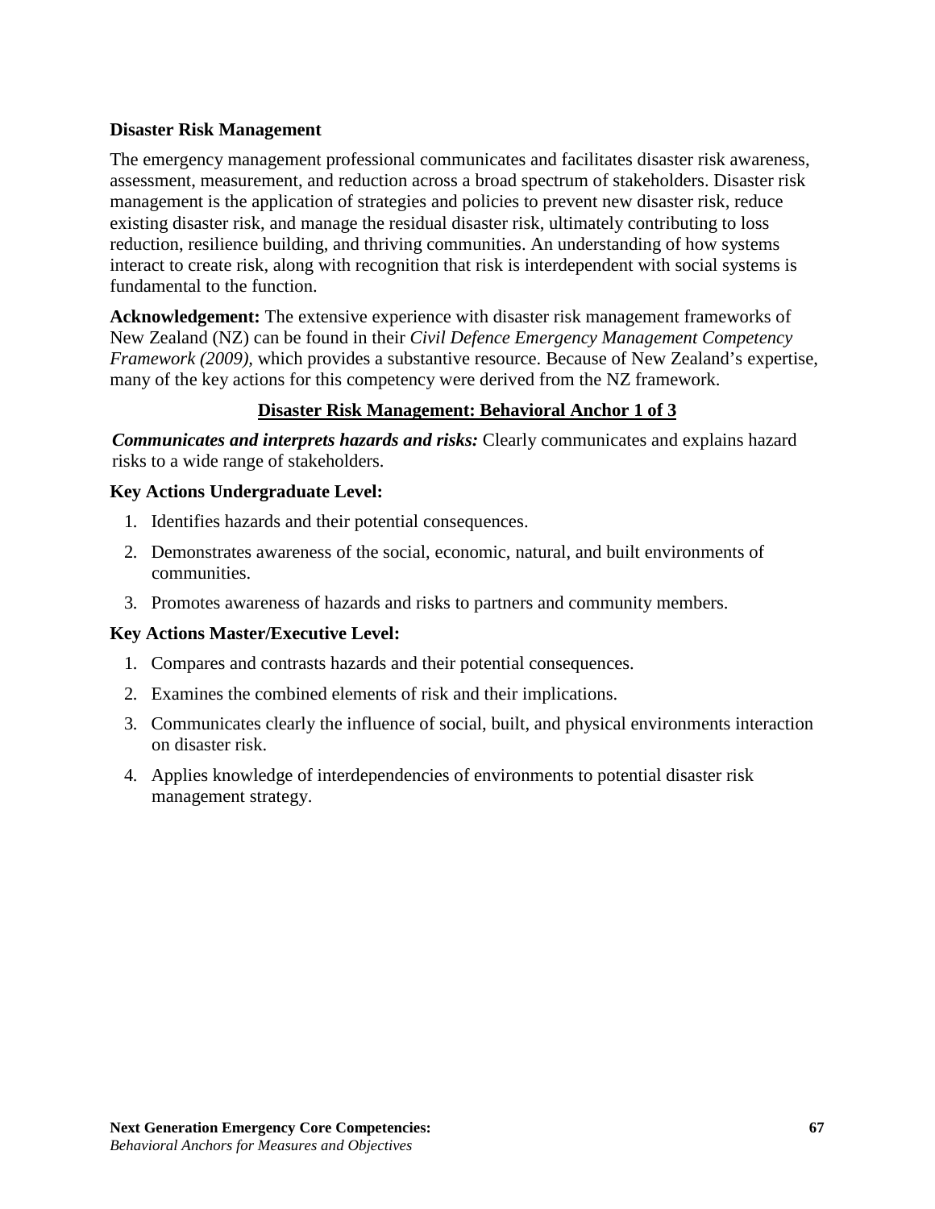## Disaster Risk Management

The emergency management professional communicates and facilitates disaster risk awareness, assessment, measurement, and reduction across a broad spectrum of stakeholders. Disaster risk management is the application of strategies and policies to prevent new disaster risk, reduce existing disaster risk, and manage the residual disaster risk, ultimately contributing to loss reduction, resilience building, and thriving communities. An understanding of how systems interact to create risk, along with recognition that risk is interdependent with social systems is fundamental to the function.

**Acknowledgement:** The extensive experience with disaster risk management frameworks of New Zealand (NZ) can be found in their *Civil Defence Emergency Management Competency Framework (2009),* which provides a substantive resource. Because of New Zealand's expertise, many of the key actions for this competency were derived from the NZ framework.

### Disaster Risk Management: Behavioral Anchor 1 of 3

***Communicates and interprets hazards and risks:*** Clearly communicates and explains hazard risks to a wide range of stakeholders.

**Key Actions Undergraduate Level:**

1. Identifies hazards and their potential consequences.
2. Demonstrates awareness of the social, economic, natural, and built environments of communities.
3. Promotes awareness of hazards and risks to partners and community members.

**Key Actions Master/Executive Level:**

1. Compares and contrasts hazards and their potential consequences.
2. Examines the combined elements of risk and their implications.
3. Communicates clearly the influence of social, built, and physical environments interaction on disaster risk.
4. Applies knowledge of interdependencies of environments to potential disaster risk management strategy.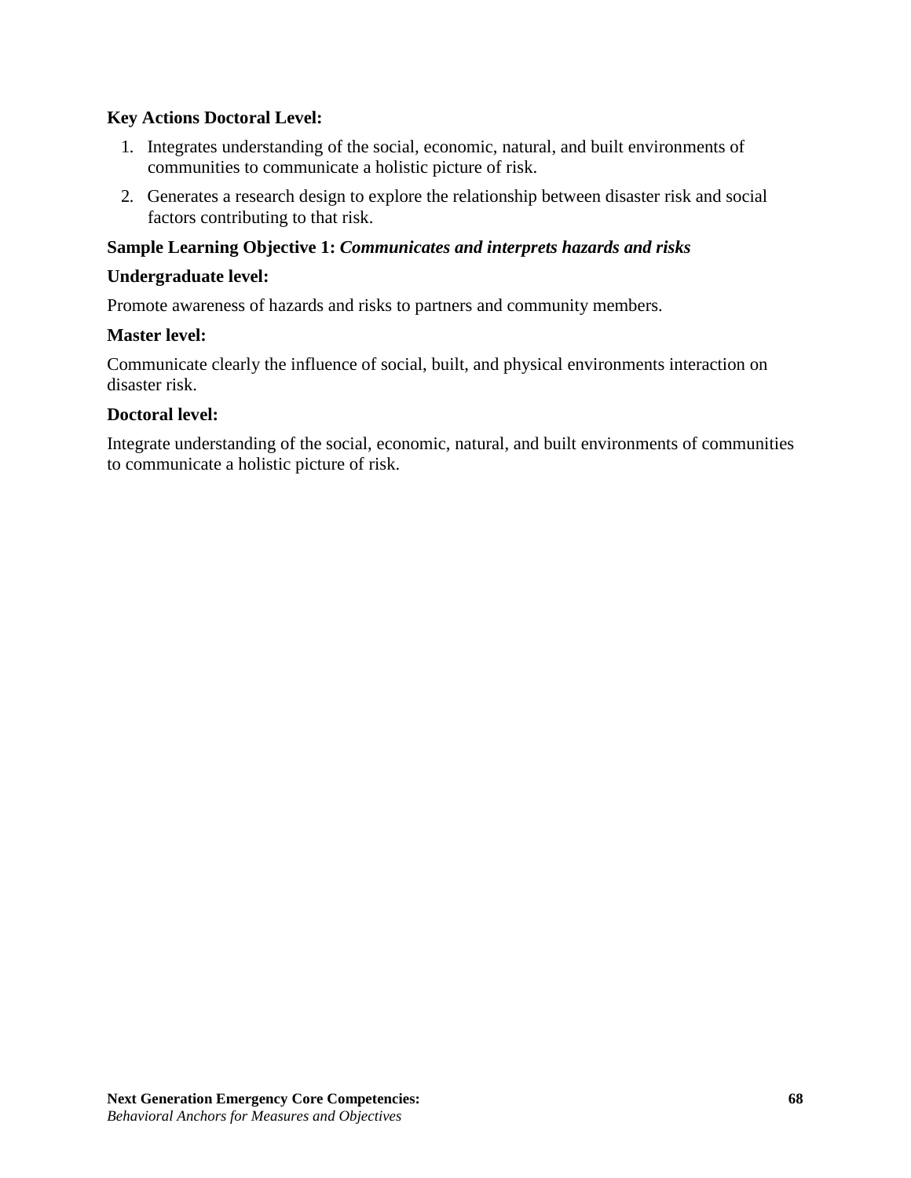**Key Actions Doctoral Level:**

1. Integrates understanding of the social, economic, natural, and built environments of communities to communicate a holistic picture of risk.
2. Generates a research design to explore the relationship between disaster risk and social factors contributing to that risk.

**Sample Learning Objective 1:** ***Communicates and interprets hazards and risks***

**Undergraduate level:**

Promote awareness of hazards and risks to partners and community members.

**Master level:**

Communicate clearly the influence of social, built, and physical environments interaction on disaster risk.

**Doctoral level:**

Integrate understanding of the social, economic, natural, and built environments of communities to communicate a holistic picture of risk.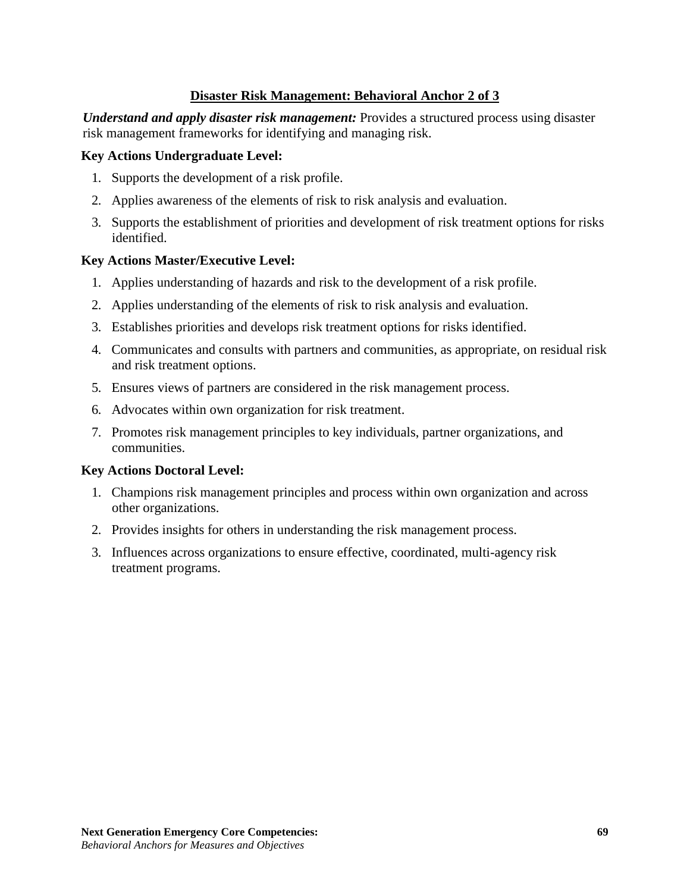## Disaster Risk Management: Behavioral Anchor 2 of 3

***Understand and apply disaster risk management:*** Provides a structured process using disaster risk management frameworks for identifying and managing risk.

**Key Actions Undergraduate Level:**

1. Supports the development of a risk profile.
2. Applies awareness of the elements of risk to risk analysis and evaluation.
3. Supports the establishment of priorities and development of risk treatment options for risks identified.

**Key Actions Master/Executive Level:**

1. Applies understanding of hazards and risk to the development of a risk profile.
2. Applies understanding of the elements of risk to risk analysis and evaluation.
3. Establishes priorities and develops risk treatment options for risks identified.
4. Communicates and consults with partners and communities, as appropriate, on residual risk and risk treatment options.
5. Ensures views of partners are considered in the risk management process.
6. Advocates within own organization for risk treatment.
7. Promotes risk management principles to key individuals, partner organizations, and communities.

**Key Actions Doctoral Level:**

1. Champions risk management principles and process within own organization and across other organizations.
2. Provides insights for others in understanding the risk management process.
3. Influences across organizations to ensure effective, coordinated, multi-agency risk treatment programs.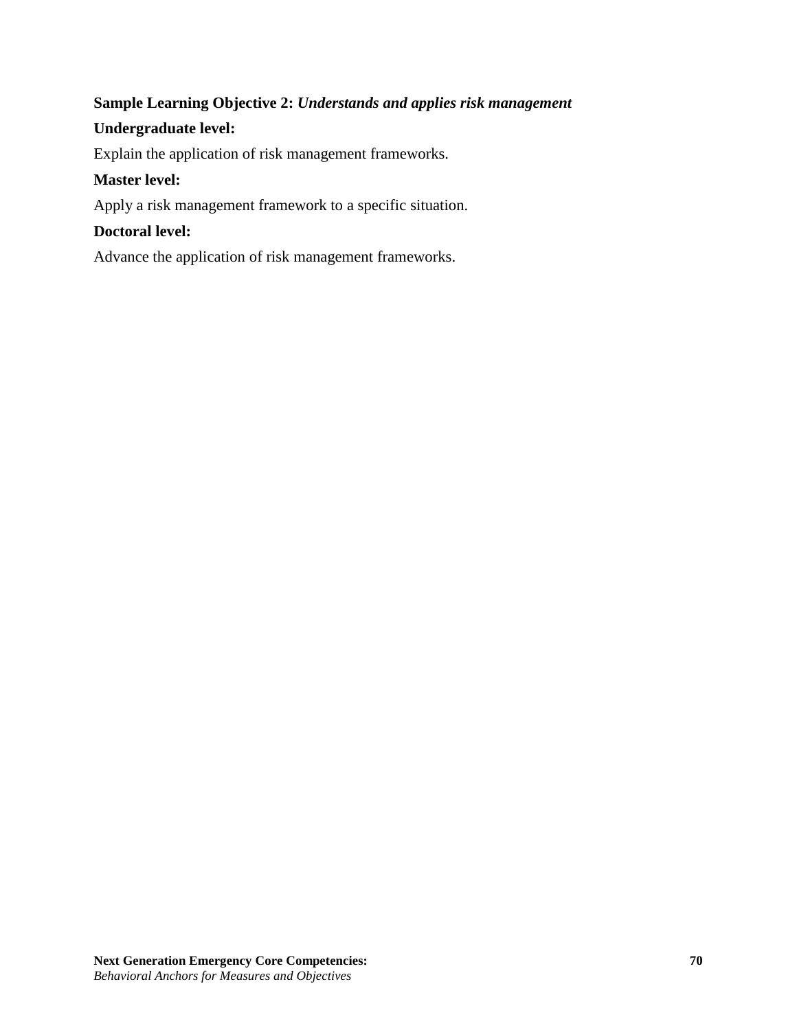**Sample Learning Objective 2:** ***Understands and applies risk management***

**Undergraduate level:**

Explain the application of risk management frameworks.

**Master level:**

Apply a risk management framework to a specific situation.

**Doctoral level:**

Advance the application of risk management frameworks.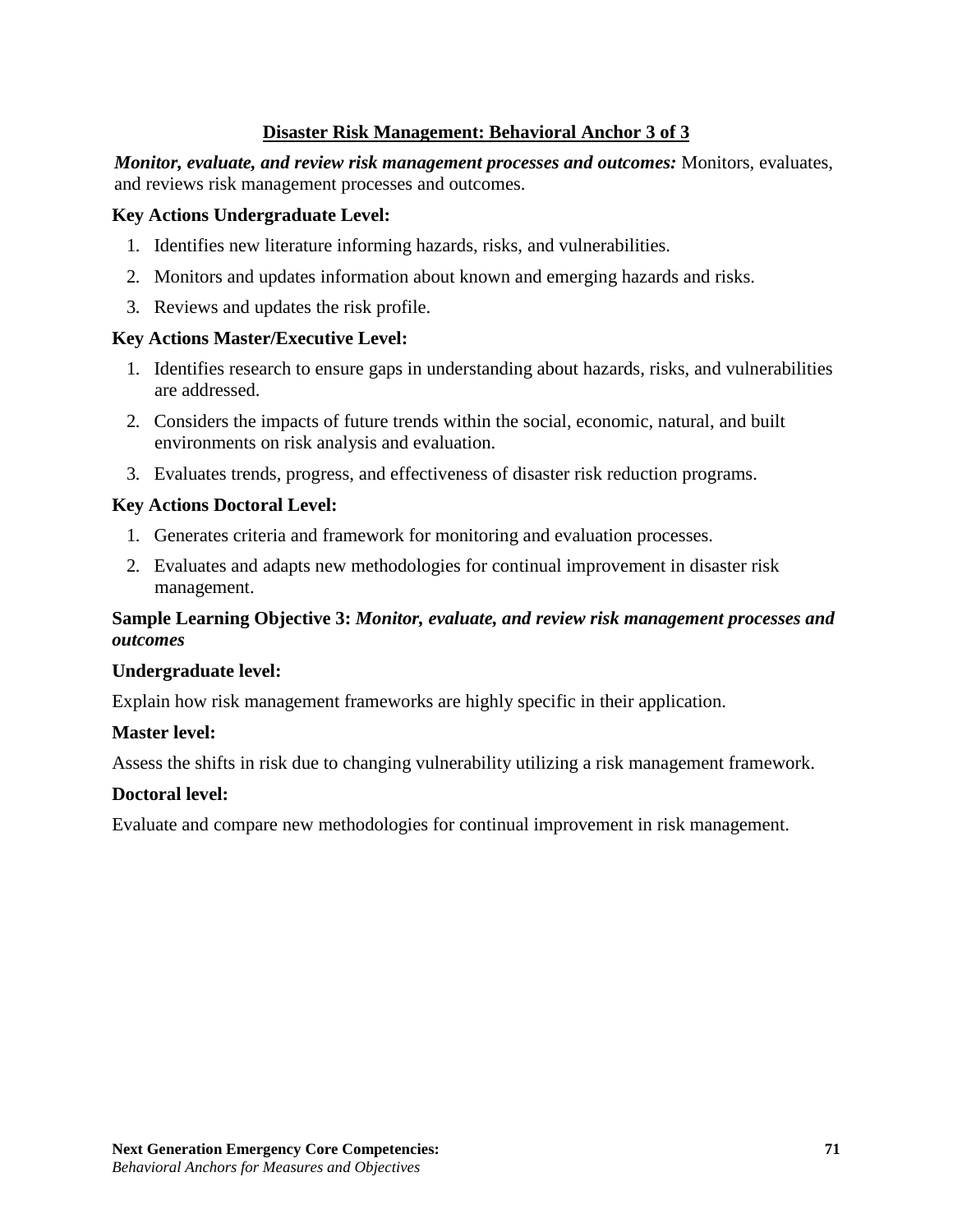## Disaster Risk Management: Behavioral Anchor 3 of 3

***Monitor, evaluate, and review risk management processes and outcomes:*** Monitors, evaluates, and reviews risk management processes and outcomes.

**Key Actions Undergraduate Level:**

1. Identifies new literature informing hazards, risks, and vulnerabilities.
2. Monitors and updates information about known and emerging hazards and risks.
3. Reviews and updates the risk profile.

**Key Actions Master/Executive Level:**

1. Identifies research to ensure gaps in understanding about hazards, risks, and vulnerabilities are addressed.
2. Considers the impacts of future trends within the social, economic, natural, and built environments on risk analysis and evaluation.
3. Evaluates trends, progress, and effectiveness of disaster risk reduction programs.

**Key Actions Doctoral Level:**

1. Generates criteria and framework for monitoring and evaluation processes.
2. Evaluates and adapts new methodologies for continual improvement in disaster risk management.

**Sample Learning Objective 3:** ***Monitor, evaluate, and review risk management processes and outcomes***

**Undergraduate level:**

Explain how risk management frameworks are highly specific in their application.

**Master level:**

Assess the shifts in risk due to changing vulnerability utilizing a risk management framework.

**Doctoral level:**

Evaluate and compare new methodologies for continual improvement in risk management.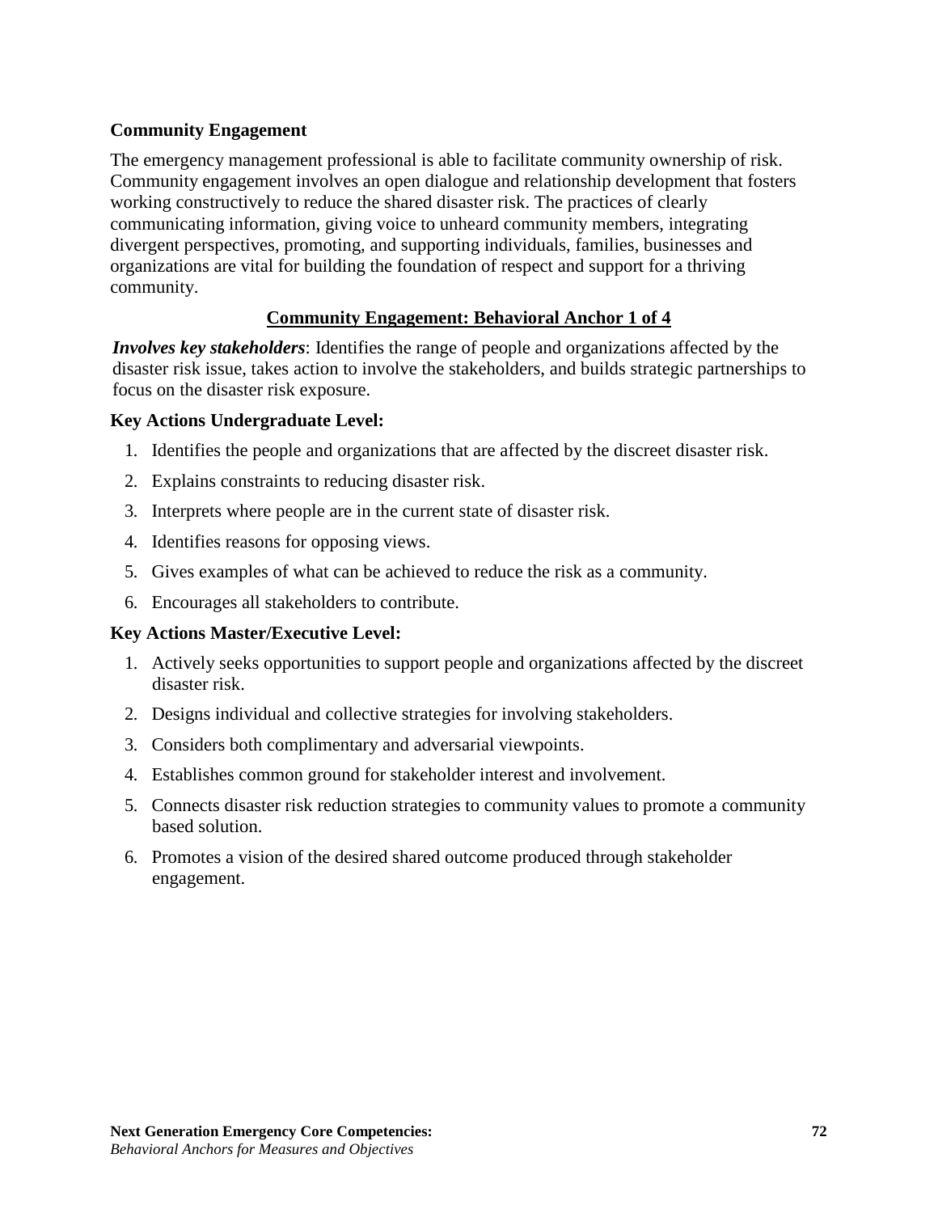**Community Engagement**

The emergency management professional is able to facilitate community ownership of risk. Community engagement involves an open dialogue and relationship development that fosters working constructively to reduce the shared disaster risk. The practices of clearly communicating information, giving voice to unheard community members, integrating divergent perspectives, promoting, and supporting individuals, families, businesses and organizations are vital for building the foundation of respect and support for a thriving community.

**Community Engagement: Behavioral Anchor 1 of 4**

***Involves key stakeholders***: Identifies the range of people and organizations affected by the disaster risk issue, takes action to involve the stakeholders, and builds strategic partnerships to focus on the disaster risk exposure.

**Key Actions Undergraduate Level:**

1. Identifies the people and organizations that are affected by the discreet disaster risk.
2. Explains constraints to reducing disaster risk.
3. Interprets where people are in the current state of disaster risk.
4. Identifies reasons for opposing views.
5. Gives examples of what can be achieved to reduce the risk as a community.
6. Encourages all stakeholders to contribute.

**Key Actions Master/Executive Level:**

1. Actively seeks opportunities to support people and organizations affected by the discreet disaster risk.
2. Designs individual and collective strategies for involving stakeholders.
3. Considers both complimentary and adversarial viewpoints.
4. Establishes common ground for stakeholder interest and involvement.
5. Connects disaster risk reduction strategies to community values to promote a community based solution.
6. Promotes a vision of the desired shared outcome produced through stakeholder engagement.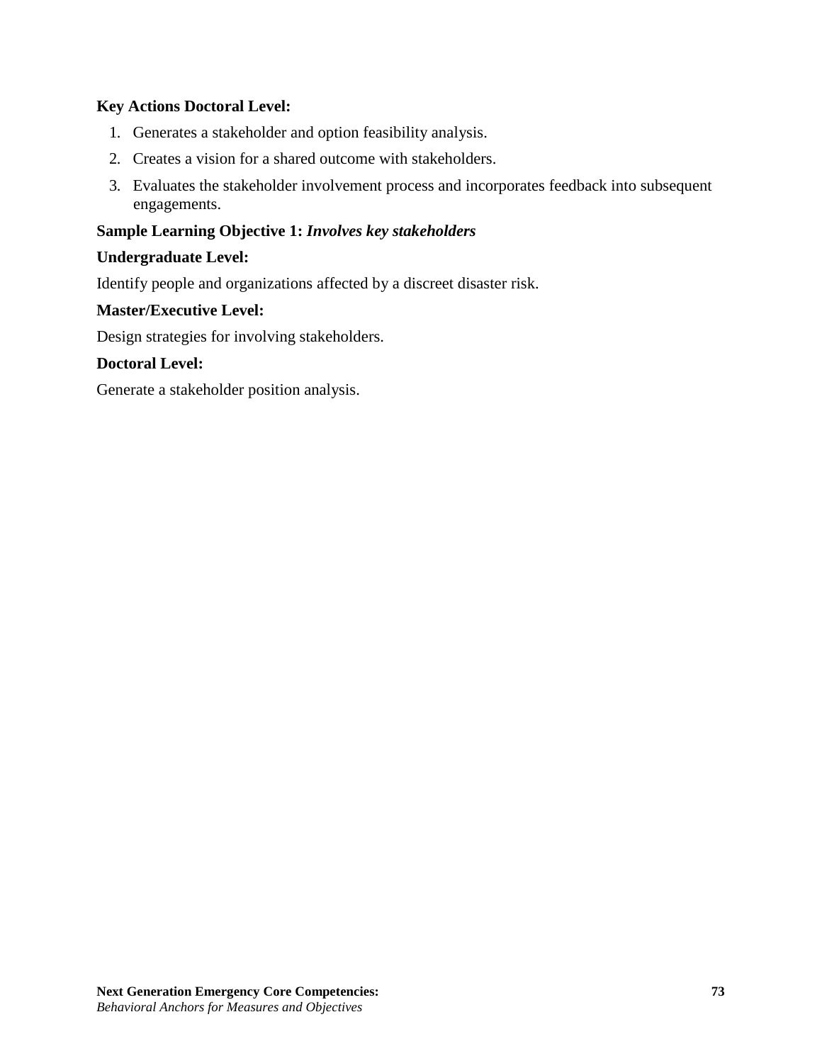**Key Actions Doctoral Level:**

1. Generates a stakeholder and option feasibility analysis.
2. Creates a vision for a shared outcome with stakeholders.
3. Evaluates the stakeholder involvement process and incorporates feedback into subsequent engagements.

**Sample Learning Objective 1:** ***Involves key stakeholders***

**Undergraduate Level:**

Identify people and organizations affected by a discreet disaster risk.

**Master/Executive Level:**

Design strategies for involving stakeholders.

**Doctoral Level:**

Generate a stakeholder position analysis.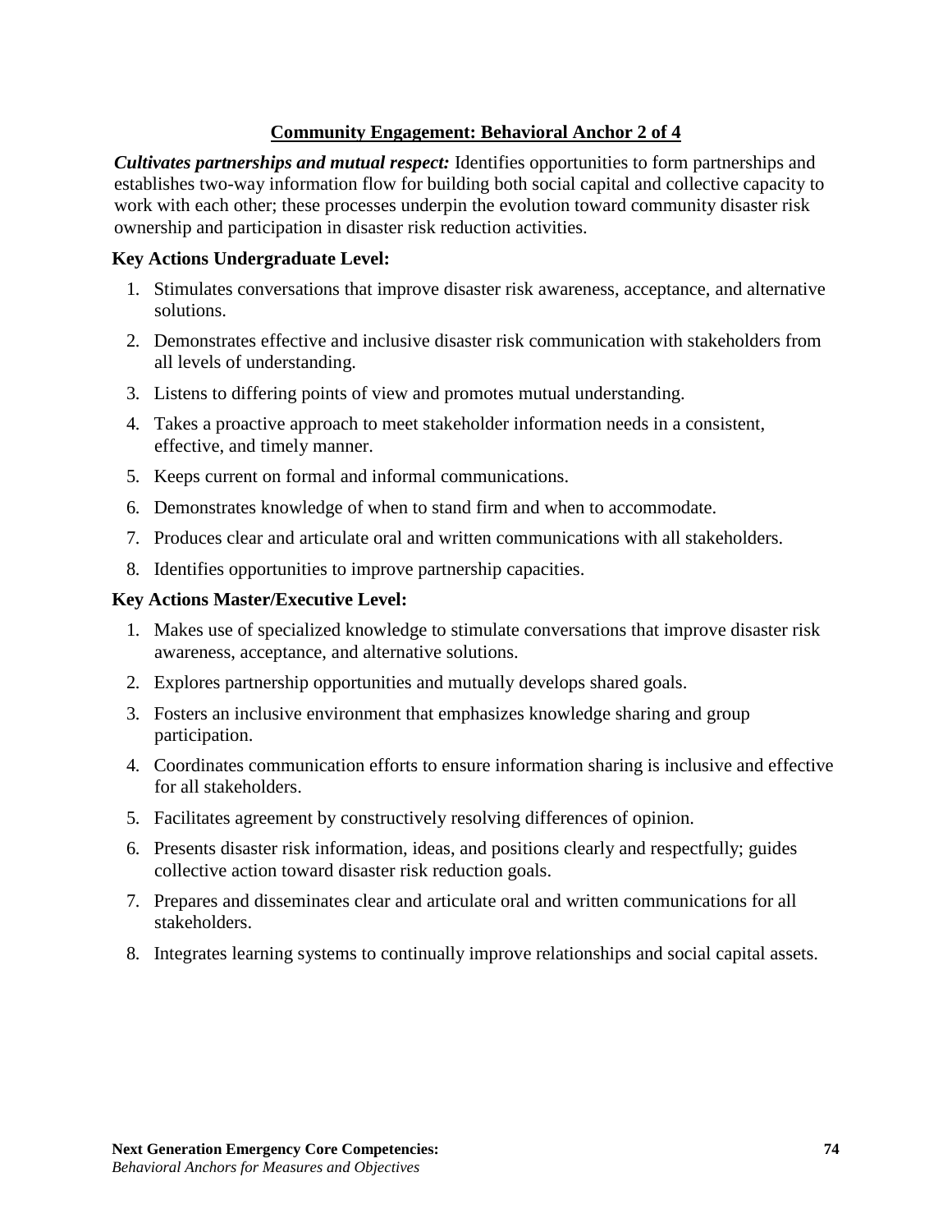## Community Engagement: Behavioral Anchor 2 of 4

***Cultivates partnerships and mutual respect:*** Identifies opportunities to form partnerships and establishes two-way information flow for building both social capital and collective capacity to work with each other; these processes underpin the evolution toward community disaster risk ownership and participation in disaster risk reduction activities.

### Key Actions Undergraduate Level:

1. Stimulates conversations that improve disaster risk awareness, acceptance, and alternative solutions.
2. Demonstrates effective and inclusive disaster risk communication with stakeholders from all levels of understanding.
3. Listens to differing points of view and promotes mutual understanding.
4. Takes a proactive approach to meet stakeholder information needs in a consistent, effective, and timely manner.
5. Keeps current on formal and informal communications.
6. Demonstrates knowledge of when to stand firm and when to accommodate.
7. Produces clear and articulate oral and written communications with all stakeholders.
8. Identifies opportunities to improve partnership capacities.

### Key Actions Master/Executive Level:

1. Makes use of specialized knowledge to stimulate conversations that improve disaster risk awareness, acceptance, and alternative solutions.
2. Explores partnership opportunities and mutually develops shared goals.
3. Fosters an inclusive environment that emphasizes knowledge sharing and group participation.
4. Coordinates communication efforts to ensure information sharing is inclusive and effective for all stakeholders.
5. Facilitates agreement by constructively resolving differences of opinion.
6. Presents disaster risk information, ideas, and positions clearly and respectfully; guides collective action toward disaster risk reduction goals.
7. Prepares and disseminates clear and articulate oral and written communications for all stakeholders.
8. Integrates learning systems to continually improve relationships and social capital assets.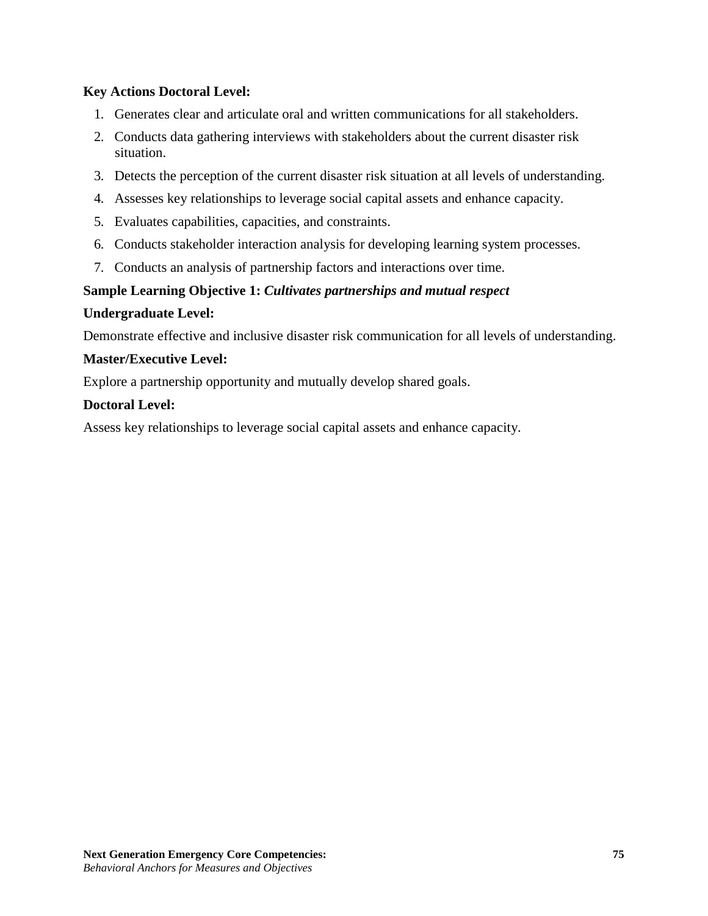**Key Actions Doctoral Level:**

1. Generates clear and articulate oral and written communications for all stakeholders.
2. Conducts data gathering interviews with stakeholders about the current disaster risk situation.
3. Detects the perception of the current disaster risk situation at all levels of understanding.
4. Assesses key relationships to leverage social capital assets and enhance capacity.
5. Evaluates capabilities, capacities, and constraints.
6. Conducts stakeholder interaction analysis for developing learning system processes.
7. Conducts an analysis of partnership factors and interactions over time.

**Sample Learning Objective 1:** ***Cultivates partnerships and mutual respect***

**Undergraduate Level:**

Demonstrate effective and inclusive disaster risk communication for all levels of understanding.

**Master/Executive Level:**

Explore a partnership opportunity and mutually develop shared goals.

**Doctoral Level:**

Assess key relationships to leverage social capital assets and enhance capacity.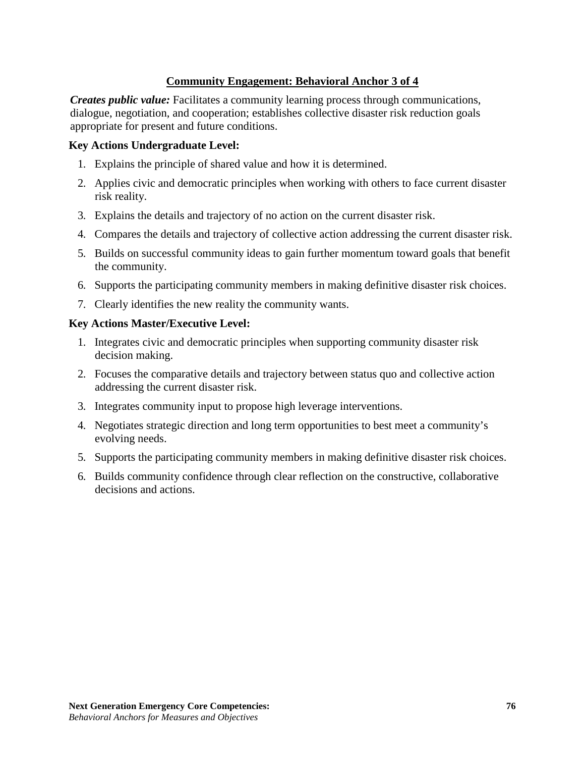## Community Engagement: Behavioral Anchor 3 of 4

***Creates public value:*** Facilitates a community learning process through communications, dialogue, negotiation, and cooperation; establishes collective disaster risk reduction goals appropriate for present and future conditions.

**Key Actions Undergraduate Level:**

1. Explains the principle of shared value and how it is determined.
2. Applies civic and democratic principles when working with others to face current disaster risk reality.
3. Explains the details and trajectory of no action on the current disaster risk.
4. Compares the details and trajectory of collective action addressing the current disaster risk.
5. Builds on successful community ideas to gain further momentum toward goals that benefit the community.
6. Supports the participating community members in making definitive disaster risk choices.
7. Clearly identifies the new reality the community wants.

**Key Actions Master/Executive Level:**

1. Integrates civic and democratic principles when supporting community disaster risk decision making.
2. Focuses the comparative details and trajectory between status quo and collective action addressing the current disaster risk.
3. Integrates community input to propose high leverage interventions.
4. Negotiates strategic direction and long term opportunities to best meet a community's evolving needs.
5. Supports the participating community members in making definitive disaster risk choices.
6. Builds community confidence through clear reflection on the constructive, collaborative decisions and actions.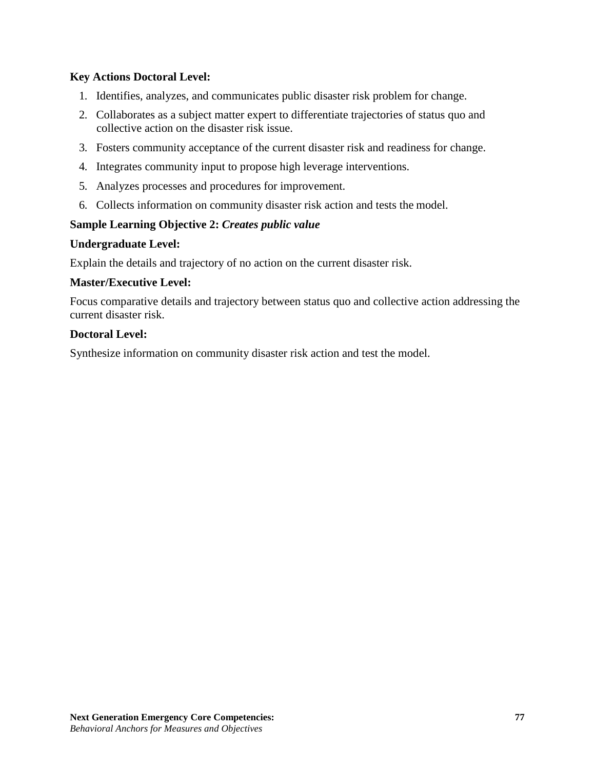**Key Actions Doctoral Level:**

1. Identifies, analyzes, and communicates public disaster risk problem for change.
2. Collaborates as a subject matter expert to differentiate trajectories of status quo and collective action on the disaster risk issue.
3. Fosters community acceptance of the current disaster risk and readiness for change.
4. Integrates community input to propose high leverage interventions.
5. Analyzes processes and procedures for improvement.
6. Collects information on community disaster risk action and tests the model.

**Sample Learning Objective 2:** ***Creates public value***

**Undergraduate Level:**

Explain the details and trajectory of no action on the current disaster risk.

**Master/Executive Level:**

Focus comparative details and trajectory between status quo and collective action addressing the current disaster risk.

**Doctoral Level:**

Synthesize information on community disaster risk action and test the model.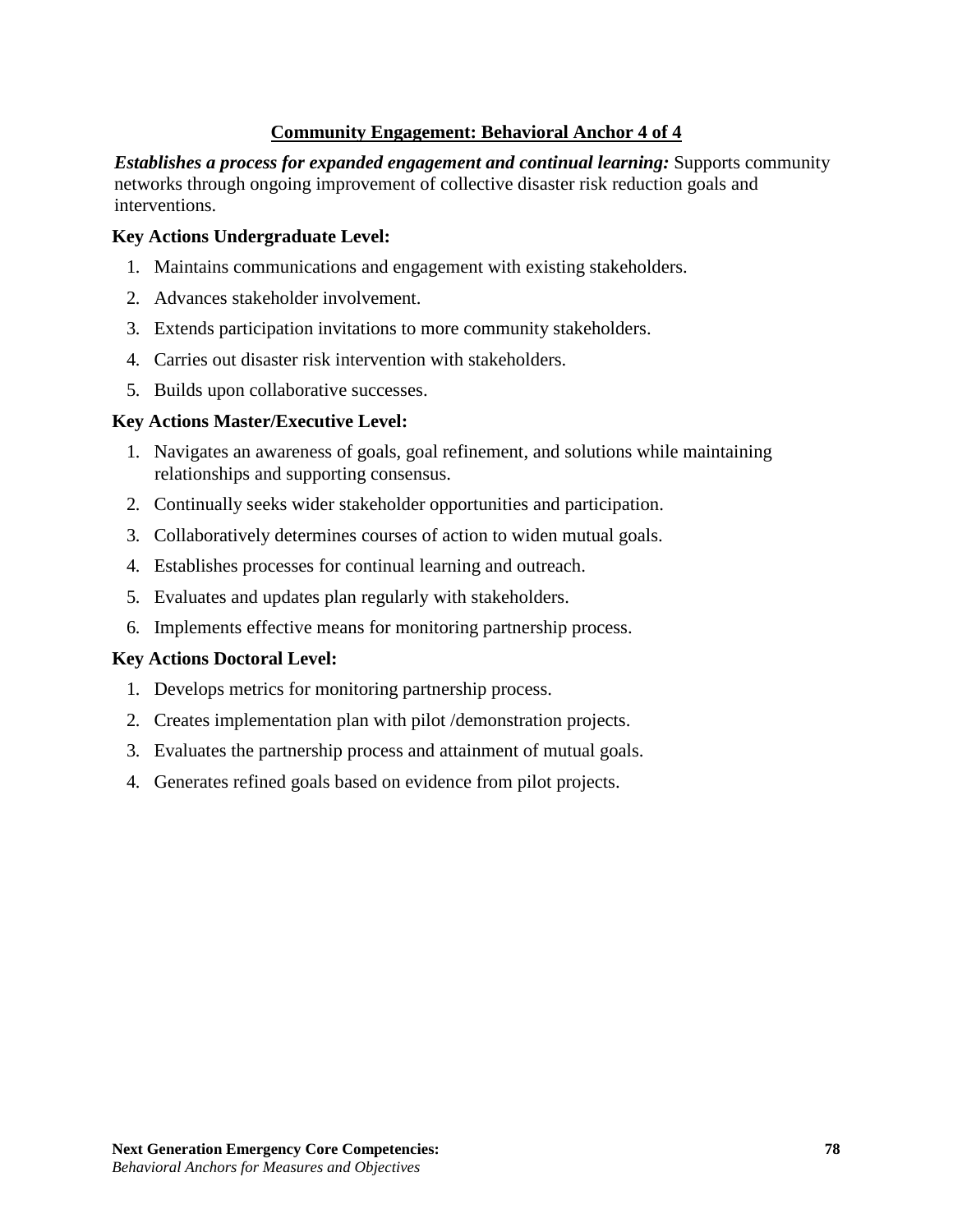## Community Engagement: Behavioral Anchor 4 of 4

***Establishes a process for expanded engagement and continual learning:*** Supports community networks through ongoing improvement of collective disaster risk reduction goals and interventions.

**Key Actions Undergraduate Level:**

1. Maintains communications and engagement with existing stakeholders.
2. Advances stakeholder involvement.
3. Extends participation invitations to more community stakeholders.
4. Carries out disaster risk intervention with stakeholders.
5. Builds upon collaborative successes.

**Key Actions Master/Executive Level:**

1. Navigates an awareness of goals, goal refinement, and solutions while maintaining relationships and supporting consensus.
2. Continually seeks wider stakeholder opportunities and participation.
3. Collaboratively determines courses of action to widen mutual goals.
4. Establishes processes for continual learning and outreach.
5. Evaluates and updates plan regularly with stakeholders.
6. Implements effective means for monitoring partnership process.

**Key Actions Doctoral Level:**

1. Develops metrics for monitoring partnership process.
2. Creates implementation plan with pilot /demonstration projects.
3. Evaluates the partnership process and attainment of mutual goals.
4. Generates refined goals based on evidence from pilot projects.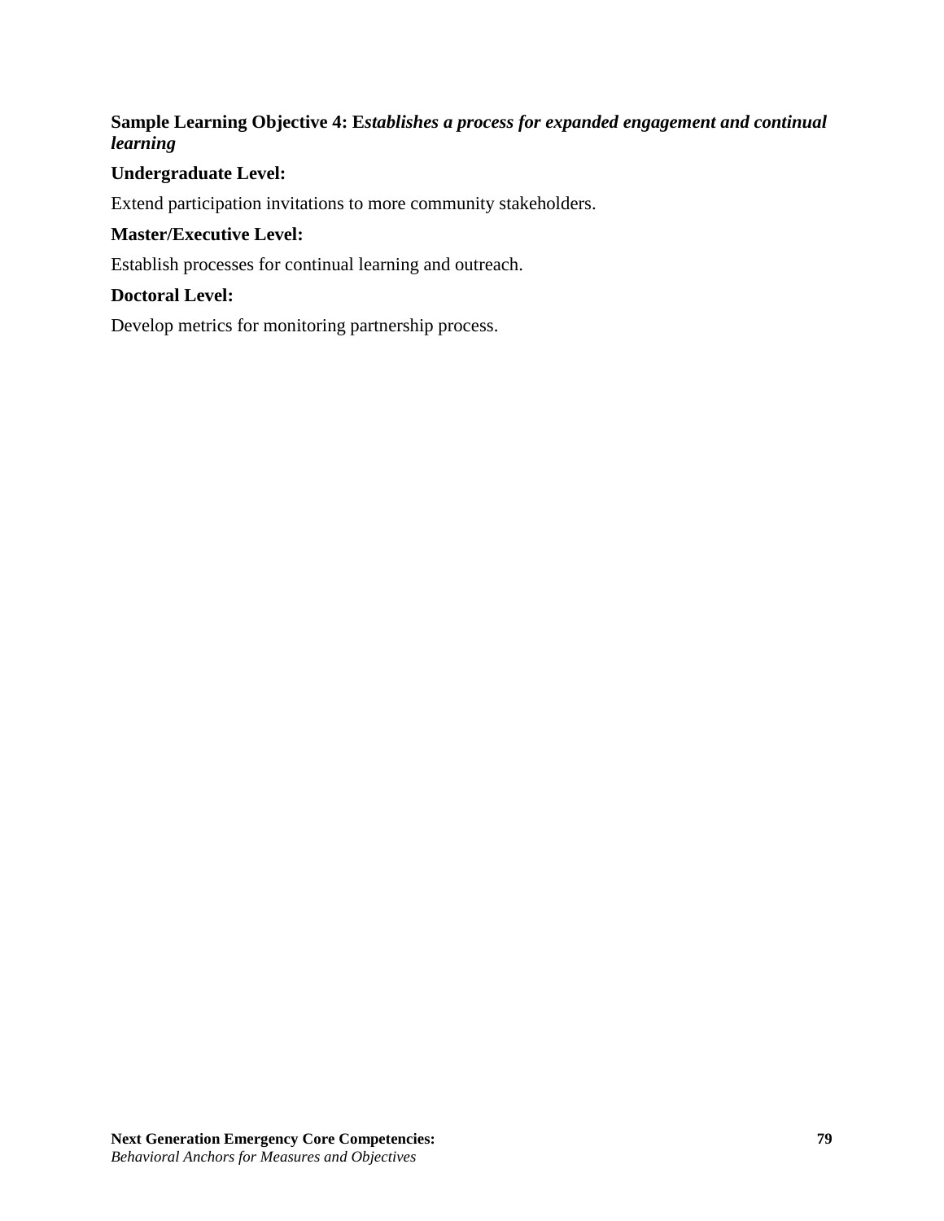**Sample Learning Objective 4: E*stablishes a process for expanded engagement and continual learning***

**Undergraduate Level:**

Extend participation invitations to more community stakeholders.

**Master/Executive Level:**

Establish processes for continual learning and outreach.

**Doctoral Level:**

Develop metrics for monitoring partnership process.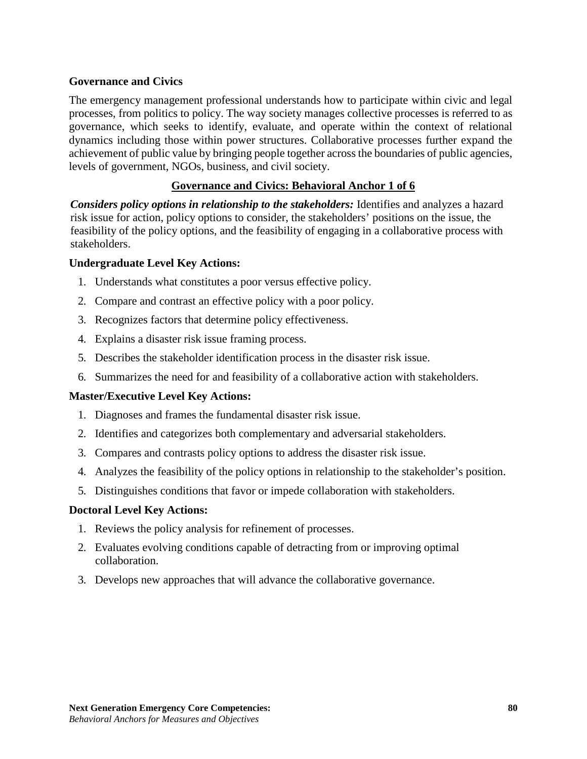## Governance and Civics

The emergency management professional understands how to participate within civic and legal processes, from politics to policy. The way society manages collective processes is referred to as governance, which seeks to identify, evaluate, and operate within the context of relational dynamics including those within power structures. Collaborative processes further expand the achievement of public value by bringing people together across the boundaries of public agencies, levels of government, NGOs, business, and civil society.

### Governance and Civics: Behavioral Anchor 1 of 6

***Considers policy options in relationship to the stakeholders:*** Identifies and analyzes a hazard risk issue for action, policy options to consider, the stakeholders' positions on the issue, the feasibility of the policy options, and the feasibility of engaging in a collaborative process with stakeholders.

**Undergraduate Level Key Actions:**

1. Understands what constitutes a poor versus effective policy.
2. Compare and contrast an effective policy with a poor policy.
3. Recognizes factors that determine policy effectiveness.
4. Explains a disaster risk issue framing process.
5. Describes the stakeholder identification process in the disaster risk issue.
6. Summarizes the need for and feasibility of a collaborative action with stakeholders.

**Master/Executive Level Key Actions:**

1. Diagnoses and frames the fundamental disaster risk issue.
2. Identifies and categorizes both complementary and adversarial stakeholders.
3. Compares and contrasts policy options to address the disaster risk issue.
4. Analyzes the feasibility of the policy options in relationship to the stakeholder's position.
5. Distinguishes conditions that favor or impede collaboration with stakeholders.

**Doctoral Level Key Actions:**

1. Reviews the policy analysis for refinement of processes.
2. Evaluates evolving conditions capable of detracting from or improving optimal collaboration.
3. Develops new approaches that will advance the collaborative governance.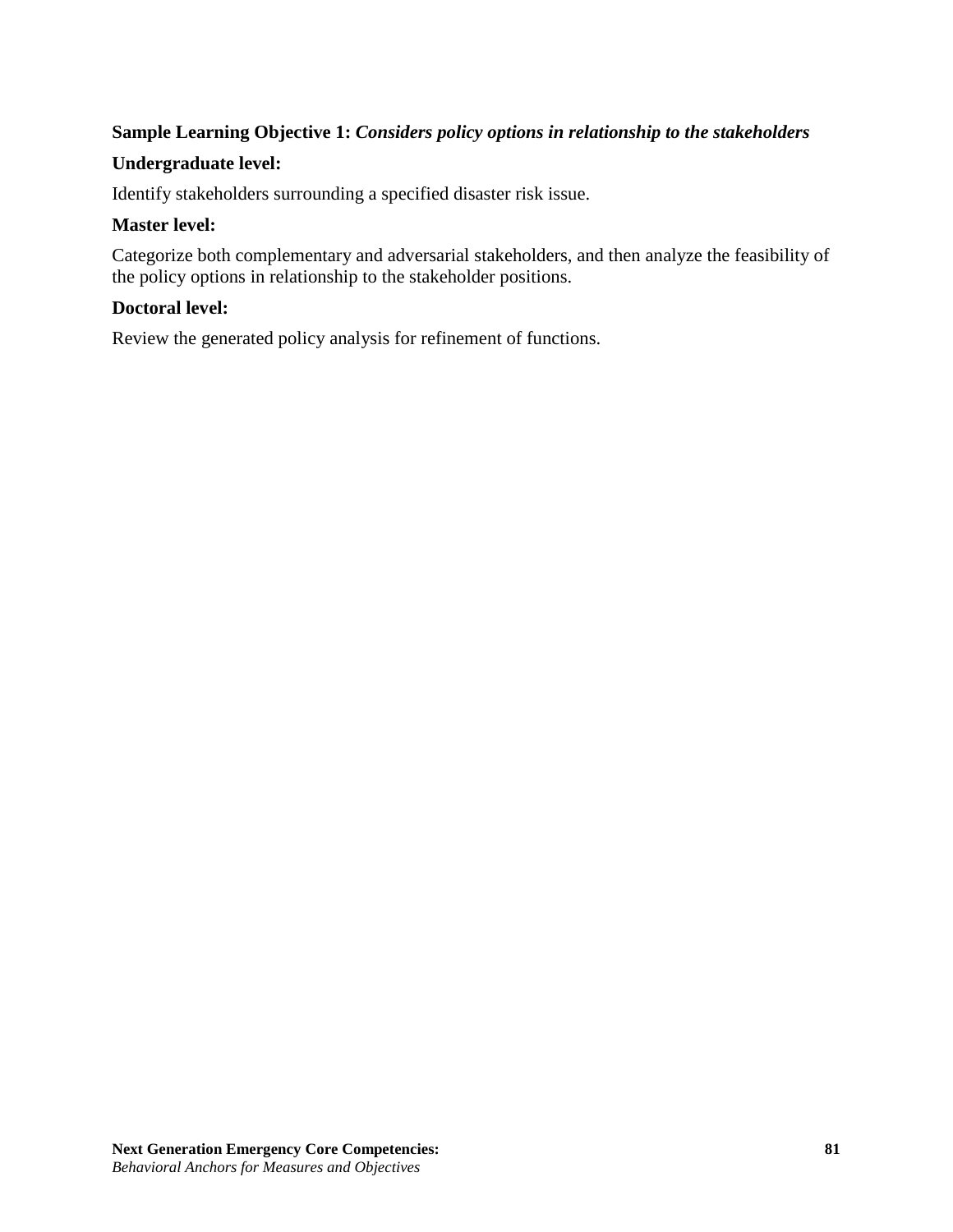**Sample Learning Objective 1:** ***Considers policy options in relationship to the stakeholders***

**Undergraduate level:**

Identify stakeholders surrounding a specified disaster risk issue.

**Master level:**

Categorize both complementary and adversarial stakeholders, and then analyze the feasibility of the policy options in relationship to the stakeholder positions.

**Doctoral level:**

Review the generated policy analysis for refinement of functions.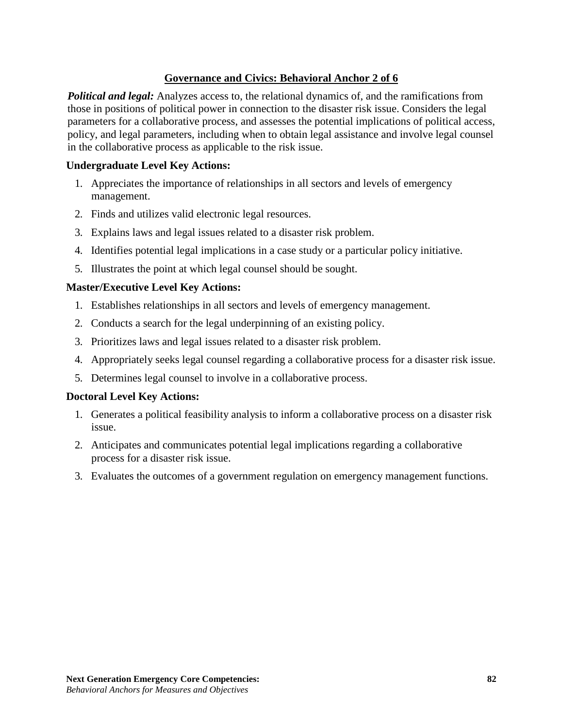## Governance and Civics: Behavioral Anchor 2 of 6

***Political and legal:*** Analyzes access to, the relational dynamics of, and the ramifications from those in positions of political power in connection to the disaster risk issue. Considers the legal parameters for a collaborative process, and assesses the potential implications of political access, policy, and legal parameters, including when to obtain legal assistance and involve legal counsel in the collaborative process as applicable to the risk issue.

**Undergraduate Level Key Actions:**

1. Appreciates the importance of relationships in all sectors and levels of emergency management.
2. Finds and utilizes valid electronic legal resources.
3. Explains laws and legal issues related to a disaster risk problem.
4. Identifies potential legal implications in a case study or a particular policy initiative.
5. Illustrates the point at which legal counsel should be sought.

**Master/Executive Level Key Actions:**

1. Establishes relationships in all sectors and levels of emergency management.
2. Conducts a search for the legal underpinning of an existing policy.
3. Prioritizes laws and legal issues related to a disaster risk problem.
4. Appropriately seeks legal counsel regarding a collaborative process for a disaster risk issue.
5. Determines legal counsel to involve in a collaborative process.

**Doctoral Level Key Actions:**

1. Generates a political feasibility analysis to inform a collaborative process on a disaster risk issue.
2. Anticipates and communicates potential legal implications regarding a collaborative process for a disaster risk issue.
3. Evaluates the outcomes of a government regulation on emergency management functions.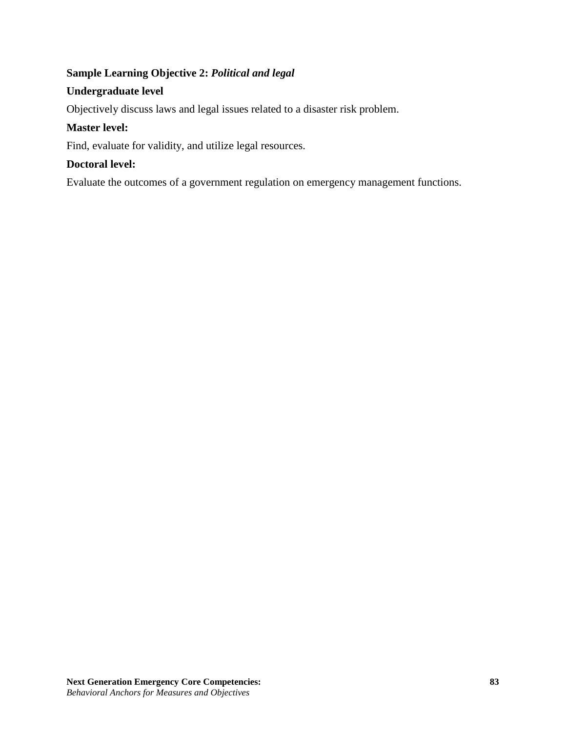**Sample Learning Objective 2:** ***Political and legal***

**Undergraduate level**

Objectively discuss laws and legal issues related to a disaster risk problem.

**Master level:**

Find, evaluate for validity, and utilize legal resources.

**Doctoral level:**

Evaluate the outcomes of a government regulation on emergency management functions.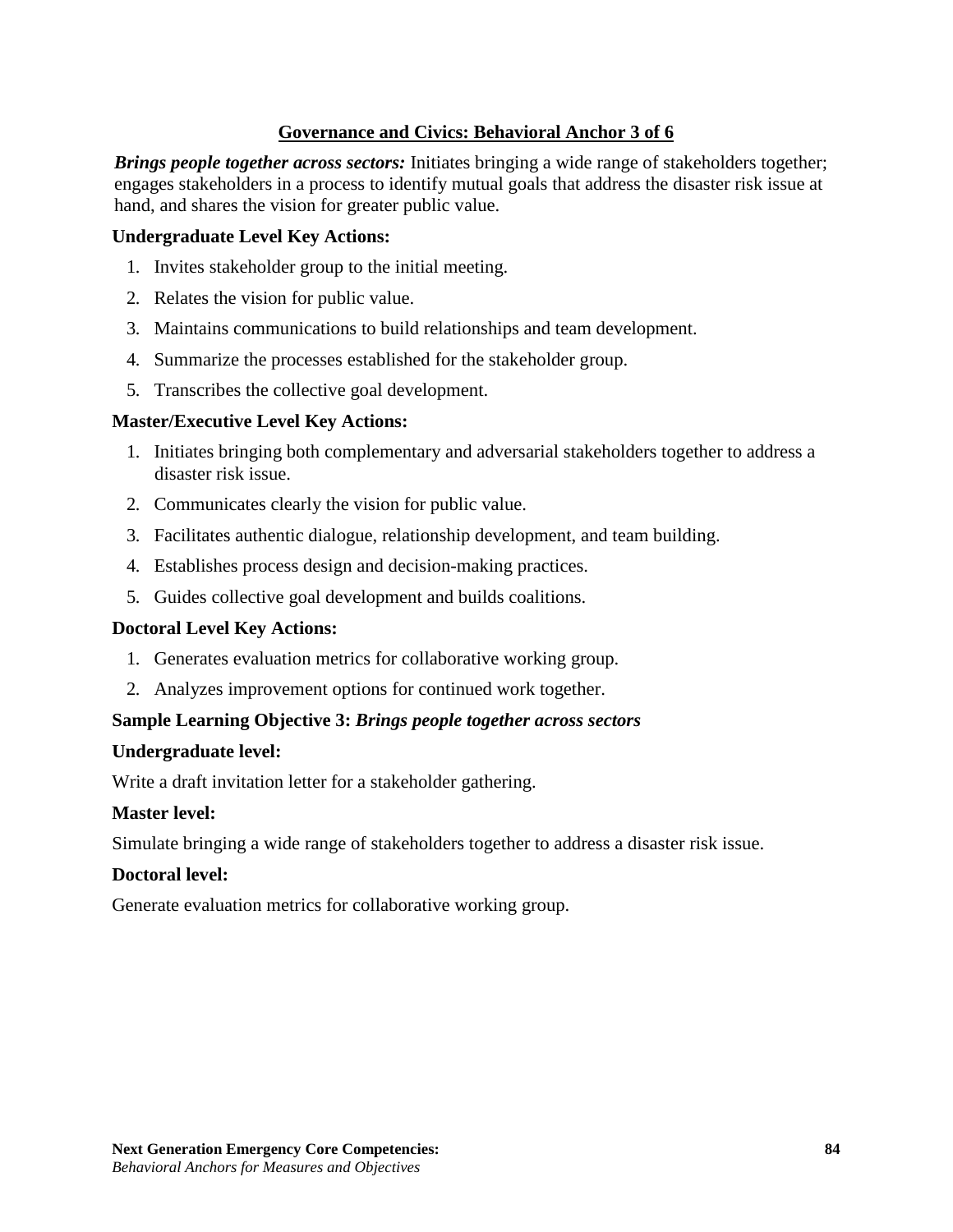## Governance and Civics: Behavioral Anchor 3 of 6

***Brings people together across sectors:*** Initiates bringing a wide range of stakeholders together; engages stakeholders in a process to identify mutual goals that address the disaster risk issue at hand, and shares the vision for greater public value.

**Undergraduate Level Key Actions:**

1. Invites stakeholder group to the initial meeting.
2. Relates the vision for public value.
3. Maintains communications to build relationships and team development.
4. Summarize the processes established for the stakeholder group.
5. Transcribes the collective goal development.

**Master/Executive Level Key Actions:**

1. Initiates bringing both complementary and adversarial stakeholders together to address a disaster risk issue.
2. Communicates clearly the vision for public value.
3. Facilitates authentic dialogue, relationship development, and team building.
4. Establishes process design and decision-making practices.
5. Guides collective goal development and builds coalitions.

**Doctoral Level Key Actions:**

1. Generates evaluation metrics for collaborative working group.
2. Analyzes improvement options for continued work together.

**Sample Learning Objective 3:** ***Brings people together across sectors***

**Undergraduate level:**

Write a draft invitation letter for a stakeholder gathering.

**Master level:**

Simulate bringing a wide range of stakeholders together to address a disaster risk issue.

**Doctoral level:**

Generate evaluation metrics for collaborative working group.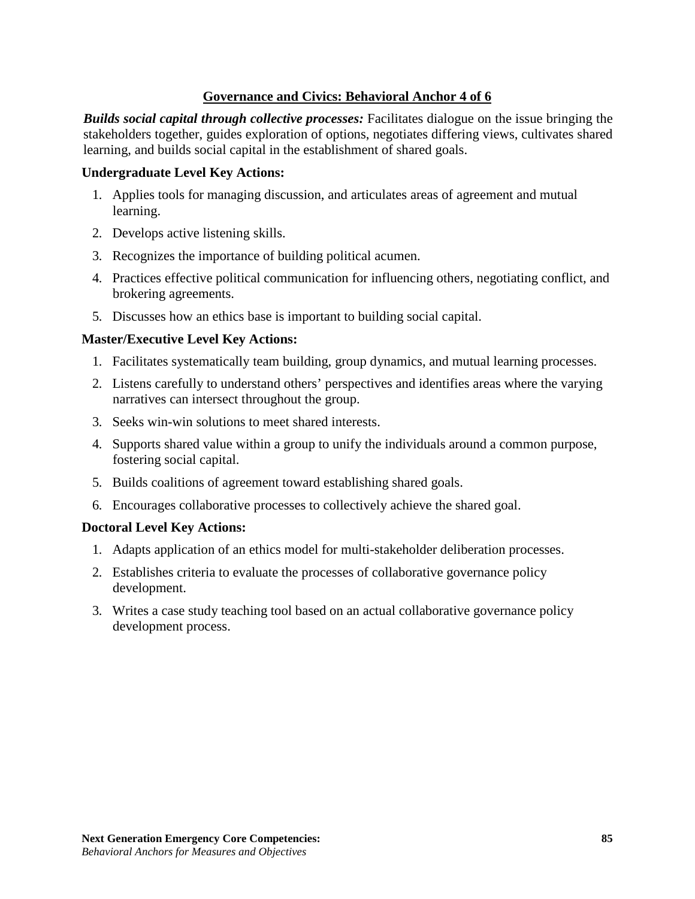## Governance and Civics: Behavioral Anchor 4 of 6

***Builds social capital through collective processes:*** Facilitates dialogue on the issue bringing the stakeholders together, guides exploration of options, negotiates differing views, cultivates shared learning, and builds social capital in the establishment of shared goals.

**Undergraduate Level Key Actions:**

1. Applies tools for managing discussion, and articulates areas of agreement and mutual learning.
2. Develops active listening skills.
3. Recognizes the importance of building political acumen.
4. Practices effective political communication for influencing others, negotiating conflict, and brokering agreements.
5. Discusses how an ethics base is important to building social capital.

**Master/Executive Level Key Actions:**

1. Facilitates systematically team building, group dynamics, and mutual learning processes.
2. Listens carefully to understand others' perspectives and identifies areas where the varying narratives can intersect throughout the group.
3. Seeks win-win solutions to meet shared interests.
4. Supports shared value within a group to unify the individuals around a common purpose, fostering social capital.
5. Builds coalitions of agreement toward establishing shared goals.
6. Encourages collaborative processes to collectively achieve the shared goal.

**Doctoral Level Key Actions:**

1. Adapts application of an ethics model for multi-stakeholder deliberation processes.
2. Establishes criteria to evaluate the processes of collaborative governance policy development.
3. Writes a case study teaching tool based on an actual collaborative governance policy development process.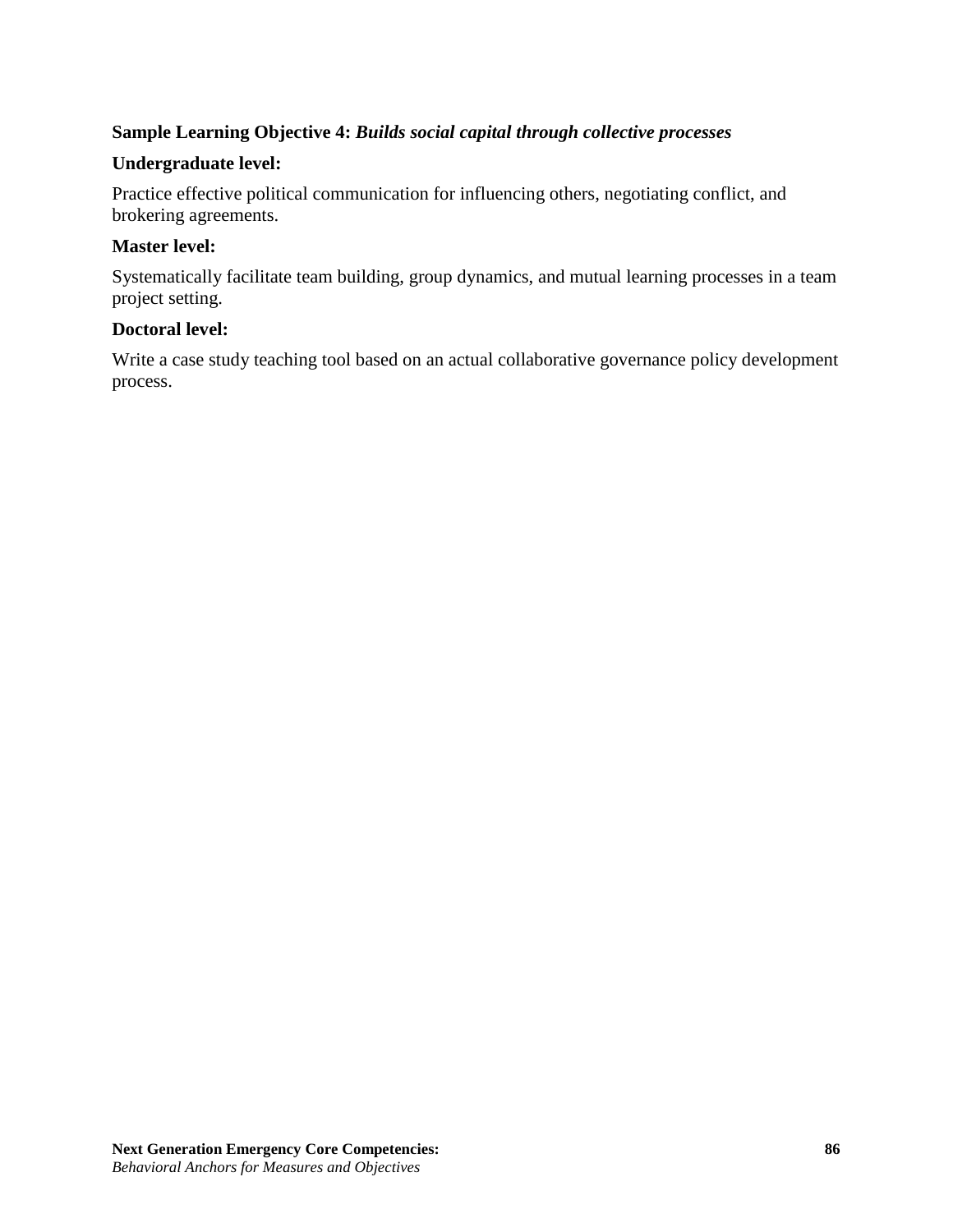**Sample Learning Objective 4:** ***Builds social capital through collective processes***

**Undergraduate level:**

Practice effective political communication for influencing others, negotiating conflict, and brokering agreements.

**Master level:**

Systematically facilitate team building, group dynamics, and mutual learning processes in a team project setting.

**Doctoral level:**

Write a case study teaching tool based on an actual collaborative governance policy development process.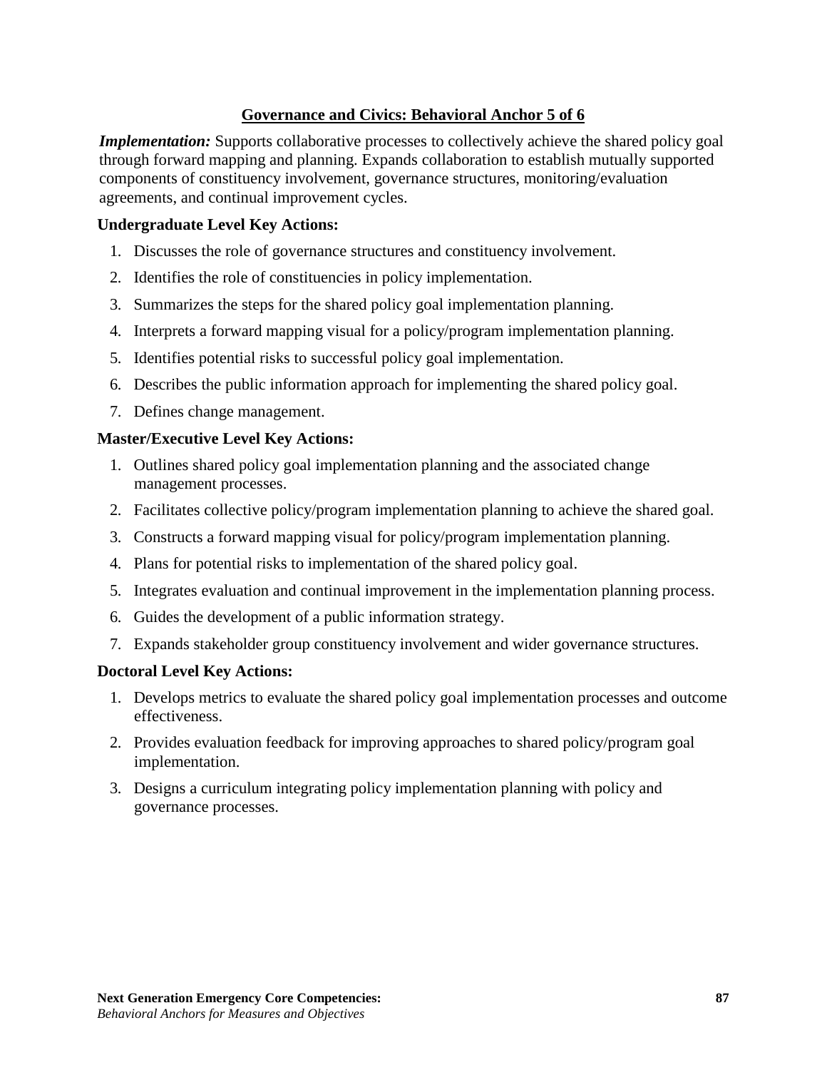## Governance and Civics: Behavioral Anchor 5 of 6

***Implementation:*** Supports collaborative processes to collectively achieve the shared policy goal through forward mapping and planning. Expands collaboration to establish mutually supported components of constituency involvement, governance structures, monitoring/evaluation agreements, and continual improvement cycles.

**Undergraduate Level Key Actions:**

1. Discusses the role of governance structures and constituency involvement.
2. Identifies the role of constituencies in policy implementation.
3. Summarizes the steps for the shared policy goal implementation planning.
4. Interprets a forward mapping visual for a policy/program implementation planning.
5. Identifies potential risks to successful policy goal implementation.
6. Describes the public information approach for implementing the shared policy goal.
7. Defines change management.

**Master/Executive Level Key Actions:**

1. Outlines shared policy goal implementation planning and the associated change management processes.
2. Facilitates collective policy/program implementation planning to achieve the shared goal.
3. Constructs a forward mapping visual for policy/program implementation planning.
4. Plans for potential risks to implementation of the shared policy goal.
5. Integrates evaluation and continual improvement in the implementation planning process.
6. Guides the development of a public information strategy.
7. Expands stakeholder group constituency involvement and wider governance structures.

**Doctoral Level Key Actions:**

1. Develops metrics to evaluate the shared policy goal implementation processes and outcome effectiveness.
2. Provides evaluation feedback for improving approaches to shared policy/program goal implementation.
3. Designs a curriculum integrating policy implementation planning with policy and governance processes.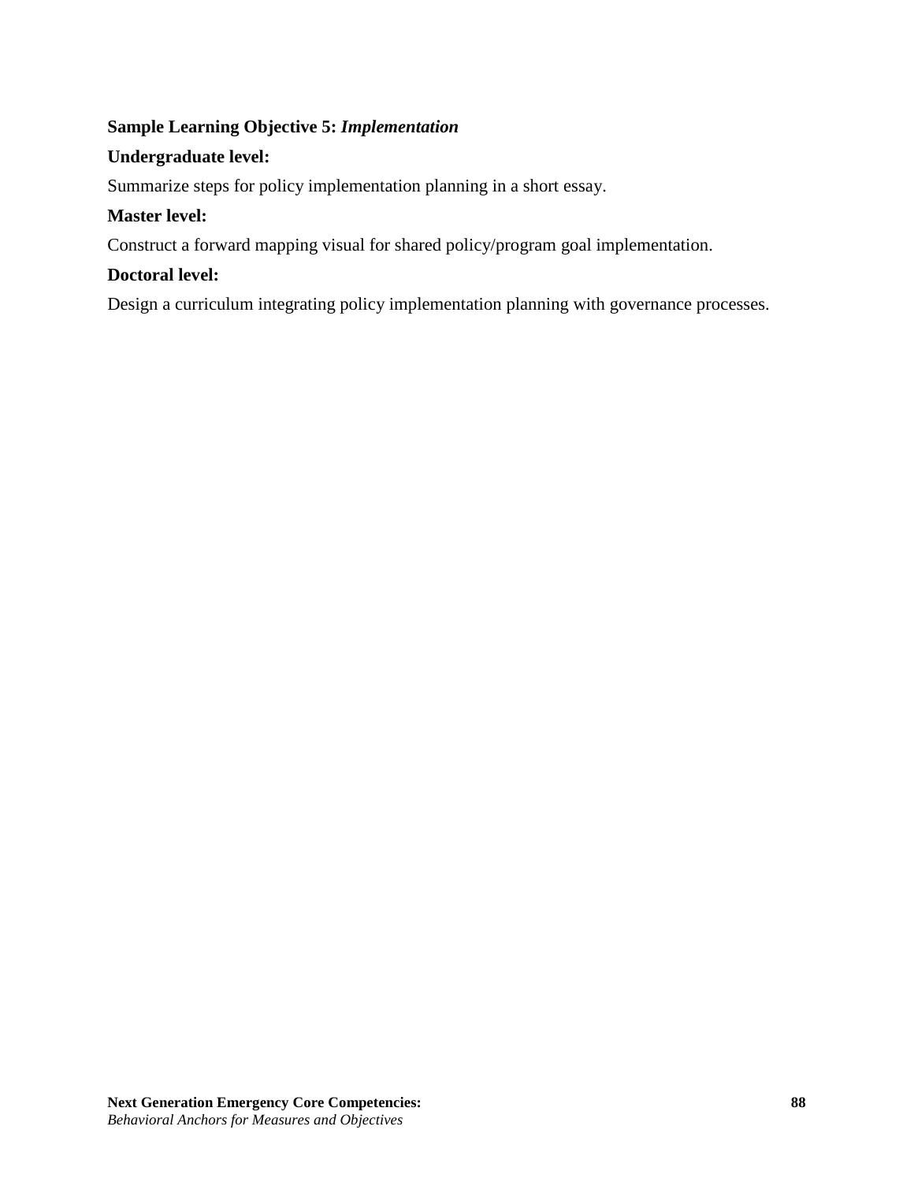**Sample Learning Objective 5:** ***Implementation***

**Undergraduate level:**

Summarize steps for policy implementation planning in a short essay.

**Master level:**

Construct a forward mapping visual for shared policy/program goal implementation.

**Doctoral level:**

Design a curriculum integrating policy implementation planning with governance processes.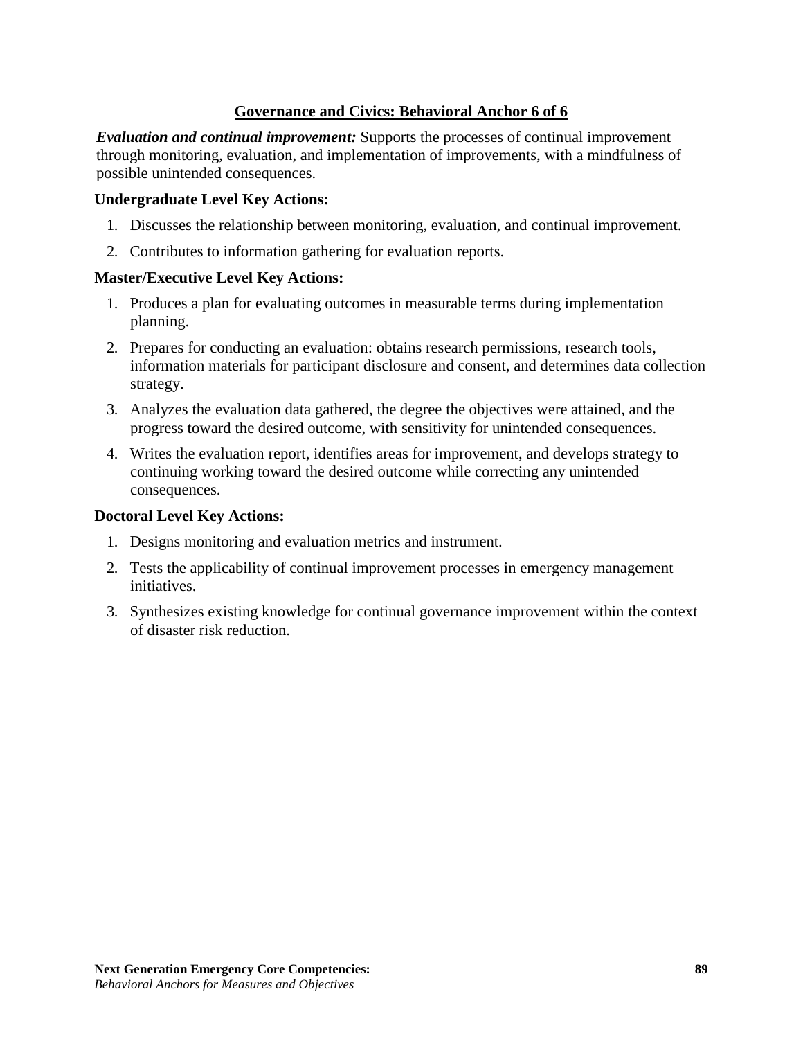## Governance and Civics: Behavioral Anchor 6 of 6

***Evaluation and continual improvement:*** Supports the processes of continual improvement through monitoring, evaluation, and implementation of improvements, with a mindfulness of possible unintended consequences.

**Undergraduate Level Key Actions:**

1. Discusses the relationship between monitoring, evaluation, and continual improvement.
2. Contributes to information gathering for evaluation reports.

**Master/Executive Level Key Actions:**

1. Produces a plan for evaluating outcomes in measurable terms during implementation planning.
2. Prepares for conducting an evaluation: obtains research permissions, research tools, information materials for participant disclosure and consent, and determines data collection strategy.
3. Analyzes the evaluation data gathered, the degree the objectives were attained, and the progress toward the desired outcome, with sensitivity for unintended consequences.
4. Writes the evaluation report, identifies areas for improvement, and develops strategy to continuing working toward the desired outcome while correcting any unintended consequences.

**Doctoral Level Key Actions:**

1. Designs monitoring and evaluation metrics and instrument.
2. Tests the applicability of continual improvement processes in emergency management initiatives.
3. Synthesizes existing knowledge for continual governance improvement within the context of disaster risk reduction.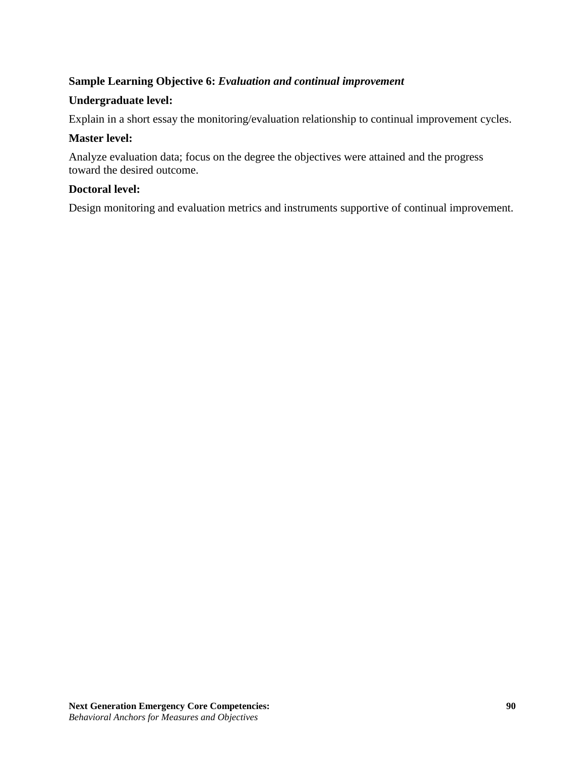**Sample Learning Objective 6:** ***Evaluation and continual improvement***

**Undergraduate level:**

Explain in a short essay the monitoring/evaluation relationship to continual improvement cycles.

**Master level:**

Analyze evaluation data; focus on the degree the objectives were attained and the progress toward the desired outcome.

**Doctoral level:**

Design monitoring and evaluation metrics and instruments supportive of continual improvement.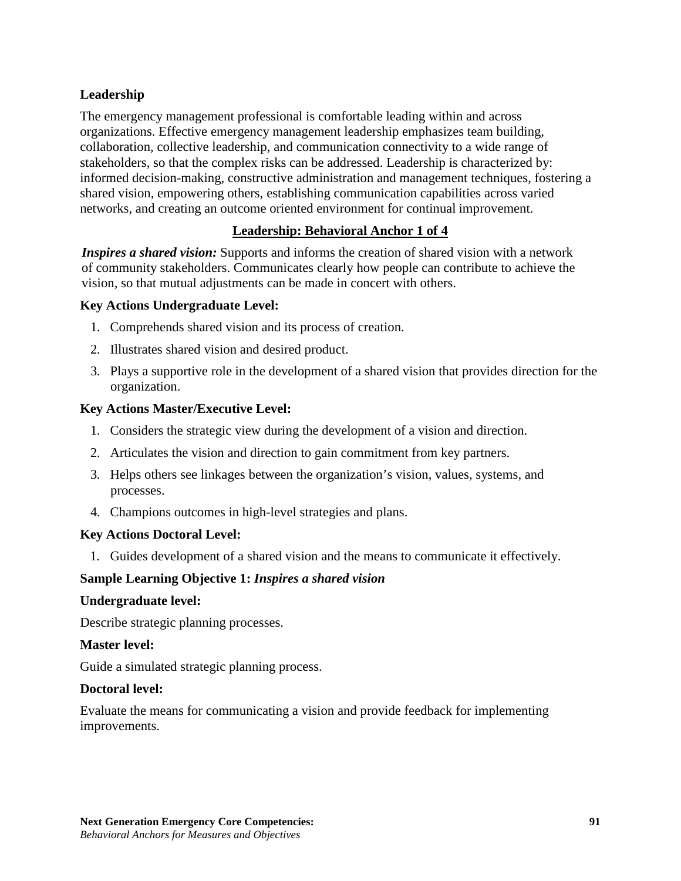## Leadership

The emergency management professional is comfortable leading within and across organizations. Effective emergency management leadership emphasizes team building, collaboration, collective leadership, and communication connectivity to a wide range of stakeholders, so that the complex risks can be addressed. Leadership is characterized by: informed decision-making, constructive administration and management techniques, fostering a shared vision, empowering others, establishing communication capabilities across varied networks, and creating an outcome oriented environment for continual improvement.

### Leadership: Behavioral Anchor 1 of 4

***Inspires a shared vision:*** Supports and informs the creation of shared vision with a network of community stakeholders. Communicates clearly how people can contribute to achieve the vision, so that mutual adjustments can be made in concert with others.

**Key Actions Undergraduate Level:**

1. Comprehends shared vision and its process of creation.
2. Illustrates shared vision and desired product.
3. Plays a supportive role in the development of a shared vision that provides direction for the organization.

**Key Actions Master/Executive Level:**

1. Considers the strategic view during the development of a vision and direction.
2. Articulates the vision and direction to gain commitment from key partners.
3. Helps others see linkages between the organization's vision, values, systems, and processes.
4. Champions outcomes in high-level strategies and plans.

**Key Actions Doctoral Level:**

1. Guides development of a shared vision and the means to communicate it effectively.

**Sample Learning Objective 1:** ***Inspires a shared vision***

**Undergraduate level:**

Describe strategic planning processes.

**Master level:**

Guide a simulated strategic planning process.

**Doctoral level:**

Evaluate the means for communicating a vision and provide feedback for implementing improvements.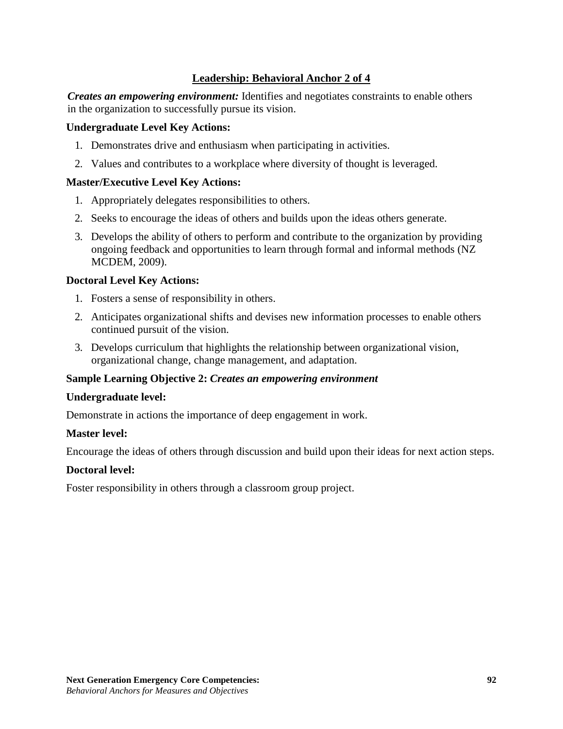## Leadership: Behavioral Anchor 2 of 4

***Creates an empowering environment:*** Identifies and negotiates constraints to enable others in the organization to successfully pursue its vision.

**Undergraduate Level Key Actions:**

1. Demonstrates drive and enthusiasm when participating in activities.
2. Values and contributes to a workplace where diversity of thought is leveraged.

**Master/Executive Level Key Actions:**

1. Appropriately delegates responsibilities to others.
2. Seeks to encourage the ideas of others and builds upon the ideas others generate.
3. Develops the ability of others to perform and contribute to the organization by providing ongoing feedback and opportunities to learn through formal and informal methods (NZ MCDEM, 2009).

**Doctoral Level Key Actions:**

1. Fosters a sense of responsibility in others.
2. Anticipates organizational shifts and devises new information processes to enable others continued pursuit of the vision.
3. Develops curriculum that highlights the relationship between organizational vision, organizational change, change management, and adaptation.

**Sample Learning Objective 2:** ***Creates an empowering environment***

**Undergraduate level:**

Demonstrate in actions the importance of deep engagement in work.

**Master level:**

Encourage the ideas of others through discussion and build upon their ideas for next action steps.

**Doctoral level:**

Foster responsibility in others through a classroom group project.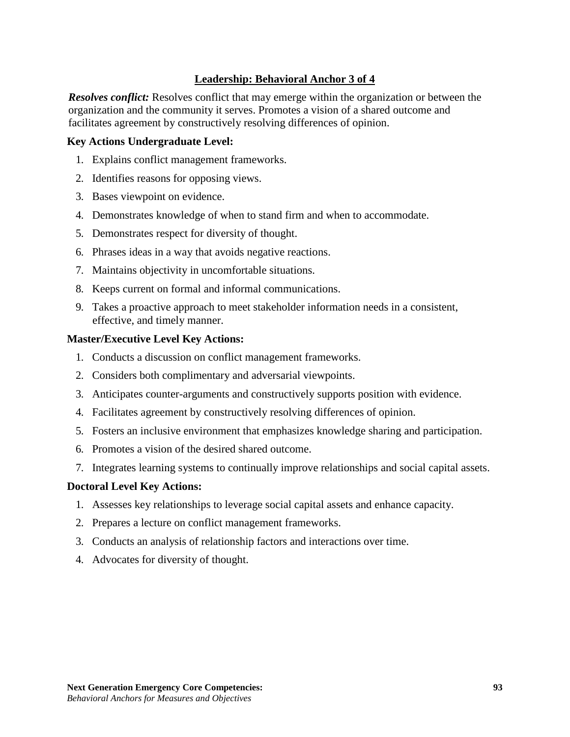## Leadership: Behavioral Anchor 3 of 4

***Resolves conflict:*** Resolves conflict that may emerge within the organization or between the organization and the community it serves. Promotes a vision of a shared outcome and facilitates agreement by constructively resolving differences of opinion.

**Key Actions Undergraduate Level:**

1. Explains conflict management frameworks.
2. Identifies reasons for opposing views.
3. Bases viewpoint on evidence.
4. Demonstrates knowledge of when to stand firm and when to accommodate.
5. Demonstrates respect for diversity of thought.
6. Phrases ideas in a way that avoids negative reactions.
7. Maintains objectivity in uncomfortable situations.
8. Keeps current on formal and informal communications.
9. Takes a proactive approach to meet stakeholder information needs in a consistent, effective, and timely manner.

**Master/Executive Level Key Actions:**

1. Conducts a discussion on conflict management frameworks.
2. Considers both complimentary and adversarial viewpoints.
3. Anticipates counter-arguments and constructively supports position with evidence.
4. Facilitates agreement by constructively resolving differences of opinion.
5. Fosters an inclusive environment that emphasizes knowledge sharing and participation.
6. Promotes a vision of the desired shared outcome.
7. Integrates learning systems to continually improve relationships and social capital assets.

**Doctoral Level Key Actions:**

1. Assesses key relationships to leverage social capital assets and enhance capacity.
2. Prepares a lecture on conflict management frameworks.
3. Conducts an analysis of relationship factors and interactions over time.
4. Advocates for diversity of thought.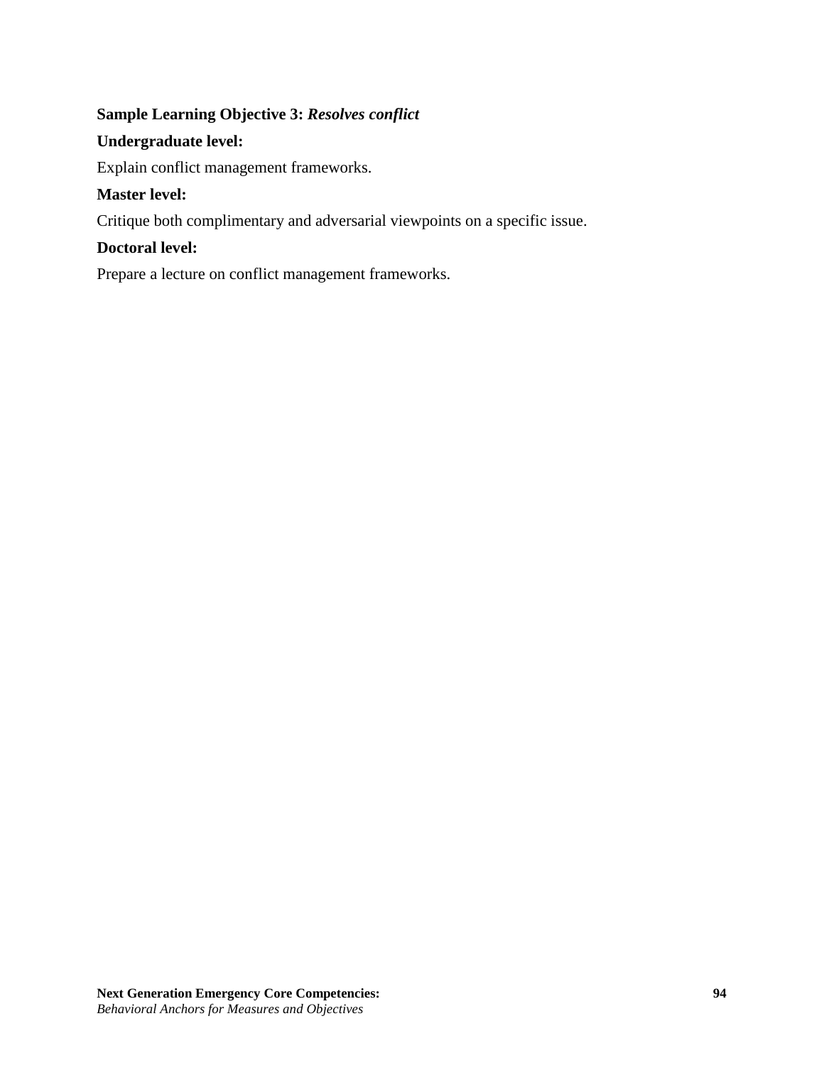**Sample Learning Objective 3:** ***Resolves conflict***

**Undergraduate level:**

Explain conflict management frameworks.

**Master level:**

Critique both complimentary and adversarial viewpoints on a specific issue.

**Doctoral level:**

Prepare a lecture on conflict management frameworks.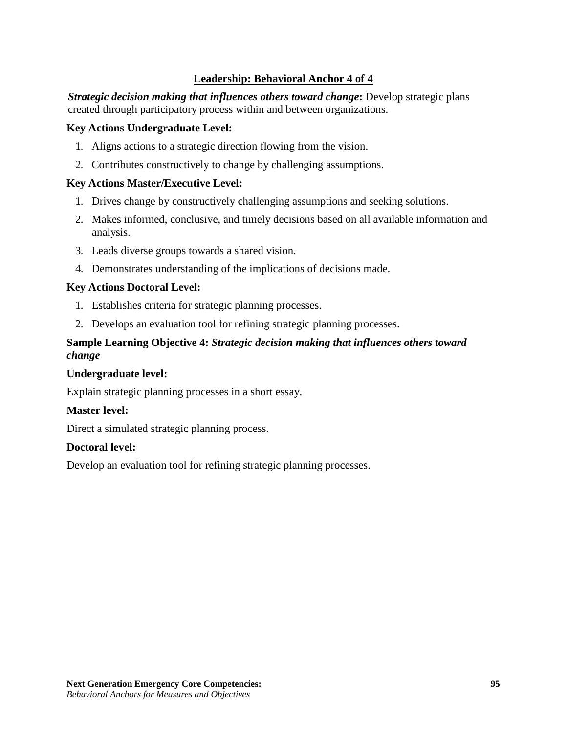## Leadership: Behavioral Anchor 4 of 4

***Strategic decision making that influences others toward change*:** Develop strategic plans created through participatory process within and between organizations.

**Key Actions Undergraduate Level:**

1. Aligns actions to a strategic direction flowing from the vision.
2. Contributes constructively to change by challenging assumptions.

**Key Actions Master/Executive Level:**

1. Drives change by constructively challenging assumptions and seeking solutions.
2. Makes informed, conclusive, and timely decisions based on all available information and analysis.
3. Leads diverse groups towards a shared vision.
4. Demonstrates understanding of the implications of decisions made.

**Key Actions Doctoral Level:**

1. Establishes criteria for strategic planning processes.
2. Develops an evaluation tool for refining strategic planning processes.

**Sample Learning Objective 4:** ***Strategic decision making that influences others toward change***

**Undergraduate level:**

Explain strategic planning processes in a short essay.

**Master level:**

Direct a simulated strategic planning process.

**Doctoral level:**

Develop an evaluation tool for refining strategic planning processes.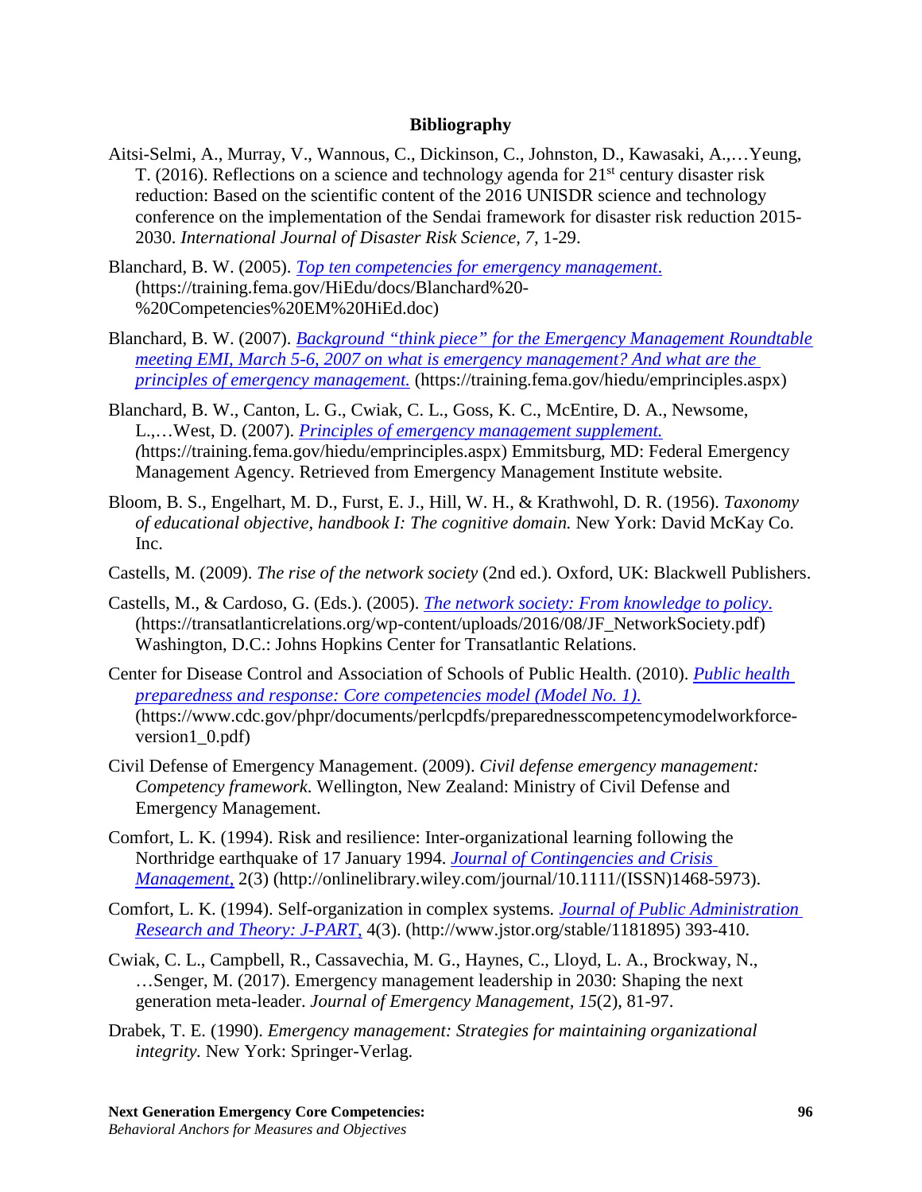**Bibliography**

Aitsi-Selmi, A., Murray, V., Wannous, C., Dickinson, C., Johnston, D., Kawasaki, A.,…Yeung, T. (2016). Reflections on a science and technology agenda for 21st century disaster risk reduction: Based on the scientific content of the 2016 UNISDR science and technology conference on the implementation of the Sendai framework for disaster risk reduction 2015-2030. *International Journal of Disaster Risk Science, 7*, 1-29.

Blanchard, B. W. (2005). *Top ten competencies for emergency management.* (https://training.fema.gov/HiEdu/docs/Blanchard%20-%20Competencies%20EM%20HiEd.doc)

Blanchard, B. W. (2007). *Background "think piece" for the Emergency Management Roundtable meeting EMI, March 5-6, 2007 on what is emergency management? And what are the principles of emergency management.* (https://training.fema.gov/hiedu/emprinciples.aspx)

Blanchard, B. W., Canton, L. G., Cwiak, C. L., Goss, K. C., McEntire, D. A., Newsome, L.,…West, D. (2007). *Principles of emergency management supplement.* (https://training.fema.gov/hiedu/emprinciples.aspx) Emmitsburg, MD: Federal Emergency Management Agency. Retrieved from Emergency Management Institute website.

Bloom, B. S., Engelhart, M. D., Furst, E. J., Hill, W. H., & Krathwohl, D. R. (1956). *Taxonomy of educational objective, handbook I: The cognitive domain.* New York: David McKay Co. Inc.

Castells, M. (2009). *The rise of the network society* (2nd ed.). Oxford, UK: Blackwell Publishers.

Castells, M., & Cardoso, G. (Eds.). (2005). *The network society: From knowledge to policy.* (https://transatlanticrelations.org/wp-content/uploads/2016/08/JF_NetworkSociety.pdf) Washington, D.C.: Johns Hopkins Center for Transatlantic Relations.

Center for Disease Control and Association of Schools of Public Health. (2010). *Public health preparedness and response: Core competencies model (Model No. 1).* (https://www.cdc.gov/phpr/documents/perlcpdfs/preparednesscompetencymodelworkforce-version1_0.pdf)

Civil Defense of Emergency Management. (2009). *Civil defense emergency management: Competency framework*. Wellington, New Zealand: Ministry of Civil Defense and Emergency Management.

Comfort, L. K. (1994). Risk and resilience: Inter-organizational learning following the Northridge earthquake of 17 January 1994. *Journal of Contingencies and Crisis Management,* 2(3) (http://onlinelibrary.wiley.com/journal/10.1111/(ISSN)1468-5973).

Comfort, L. K. (1994). Self-organization in complex systems. *Journal of Public Administration Research and Theory: J-PART,* 4(3). (http://www.jstor.org/stable/1181895) 393-410.

Cwiak, C. L., Campbell, R., Cassavechia, M. G., Haynes, C., Lloyd, L. A., Brockway, N., …Senger, M. (2017). Emergency management leadership in 2030: Shaping the next generation meta-leader. *Journal of Emergency Management, 15*(2), 81-97.

Drabek, T. E. (1990). *Emergency management: Strategies for maintaining organizational integrity.* New York: Springer-Verlag.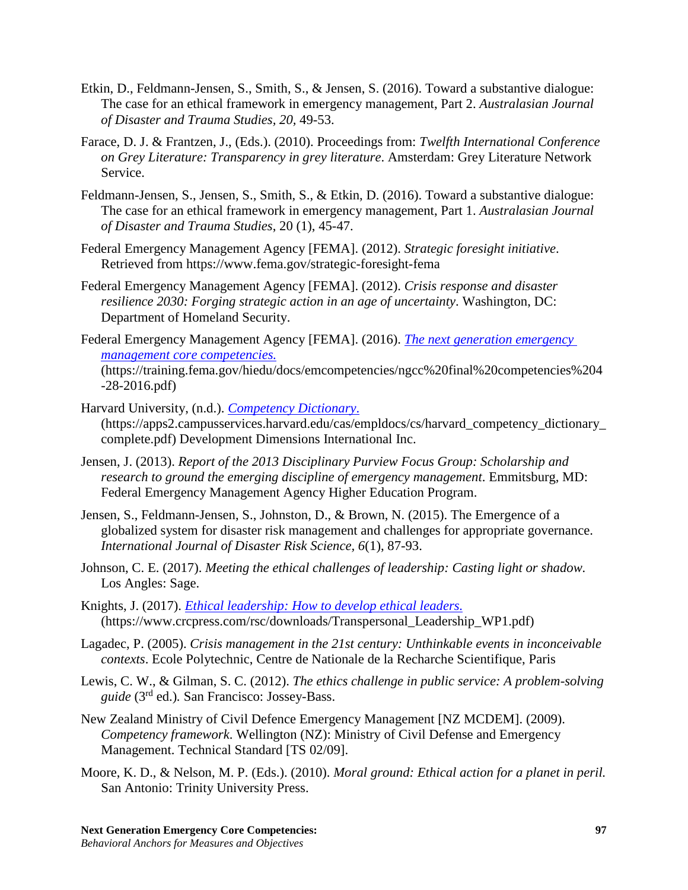Etkin, D., Feldmann-Jensen, S., Smith, S., & Jensen, S. (2016). Toward a substantive dialogue: The case for an ethical framework in emergency management, Part 2. *Australasian Journal of Disaster and Trauma Studies, 20,* 49-53.

Farace, D. J. & Frantzen, J., (Eds.). (2010). Proceedings from: *Twelfth International Conference on Grey Literature: Transparency in grey literature*. Amsterdam: Grey Literature Network Service.

Feldmann-Jensen, S., Jensen, S., Smith, S., & Etkin, D. (2016). Toward a substantive dialogue: The case for an ethical framework in emergency management, Part 1. *Australasian Journal of Disaster and Trauma Studies*, 20 (1), 45-47.

Federal Emergency Management Agency [FEMA]. (2012). *Strategic foresight initiative*. Retrieved from https://www.fema.gov/strategic-foresight-fema

Federal Emergency Management Agency [FEMA]. (2012). *Crisis response and disaster resilience 2030: Forging strategic action in an age of uncertainty*. Washington, DC: Department of Homeland Security.

Federal Emergency Management Agency [FEMA]. (2016). [*The next generation emergency management core competencies.*](https://training.fema.gov/hiedu/docs/emcompetencies/ngcc%20final%20competencies%204-28-2016.pdf) (https://training.fema.gov/hiedu/docs/emcompetencies/ngcc%20final%20competencies%204-28-2016.pdf)

Harvard University, (n.d.). [*Competency Dictionary*.](https://apps2.campusservices.harvard.edu/cas/empldocs/cs/harvard_competency_dictionary_complete.pdf) (https://apps2.campusservices.harvard.edu/cas/empldocs/cs/harvard_competency_dictionary_complete.pdf) Development Dimensions International Inc.

Jensen, J. (2013). *Report of the 2013 Disciplinary Purview Focus Group: Scholarship and research to ground the emerging discipline of emergency management*. Emmitsburg, MD: Federal Emergency Management Agency Higher Education Program.

Jensen, S., Feldmann-Jensen, S., Johnston, D., & Brown, N. (2015). The Emergence of a globalized system for disaster risk management and challenges for appropriate governance. *International Journal of Disaster Risk Science, 6*(1), 87-93.

Johnson, C. E. (2017). *Meeting the ethical challenges of leadership: Casting light or shadow.* Los Angles: Sage.

Knights, J. (2017). [*Ethical leadership: How to develop ethical leaders.*](https://www.crcpress.com/rsc/downloads/Transpersonal_Leadership_WP1.pdf) (https://www.crcpress.com/rsc/downloads/Transpersonal_Leadership_WP1.pdf)

Lagadec, P. (2005). *Crisis management in the 21st century: Unthinkable events in inconceivable contexts*. Ecole Polytechnic, Centre de Nationale de la Recharche Scientifique, Paris

Lewis, C. W., & Gilman, S. C. (2012). *The ethics challenge in public service: A problem-solving guide* (3rd ed.)*.* San Francisco: Jossey-Bass.

New Zealand Ministry of Civil Defence Emergency Management [NZ MCDEM]. (2009). *Competency framework*. Wellington (NZ): Ministry of Civil Defense and Emergency Management. Technical Standard [TS 02/09].

Moore, K. D., & Nelson, M. P. (Eds.). (2010). *Moral ground: Ethical action for a planet in peril.* San Antonio: Trinity University Press.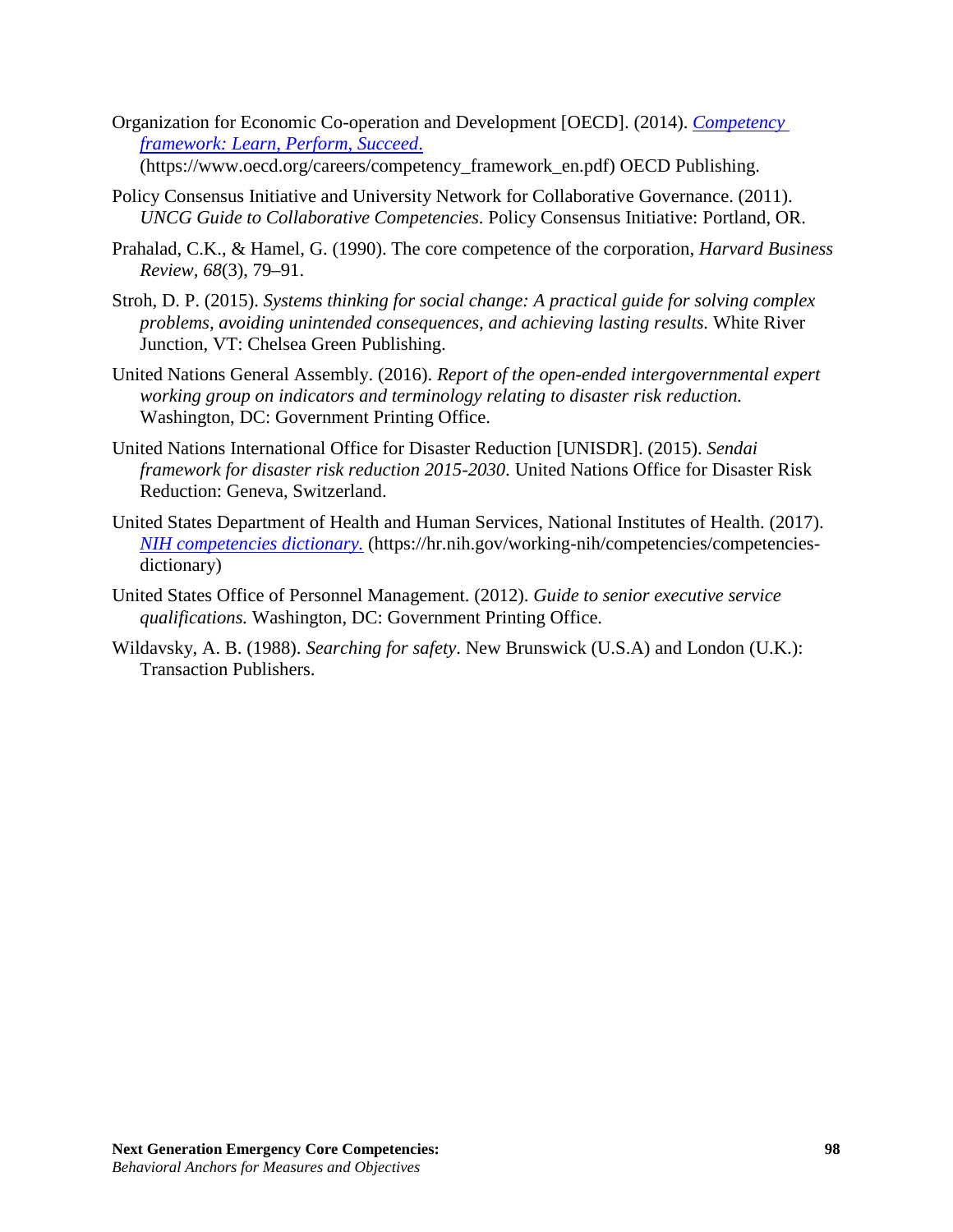Organization for Economic Co-operation and Development [OECD]. (2014). *[Competency framework: Learn, Perform, Succeed](https://www.oecd.org/careers/competency_framework_en.pdf)*. (https://www.oecd.org/careers/competency_framework_en.pdf) OECD Publishing.

Policy Consensus Initiative and University Network for Collaborative Governance. (2011). *UNCG Guide to Collaborative Competencies*. Policy Consensus Initiative: Portland, OR.

Prahalad, C.K., & Hamel, G. (1990). The core competence of the corporation, *Harvard Business Review, 68*(3), 79–91.

Stroh, D. P. (2015). *Systems thinking for social change: A practical guide for solving complex problems, avoiding unintended consequences, and achieving lasting results.* White River Junction, VT: Chelsea Green Publishing.

United Nations General Assembly. (2016). *Report of the open-ended intergovernmental expert working group on indicators and terminology relating to disaster risk reduction.* Washington, DC: Government Printing Office.

United Nations International Office for Disaster Reduction [UNISDR]. (2015). *Sendai framework for disaster risk reduction 2015-2030.* United Nations Office for Disaster Risk Reduction: Geneva, Switzerland.

United States Department of Health and Human Services, National Institutes of Health. (2017). *[NIH competencies dictionary.](https://hr.nih.gov/working-nih/competencies/competencies-dictionary)* (https://hr.nih.gov/working-nih/competencies/competencies-dictionary)

United States Office of Personnel Management. (2012). *Guide to senior executive service qualifications.* Washington, DC: Government Printing Office.

Wildavsky, A. B. (1988). *Searching for safety*. New Brunswick (U.S.A) and London (U.K.): Transaction Publishers.